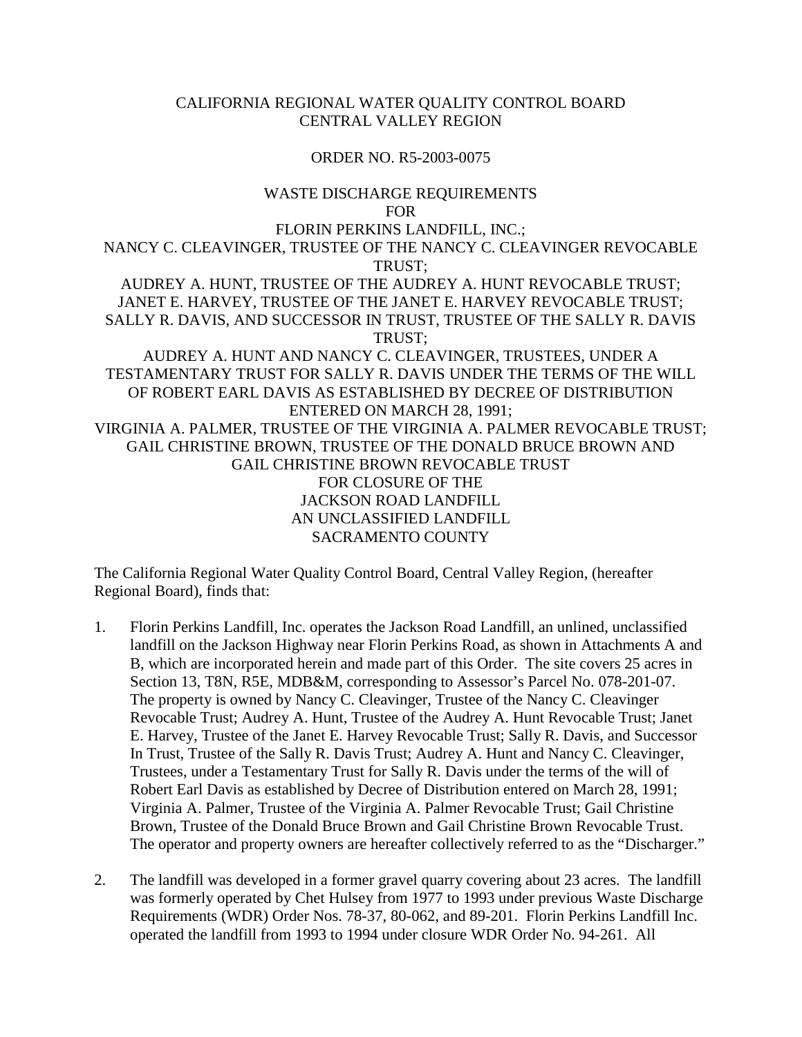CALIFORNIA REGIONAL WATER QUALITY CONTROL BOARD
CENTRAL VALLEY REGION

ORDER NO. R5-2003-0075

WASTE DISCHARGE REQUIREMENTS
FOR
FLORIN PERKINS LANDFILL, INC.;
NANCY C. CLEAVINGER, TRUSTEE OF THE NANCY C. CLEAVINGER REVOCABLE TRUST;
AUDREY A. HUNT, TRUSTEE OF THE AUDREY A. HUNT REVOCABLE TRUST;
JANET E. HARVEY, TRUSTEE OF THE JANET E. HARVEY REVOCABLE TRUST;
SALLY R. DAVIS, AND SUCCESSOR IN TRUST, TRUSTEE OF THE SALLY R. DAVIS TRUST;
AUDREY A. HUNT AND NANCY C. CLEAVINGER, TRUSTEES, UNDER A TESTAMENTARY TRUST FOR SALLY R. DAVIS UNDER THE TERMS OF THE WILL OF ROBERT EARL DAVIS AS ESTABLISHED BY DECREE OF DISTRIBUTION ENTERED ON MARCH 28, 1991;
VIRGINIA A. PALMER, TRUSTEE OF THE VIRGINIA A. PALMER REVOCABLE TRUST;
GAIL CHRISTINE BROWN, TRUSTEE OF THE DONALD BRUCE BROWN AND GAIL CHRISTINE BROWN REVOCABLE TRUST
FOR CLOSURE OF THE
JACKSON ROAD LANDFILL
AN UNCLASSIFIED LANDFILL
SACRAMENTO COUNTY

The California Regional Water Quality Control Board, Central Valley Region, (hereafter Regional Board), finds that:

1. Florin Perkins Landfill, Inc. operates the Jackson Road Landfill, an unlined, unclassified landfill on the Jackson Highway near Florin Perkins Road, as shown in Attachments A and B, which are incorporated herein and made part of this Order. The site covers 25 acres in Section 13, T8N, R5E, MDB&M, corresponding to Assessor's Parcel No. 078-201-07. The property is owned by Nancy C. Cleavinger, Trustee of the Nancy C. Cleavinger Revocable Trust; Audrey A. Hunt, Trustee of the Audrey A. Hunt Revocable Trust; Janet E. Harvey, Trustee of the Janet E. Harvey Revocable Trust; Sally R. Davis, and Successor In Trust, Trustee of the Sally R. Davis Trust; Audrey A. Hunt and Nancy C. Cleavinger, Trustees, under a Testamentary Trust for Sally R. Davis under the terms of the will of Robert Earl Davis as established by Decree of Distribution entered on March 28, 1991; Virginia A. Palmer, Trustee of the Virginia A. Palmer Revocable Trust; Gail Christine Brown, Trustee of the Donald Bruce Brown and Gail Christine Brown Revocable Trust. The operator and property owners are hereafter collectively referred to as the "Discharger."

2. The landfill was developed in a former gravel quarry covering about 23 acres. The landfill was formerly operated by Chet Hulsey from 1977 to 1993 under previous Waste Discharge Requirements (WDR) Order Nos. 78-37, 80-062, and 89-201. Florin Perkins Landfill Inc. operated the landfill from 1993 to 1994 under closure WDR Order No. 94-261. All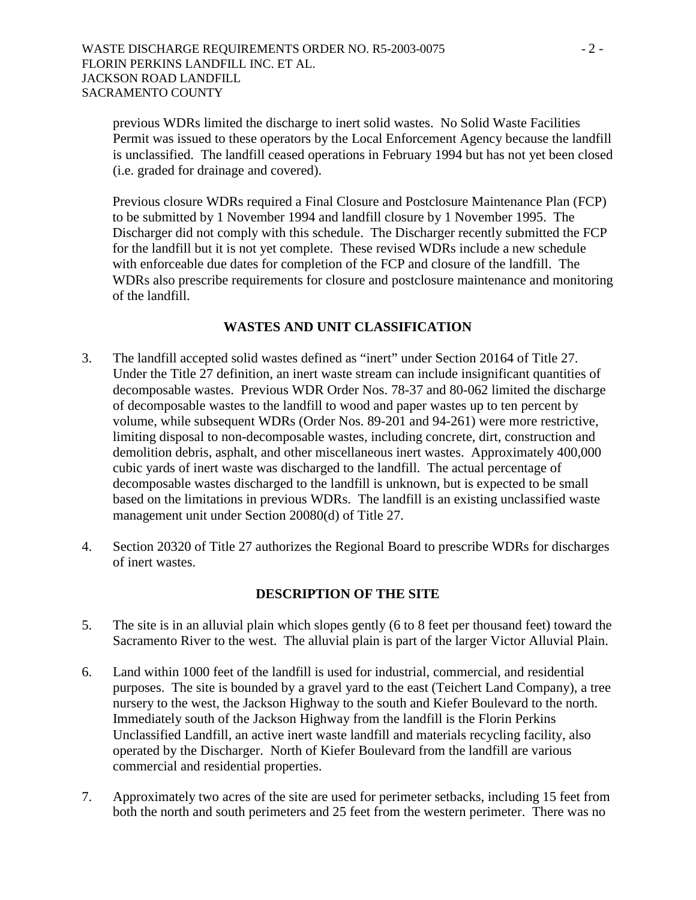previous WDRs limited the discharge to inert solid wastes. No Solid Waste Facilities Permit was issued to these operators by the Local Enforcement Agency because the landfill is unclassified. The landfill ceased operations in February 1994 but has not yet been closed (i.e. graded for drainage and covered).

Previous closure WDRs required a Final Closure and Postclosure Maintenance Plan (FCP) to be submitted by 1 November 1994 and landfill closure by 1 November 1995. The Discharger did not comply with this schedule. The Discharger recently submitted the FCP for the landfill but it is not yet complete. These revised WDRs include a new schedule with enforceable due dates for completion of the FCP and closure of the landfill. The WDRs also prescribe requirements for closure and postclosure maintenance and monitoring of the landfill.

## WASTES AND UNIT CLASSIFICATION

3. The landfill accepted solid wastes defined as "inert" under Section 20164 of Title 27. Under the Title 27 definition, an inert waste stream can include insignificant quantities of decomposable wastes. Previous WDR Order Nos. 78-37 and 80-062 limited the discharge of decomposable wastes to the landfill to wood and paper wastes up to ten percent by volume, while subsequent WDRs (Order Nos. 89-201 and 94-261) were more restrictive, limiting disposal to non-decomposable wastes, including concrete, dirt, construction and demolition debris, asphalt, and other miscellaneous inert wastes. Approximately 400,000 cubic yards of inert waste was discharged to the landfill. The actual percentage of decomposable wastes discharged to the landfill is unknown, but is expected to be small based on the limitations in previous WDRs. The landfill is an existing unclassified waste management unit under Section 20080(d) of Title 27.

4. Section 20320 of Title 27 authorizes the Regional Board to prescribe WDRs for discharges of inert wastes.

## DESCRIPTION OF THE SITE

5. The site is in an alluvial plain which slopes gently (6 to 8 feet per thousand feet) toward the Sacramento River to the west. The alluvial plain is part of the larger Victor Alluvial Plain.

6. Land within 1000 feet of the landfill is used for industrial, commercial, and residential purposes. The site is bounded by a gravel yard to the east (Teichert Land Company), a tree nursery to the west, the Jackson Highway to the south and Kiefer Boulevard to the north. Immediately south of the Jackson Highway from the landfill is the Florin Perkins Unclassified Landfill, an active inert waste landfill and materials recycling facility, also operated by the Discharger. North of Kiefer Boulevard from the landfill are various commercial and residential properties.

7. Approximately two acres of the site are used for perimeter setbacks, including 15 feet from both the north and south perimeters and 25 feet from the western perimeter. There was no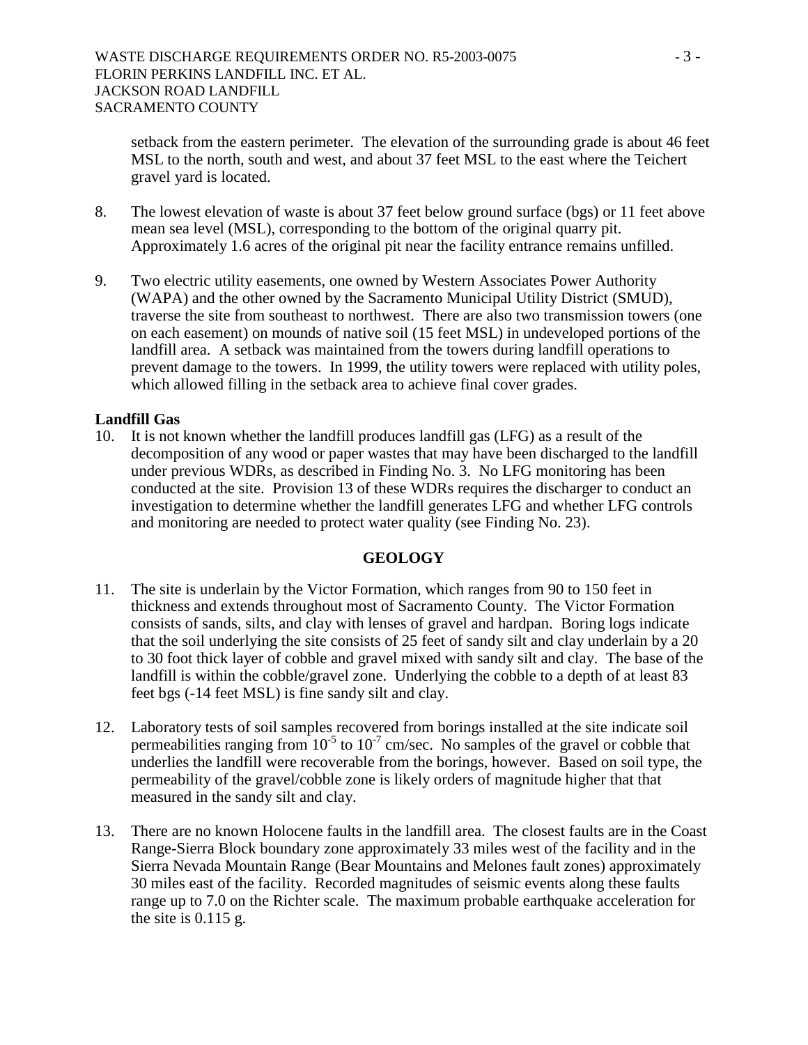setback from the eastern perimeter. The elevation of the surrounding grade is about 46 feet MSL to the north, south and west, and about 37 feet MSL to the east where the Teichert gravel yard is located.

8. The lowest elevation of waste is about 37 feet below ground surface (bgs) or 11 feet above mean sea level (MSL), corresponding to the bottom of the original quarry pit. Approximately 1.6 acres of the original pit near the facility entrance remains unfilled.

9. Two electric utility easements, one owned by Western Associates Power Authority (WAPA) and the other owned by the Sacramento Municipal Utility District (SMUD), traverse the site from southeast to northwest. There are also two transmission towers (one on each easement) on mounds of native soil (15 feet MSL) in undeveloped portions of the landfill area. A setback was maintained from the towers during landfill operations to prevent damage to the towers. In 1999, the utility towers were replaced with utility poles, which allowed filling in the setback area to achieve final cover grades.

**Landfill Gas**

10. It is not known whether the landfill produces landfill gas (LFG) as a result of the decomposition of any wood or paper wastes that may have been discharged to the landfill under previous WDRs, as described in Finding No. 3. No LFG monitoring has been conducted at the site. Provision 13 of these WDRs requires the discharger to conduct an investigation to determine whether the landfill generates LFG and whether LFG controls and monitoring are needed to protect water quality (see Finding No. 23).

## GEOLOGY

11. The site is underlain by the Victor Formation, which ranges from 90 to 150 feet in thickness and extends throughout most of Sacramento County. The Victor Formation consists of sands, silts, and clay with lenses of gravel and hardpan. Boring logs indicate that the soil underlying the site consists of 25 feet of sandy silt and clay underlain by a 20 to 30 foot thick layer of cobble and gravel mixed with sandy silt and clay. The base of the landfill is within the cobble/gravel zone. Underlying the cobble to a depth of at least 83 feet bgs (-14 feet MSL) is fine sandy silt and clay.

12. Laboratory tests of soil samples recovered from borings installed at the site indicate soil permeabilities ranging from $10^{-5}$ to $10^{-7}$ cm/sec. No samples of the gravel or cobble that underlies the landfill were recoverable from the borings, however. Based on soil type, the permeability of the gravel/cobble zone is likely orders of magnitude higher that that measured in the sandy silt and clay.

13. There are no known Holocene faults in the landfill area. The closest faults are in the Coast Range-Sierra Block boundary zone approximately 33 miles west of the facility and in the Sierra Nevada Mountain Range (Bear Mountains and Melones fault zones) approximately 30 miles east of the facility. Recorded magnitudes of seismic events along these faults range up to 7.0 on the Richter scale. The maximum probable earthquake acceleration for the site is 0.115 g.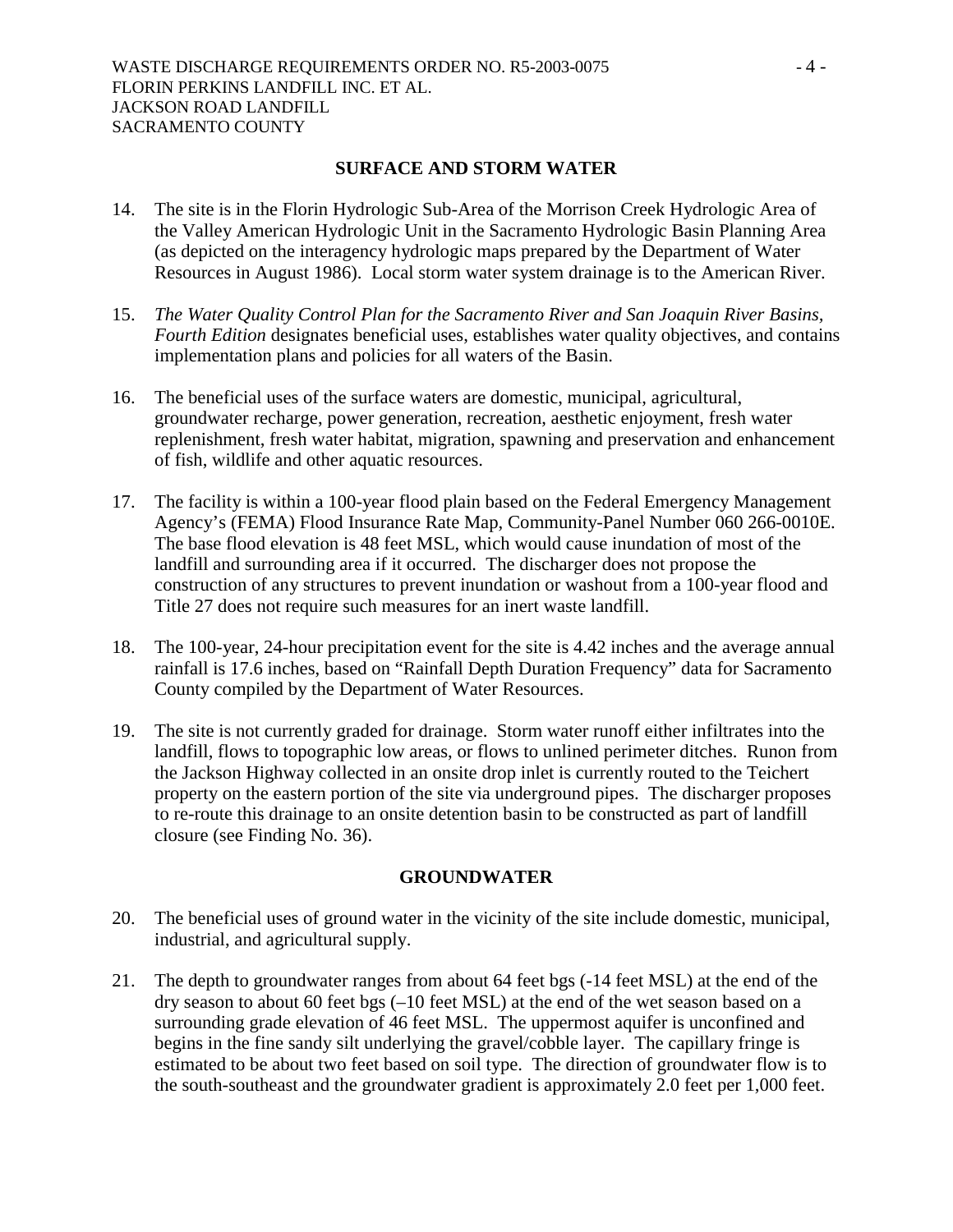## SURFACE AND STORM WATER

14. The site is in the Florin Hydrologic Sub-Area of the Morrison Creek Hydrologic Area of the Valley American Hydrologic Unit in the Sacramento Hydrologic Basin Planning Area (as depicted on the interagency hydrologic maps prepared by the Department of Water Resources in August 1986). Local storm water system drainage is to the American River.

15. *The Water Quality Control Plan for the Sacramento River and San Joaquin River Basins, Fourth Edition* designates beneficial uses, establishes water quality objectives, and contains implementation plans and policies for all waters of the Basin.

16. The beneficial uses of the surface waters are domestic, municipal, agricultural, groundwater recharge, power generation, recreation, aesthetic enjoyment, fresh water replenishment, fresh water habitat, migration, spawning and preservation and enhancement of fish, wildlife and other aquatic resources.

17. The facility is within a 100-year flood plain based on the Federal Emergency Management Agency's (FEMA) Flood Insurance Rate Map, Community-Panel Number 060 266-0010E. The base flood elevation is 48 feet MSL, which would cause inundation of most of the landfill and surrounding area if it occurred. The discharger does not propose the construction of any structures to prevent inundation or washout from a 100-year flood and Title 27 does not require such measures for an inert waste landfill.

18. The 100-year, 24-hour precipitation event for the site is 4.42 inches and the average annual rainfall is 17.6 inches, based on "Rainfall Depth Duration Frequency" data for Sacramento County compiled by the Department of Water Resources.

19. The site is not currently graded for drainage. Storm water runoff either infiltrates into the landfill, flows to topographic low areas, or flows to unlined perimeter ditches. Runon from the Jackson Highway collected in an onsite drop inlet is currently routed to the Teichert property on the eastern portion of the site via underground pipes. The discharger proposes to re-route this drainage to an onsite detention basin to be constructed as part of landfill closure (see Finding No. 36).

## GROUNDWATER

20. The beneficial uses of ground water in the vicinity of the site include domestic, municipal, industrial, and agricultural supply.

21. The depth to groundwater ranges from about 64 feet bgs (-14 feet MSL) at the end of the dry season to about 60 feet bgs (–10 feet MSL) at the end of the wet season based on a surrounding grade elevation of 46 feet MSL. The uppermost aquifer is unconfined and begins in the fine sandy silt underlying the gravel/cobble layer. The capillary fringe is estimated to be about two feet based on soil type. The direction of groundwater flow is to the south-southeast and the groundwater gradient is approximately 2.0 feet per 1,000 feet.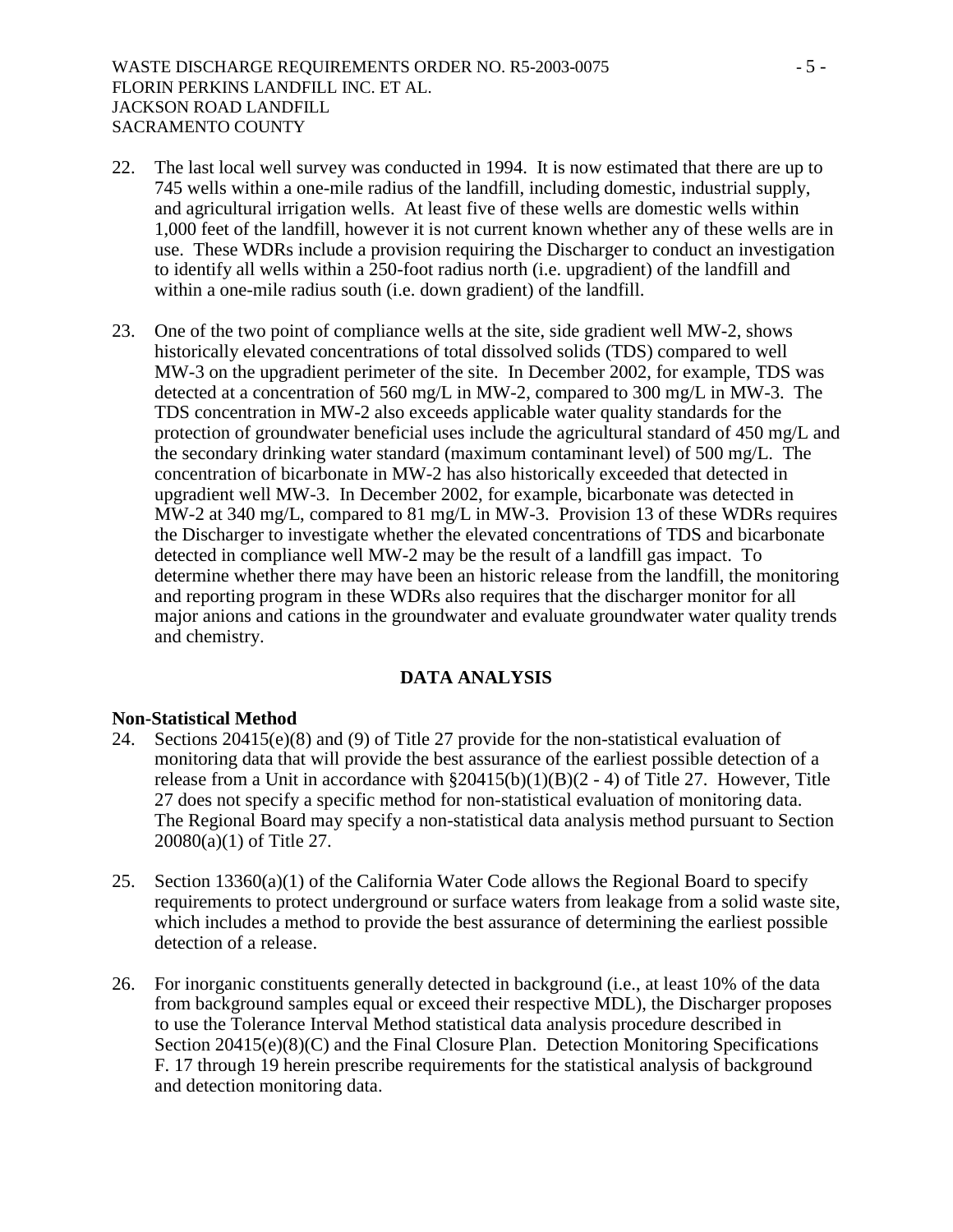22. The last local well survey was conducted in 1994. It is now estimated that there are up to 745 wells within a one-mile radius of the landfill, including domestic, industrial supply, and agricultural irrigation wells. At least five of these wells are domestic wells within 1,000 feet of the landfill, however it is not current known whether any of these wells are in use. These WDRs include a provision requiring the Discharger to conduct an investigation to identify all wells within a 250-foot radius north (i.e. upgradient) of the landfill and within a one-mile radius south (i.e. down gradient) of the landfill.

23. One of the two point of compliance wells at the site, side gradient well MW-2, shows historically elevated concentrations of total dissolved solids (TDS) compared to well MW-3 on the upgradient perimeter of the site. In December 2002, for example, TDS was detected at a concentration of 560 mg/L in MW-2, compared to 300 mg/L in MW-3. The TDS concentration in MW-2 also exceeds applicable water quality standards for the protection of groundwater beneficial uses include the agricultural standard of 450 mg/L and the secondary drinking water standard (maximum contaminant level) of 500 mg/L. The concentration of bicarbonate in MW-2 has also historically exceeded that detected in upgradient well MW-3. In December 2002, for example, bicarbonate was detected in MW-2 at 340 mg/L, compared to 81 mg/L in MW-3. Provision 13 of these WDRs requires the Discharger to investigate whether the elevated concentrations of TDS and bicarbonate detected in compliance well MW-2 may be the result of a landfill gas impact. To determine whether there may have been an historic release from the landfill, the monitoring and reporting program in these WDRs also requires that the discharger monitor for all major anions and cations in the groundwater and evaluate groundwater water quality trends and chemistry.

## DATA ANALYSIS

**Non-Statistical Method**

24. Sections 20415(e)(8) and (9) of Title 27 provide for the non-statistical evaluation of monitoring data that will provide the best assurance of the earliest possible detection of a release from a Unit in accordance with §20415(b)(1)(B)(2 - 4) of Title 27. However, Title 27 does not specify a specific method for non-statistical evaluation of monitoring data. The Regional Board may specify a non-statistical data analysis method pursuant to Section 20080(a)(1) of Title 27.

25. Section 13360(a)(1) of the California Water Code allows the Regional Board to specify requirements to protect underground or surface waters from leakage from a solid waste site, which includes a method to provide the best assurance of determining the earliest possible detection of a release.

26. For inorganic constituents generally detected in background (i.e., at least 10% of the data from background samples equal or exceed their respective MDL), the Discharger proposes to use the Tolerance Interval Method statistical data analysis procedure described in Section 20415(e)(8)(C) and the Final Closure Plan. Detection Monitoring Specifications F. 17 through 19 herein prescribe requirements for the statistical analysis of background and detection monitoring data.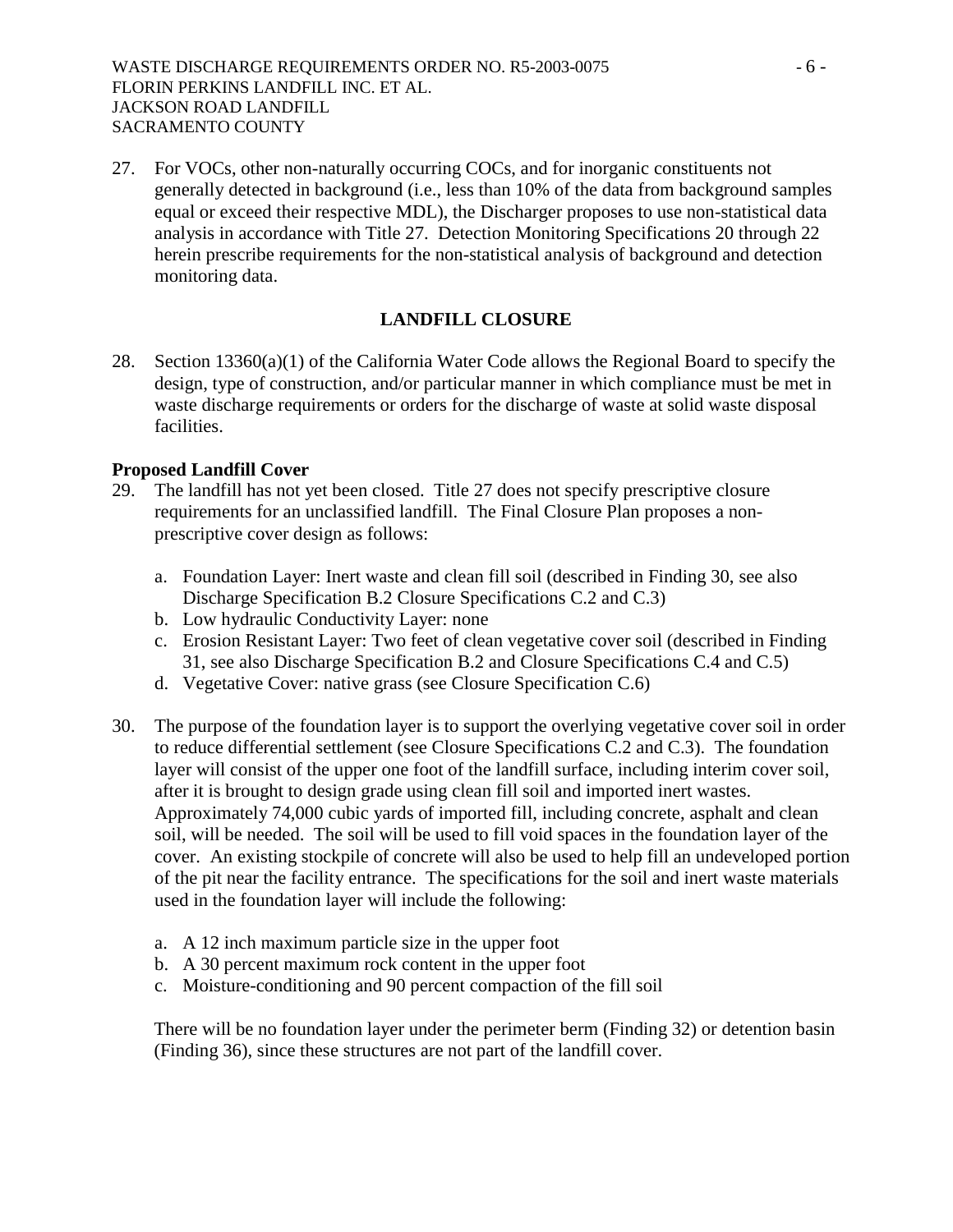27. For VOCs, other non-naturally occurring COCs, and for inorganic constituents not generally detected in background (i.e., less than 10% of the data from background samples equal or exceed their respective MDL), the Discharger proposes to use non-statistical data analysis in accordance with Title 27. Detection Monitoring Specifications 20 through 22 herein prescribe requirements for the non-statistical analysis of background and detection monitoring data.

## LANDFILL CLOSURE

28. Section 13360(a)(1) of the California Water Code allows the Regional Board to specify the design, type of construction, and/or particular manner in which compliance must be met in waste discharge requirements or orders for the discharge of waste at solid waste disposal facilities.

**Proposed Landfill Cover**

29. The landfill has not yet been closed. Title 27 does not specify prescriptive closure requirements for an unclassified landfill. The Final Closure Plan proposes a non-prescriptive cover design as follows:

    a. Foundation Layer: Inert waste and clean fill soil (described in Finding 30, see also Discharge Specification B.2 Closure Specifications C.2 and C.3)
    b. Low hydraulic Conductivity Layer: none
    c. Erosion Resistant Layer: Two feet of clean vegetative cover soil (described in Finding 31, see also Discharge Specification B.2 and Closure Specifications C.4 and C.5)
    d. Vegetative Cover: native grass (see Closure Specification C.6)

30. The purpose of the foundation layer is to support the overlying vegetative cover soil in order to reduce differential settlement (see Closure Specifications C.2 and C.3). The foundation layer will consist of the upper one foot of the landfill surface, including interim cover soil, after it is brought to design grade using clean fill soil and imported inert wastes. Approximately 74,000 cubic yards of imported fill, including concrete, asphalt and clean soil, will be needed. The soil will be used to fill void spaces in the foundation layer of the cover. An existing stockpile of concrete will also be used to help fill an undeveloped portion of the pit near the facility entrance. The specifications for the soil and inert waste materials used in the foundation layer will include the following:

    a. A 12 inch maximum particle size in the upper foot
    b. A 30 percent maximum rock content in the upper foot
    c. Moisture-conditioning and 90 percent compaction of the fill soil

    There will be no foundation layer under the perimeter berm (Finding 32) or detention basin (Finding 36), since these structures are not part of the landfill cover.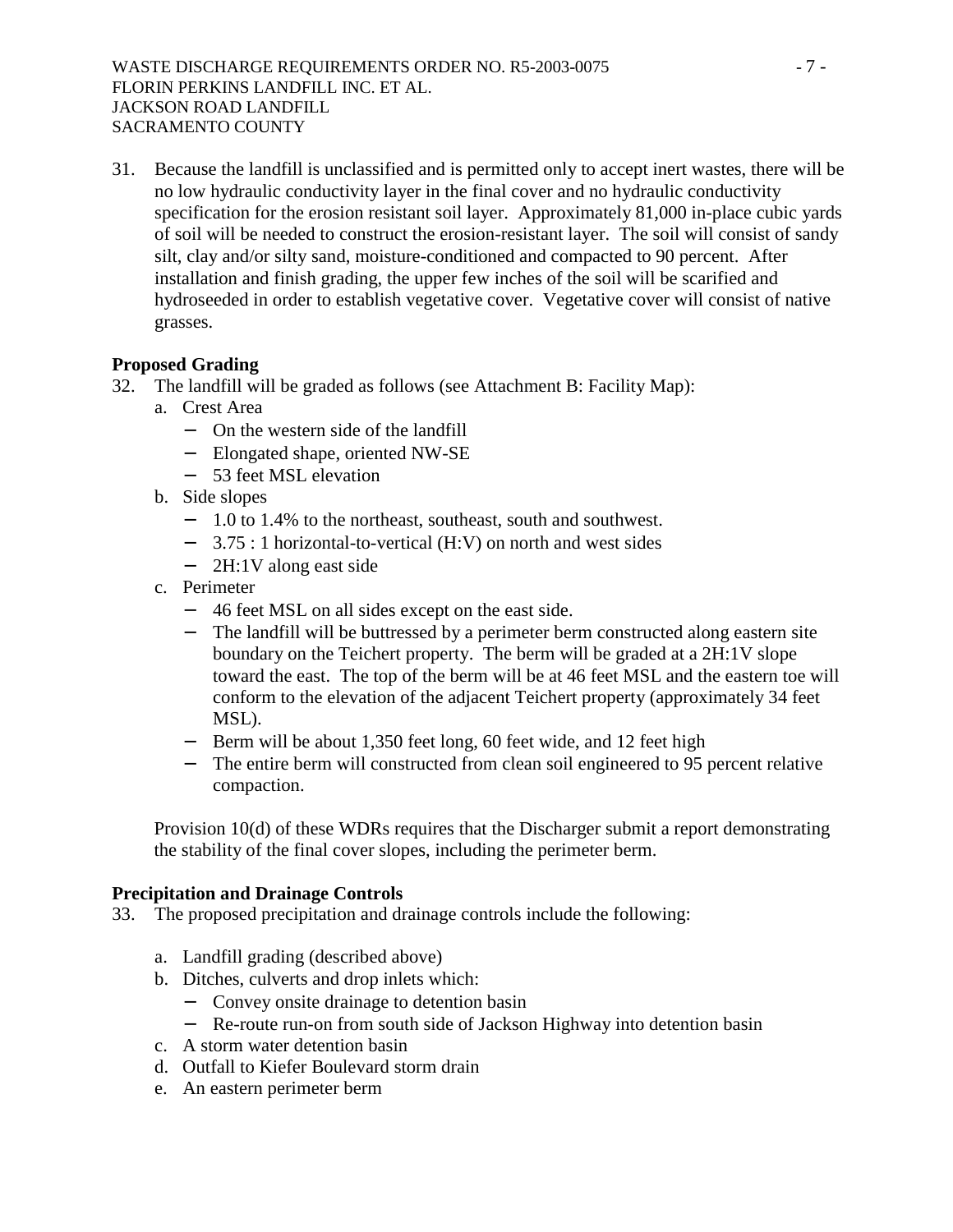31. Because the landfill is unclassified and is permitted only to accept inert wastes, there will be no low hydraulic conductivity layer in the final cover and no hydraulic conductivity specification for the erosion resistant soil layer. Approximately 81,000 in-place cubic yards of soil will be needed to construct the erosion-resistant layer. The soil will consist of sandy silt, clay and/or silty sand, moisture-conditioned and compacted to 90 percent. After installation and finish grading, the upper few inches of the soil will be scarified and hydroseeded in order to establish vegetative cover. Vegetative cover will consist of native grasses.

**Proposed Grading**

32. The landfill will be graded as follows (see Attachment B: Facility Map):
    a. Crest Area
       - On the western side of the landfill
       - Elongated shape, oriented NW-SE
       - 53 feet MSL elevation
    b. Side slopes
       - 1.0 to 1.4% to the northeast, southeast, south and southwest.
       - 3.75 : 1 horizontal-to-vertical (H:V) on north and west sides
       - 2H:1V along east side
    c. Perimeter
       - 46 feet MSL on all sides except on the east side.
       - The landfill will be buttressed by a perimeter berm constructed along eastern site boundary on the Teichert property. The berm will be graded at a 2H:1V slope toward the east. The top of the berm will be at 46 feet MSL and the eastern toe will conform to the elevation of the adjacent Teichert property (approximately 34 feet MSL).
       - Berm will be about 1,350 feet long, 60 feet wide, and 12 feet high
       - The entire berm will constructed from clean soil engineered to 95 percent relative compaction.

    Provision 10(d) of these WDRs requires that the Discharger submit a report demonstrating the stability of the final cover slopes, including the perimeter berm.

**Precipitation and Drainage Controls**

33. The proposed precipitation and drainage controls include the following:

    a. Landfill grading (described above)
    b. Ditches, culverts and drop inlets which:
       - Convey onsite drainage to detention basin
       - Re-route run-on from south side of Jackson Highway into detention basin
    c. A storm water detention basin
    d. Outfall to Kiefer Boulevard storm drain
    e. An eastern perimeter berm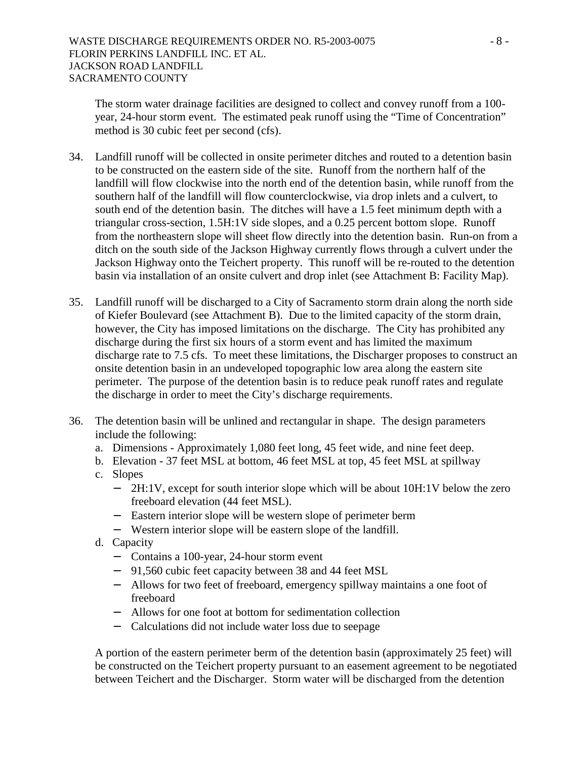The storm water drainage facilities are designed to collect and convey runoff from a 100-year, 24-hour storm event. The estimated peak runoff using the "Time of Concentration" method is 30 cubic feet per second (cfs).

34. Landfill runoff will be collected in onsite perimeter ditches and routed to a detention basin to be constructed on the eastern side of the site. Runoff from the northern half of the landfill will flow clockwise into the north end of the detention basin, while runoff from the southern half of the landfill will flow counterclockwise, via drop inlets and a culvert, to south end of the detention basin. The ditches will have a 1.5 feet minimum depth with a triangular cross-section, 1.5H:1V side slopes, and a 0.25 percent bottom slope. Runoff from the northeastern slope will sheet flow directly into the detention basin. Run-on from a ditch on the south side of the Jackson Highway currently flows through a culvert under the Jackson Highway onto the Teichert property. This runoff will be re-routed to the detention basin via installation of an onsite culvert and drop inlet (see Attachment B: Facility Map).

35. Landfill runoff will be discharged to a City of Sacramento storm drain along the north side of Kiefer Boulevard (see Attachment B). Due to the limited capacity of the storm drain, however, the City has imposed limitations on the discharge. The City has prohibited any discharge during the first six hours of a storm event and has limited the maximum discharge rate to 7.5 cfs. To meet these limitations, the Discharger proposes to construct an onsite detention basin in an undeveloped topographic low area along the eastern site perimeter. The purpose of the detention basin is to reduce peak runoff rates and regulate the discharge in order to meet the City's discharge requirements.

36. The detention basin will be unlined and rectangular in shape. The design parameters include the following:
    a. Dimensions - Approximately 1,080 feet long, 45 feet wide, and nine feet deep.
    b. Elevation - 37 feet MSL at bottom, 46 feet MSL at top, 45 feet MSL at spillway
    c. Slopes
       - 2H:1V, except for south interior slope which will be about 10H:1V below the zero freeboard elevation (44 feet MSL).
       - Eastern interior slope will be western slope of perimeter berm
       - Western interior slope will be eastern slope of the landfill.
    d. Capacity
       - Contains a 100-year, 24-hour storm event
       - 91,560 cubic feet capacity between 38 and 44 feet MSL
       - Allows for two feet of freeboard, emergency spillway maintains a one foot of freeboard
       - Allows for one foot at bottom for sedimentation collection
       - Calculations did not include water loss due to seepage

    A portion of the eastern perimeter berm of the detention basin (approximately 25 feet) will be constructed on the Teichert property pursuant to an easement agreement to be negotiated between Teichert and the Discharger. Storm water will be discharged from the detention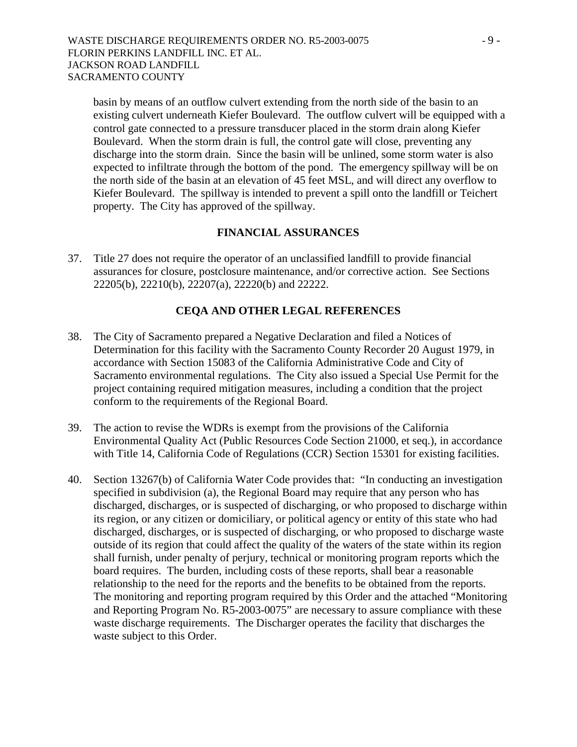basin by means of an outflow culvert extending from the north side of the basin to an existing culvert underneath Kiefer Boulevard. The outflow culvert will be equipped with a control gate connected to a pressure transducer placed in the storm drain along Kiefer Boulevard. When the storm drain is full, the control gate will close, preventing any discharge into the storm drain. Since the basin will be unlined, some storm water is also expected to infiltrate through the bottom of the pond. The emergency spillway will be on the north side of the basin at an elevation of 45 feet MSL, and will direct any overflow to Kiefer Boulevard. The spillway is intended to prevent a spill onto the landfill or Teichert property. The City has approved of the spillway.

## FINANCIAL ASSURANCES

37. Title 27 does not require the operator of an unclassified landfill to provide financial assurances for closure, postclosure maintenance, and/or corrective action. See Sections 22205(b), 22210(b), 22207(a), 22220(b) and 22222.

## CEQA AND OTHER LEGAL REFERENCES

38. The City of Sacramento prepared a Negative Declaration and filed a Notices of Determination for this facility with the Sacramento County Recorder 20 August 1979, in accordance with Section 15083 of the California Administrative Code and City of Sacramento environmental regulations. The City also issued a Special Use Permit for the project containing required mitigation measures, including a condition that the project conform to the requirements of the Regional Board.

39. The action to revise the WDRs is exempt from the provisions of the California Environmental Quality Act (Public Resources Code Section 21000, et seq.), in accordance with Title 14, California Code of Regulations (CCR) Section 15301 for existing facilities.

40. Section 13267(b) of California Water Code provides that: "In conducting an investigation specified in subdivision (a), the Regional Board may require that any person who has discharged, discharges, or is suspected of discharging, or who proposed to discharge within its region, or any citizen or domiciliary, or political agency or entity of this state who had discharged, discharges, or is suspected of discharging, or who proposed to discharge waste outside of its region that could affect the quality of the waters of the state within its region shall furnish, under penalty of perjury, technical or monitoring program reports which the board requires. The burden, including costs of these reports, shall bear a reasonable relationship to the need for the reports and the benefits to be obtained from the reports. The monitoring and reporting program required by this Order and the attached "Monitoring and Reporting Program No. R5-2003-0075" are necessary to assure compliance with these waste discharge requirements. The Discharger operates the facility that discharges the waste subject to this Order.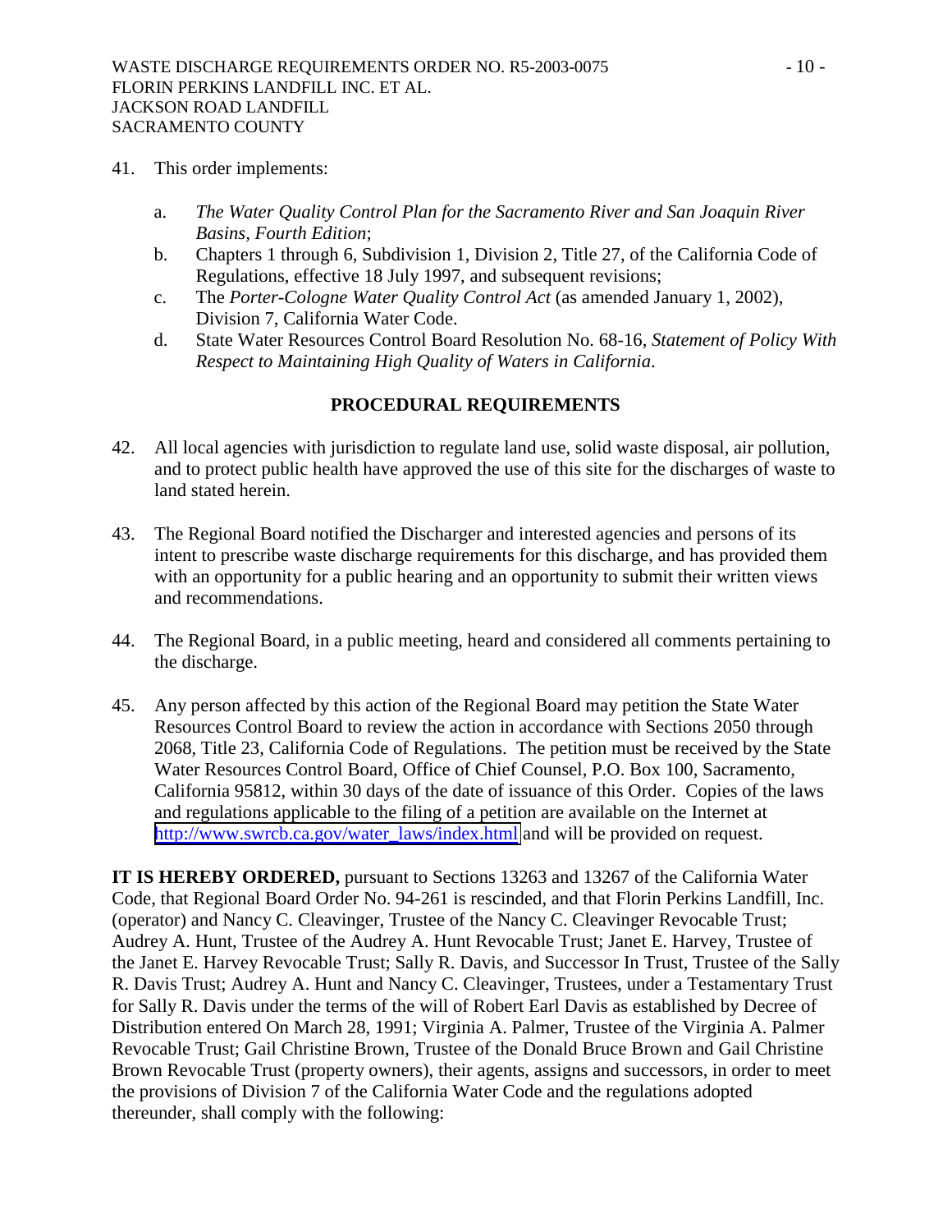41. This order implements:

    a. *The Water Quality Control Plan for the Sacramento River and San Joaquin River Basins, Fourth Edition*;
    b. Chapters 1 through 6, Subdivision 1, Division 2, Title 27, of the California Code of Regulations, effective 18 July 1997, and subsequent revisions;
    c. The *Porter-Cologne Water Quality Control Act* (as amended January 1, 2002), Division 7, California Water Code.
    d. State Water Resources Control Board Resolution No. 68-16, *Statement of Policy With Respect to Maintaining High Quality of Waters in California*.

## PROCEDURAL REQUIREMENTS

42. All local agencies with jurisdiction to regulate land use, solid waste disposal, air pollution, and to protect public health have approved the use of this site for the discharges of waste to land stated herein.

43. The Regional Board notified the Discharger and interested agencies and persons of its intent to prescribe waste discharge requirements for this discharge, and has provided them with an opportunity for a public hearing and an opportunity to submit their written views and recommendations.

44. The Regional Board, in a public meeting, heard and considered all comments pertaining to the discharge.

45. Any person affected by this action of the Regional Board may petition the State Water Resources Control Board to review the action in accordance with Sections 2050 through 2068, Title 23, California Code of Regulations. The petition must be received by the State Water Resources Control Board, Office of Chief Counsel, P.O. Box 100, Sacramento, California 95812, within 30 days of the date of issuance of this Order. Copies of the laws and regulations applicable to the filing of a petition are available on the Internet at [http://www.swrcb.ca.gov/water_laws/index.html](http://www.swrcb.ca.gov/water_laws/index.html) and will be provided on request.

**IT IS HEREBY ORDERED,** pursuant to Sections 13263 and 13267 of the California Water Code, that Regional Board Order No. 94-261 is rescinded, and that Florin Perkins Landfill, Inc. (operator) and Nancy C. Cleavinger, Trustee of the Nancy C. Cleavinger Revocable Trust; Audrey A. Hunt, Trustee of the Audrey A. Hunt Revocable Trust; Janet E. Harvey, Trustee of the Janet E. Harvey Revocable Trust; Sally R. Davis, and Successor In Trust, Trustee of the Sally R. Davis Trust; Audrey A. Hunt and Nancy C. Cleavinger, Trustees, under a Testamentary Trust for Sally R. Davis under the terms of the will of Robert Earl Davis as established by Decree of Distribution entered On March 28, 1991; Virginia A. Palmer, Trustee of the Virginia A. Palmer Revocable Trust; Gail Christine Brown, Trustee of the Donald Bruce Brown and Gail Christine Brown Revocable Trust (property owners), their agents, assigns and successors, in order to meet the provisions of Division 7 of the California Water Code and the regulations adopted thereunder, shall comply with the following: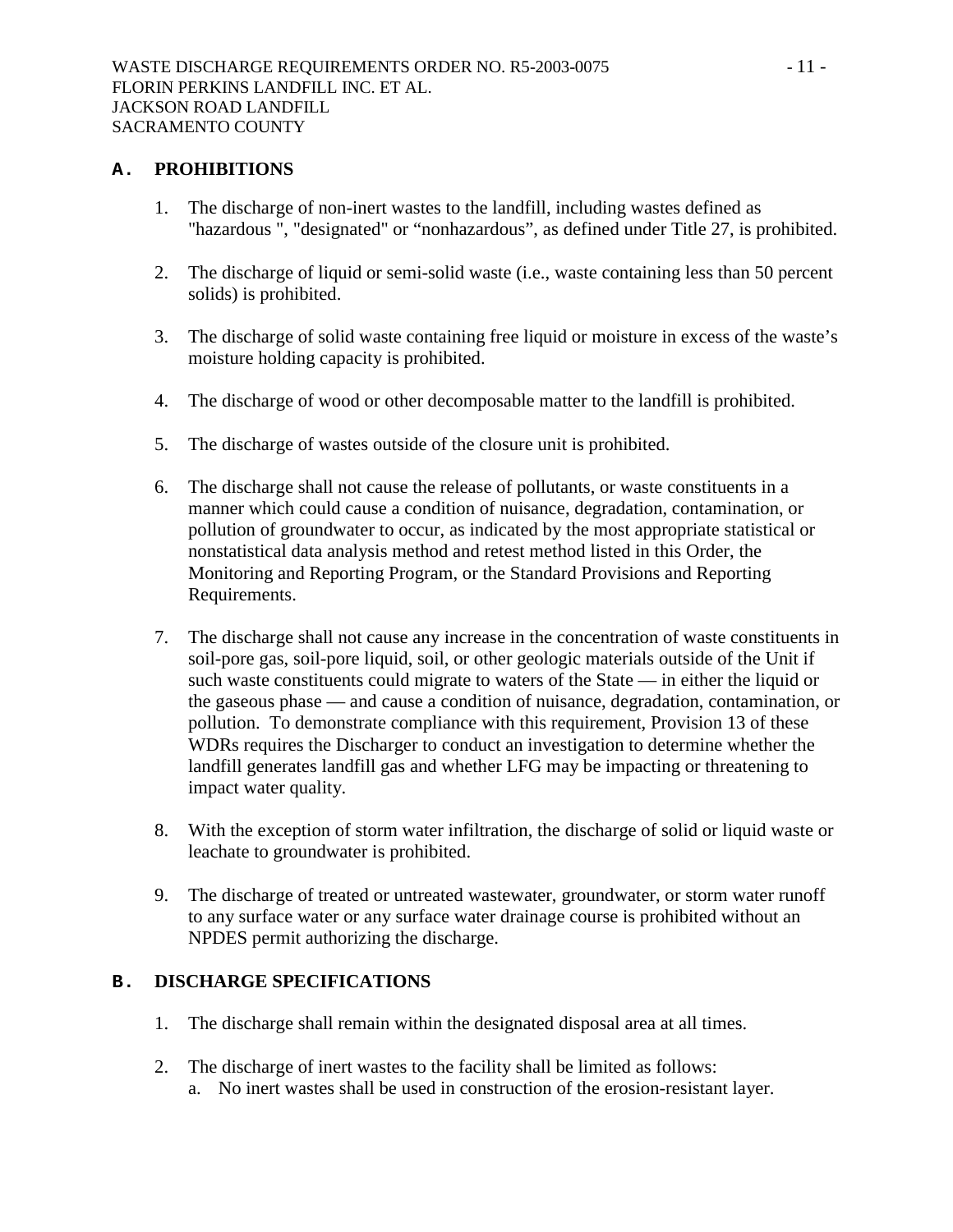## A. PROHIBITIONS

1. The discharge of non-inert wastes to the landfill, including wastes defined as "hazardous ", "designated" or "nonhazardous", as defined under Title 27, is prohibited.

2. The discharge of liquid or semi-solid waste (i.e., waste containing less than 50 percent solids) is prohibited.

3. The discharge of solid waste containing free liquid or moisture in excess of the waste's moisture holding capacity is prohibited.

4. The discharge of wood or other decomposable matter to the landfill is prohibited.

5. The discharge of wastes outside of the closure unit is prohibited.

6. The discharge shall not cause the release of pollutants, or waste constituents in a manner which could cause a condition of nuisance, degradation, contamination, or pollution of groundwater to occur, as indicated by the most appropriate statistical or nonstatistical data analysis method and retest method listed in this Order, the Monitoring and Reporting Program, or the Standard Provisions and Reporting Requirements.

7. The discharge shall not cause any increase in the concentration of waste constituents in soil-pore gas, soil-pore liquid, soil, or other geologic materials outside of the Unit if such waste constituents could migrate to waters of the State — in either the liquid or the gaseous phase — and cause a condition of nuisance, degradation, contamination, or pollution. To demonstrate compliance with this requirement, Provision 13 of these WDRs requires the Discharger to conduct an investigation to determine whether the landfill generates landfill gas and whether LFG may be impacting or threatening to impact water quality.

8. With the exception of storm water infiltration, the discharge of solid or liquid waste or leachate to groundwater is prohibited.

9. The discharge of treated or untreated wastewater, groundwater, or storm water runoff to any surface water or any surface water drainage course is prohibited without an NPDES permit authorizing the discharge.

## B. DISCHARGE SPECIFICATIONS

1. The discharge shall remain within the designated disposal area at all times.

2. The discharge of inert wastes to the facility shall be limited as follows:
   a. No inert wastes shall be used in construction of the erosion-resistant layer.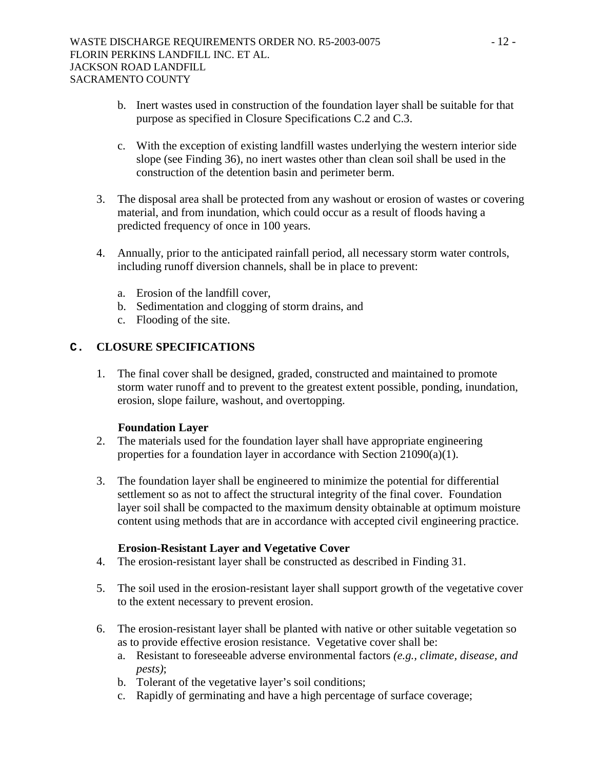b. Inert wastes used in construction of the foundation layer shall be suitable for that purpose as specified in Closure Specifications C.2 and C.3.

c. With the exception of existing landfill wastes underlying the western interior side slope (see Finding 36), no inert wastes other than clean soil shall be used in the construction of the detention basin and perimeter berm.

3. The disposal area shall be protected from any washout or erosion of wastes or covering material, and from inundation, which could occur as a result of floods having a predicted frequency of once in 100 years.

4. Annually, prior to the anticipated rainfall period, all necessary storm water controls, including runoff diversion channels, shall be in place to prevent:

   a. Erosion of the landfill cover,
   b. Sedimentation and clogging of storm drains, and
   c. Flooding of the site.

## C. CLOSURE SPECIFICATIONS

1. The final cover shall be designed, graded, constructed and maintained to promote storm water runoff and to prevent to the greatest extent possible, ponding, inundation, erosion, slope failure, washout, and overtopping.

**Foundation Layer**

2. The materials used for the foundation layer shall have appropriate engineering properties for a foundation layer in accordance with Section 21090(a)(1).

3. The foundation layer shall be engineered to minimize the potential for differential settlement so as not to affect the structural integrity of the final cover. Foundation layer soil shall be compacted to the maximum density obtainable at optimum moisture content using methods that are in accordance with accepted civil engineering practice.

**Erosion-Resistant Layer and Vegetative Cover**

4. The erosion-resistant layer shall be constructed as described in Finding 31.

5. The soil used in the erosion-resistant layer shall support growth of the vegetative cover to the extent necessary to prevent erosion.

6. The erosion-resistant layer shall be planted with native or other suitable vegetation so as to provide effective erosion resistance. Vegetative cover shall be:
   a. Resistant to foreseeable adverse environmental factors *(e.g., climate, disease, and pests)*;
   b. Tolerant of the vegetative layer's soil conditions;
   c. Rapidly of germinating and have a high percentage of surface coverage;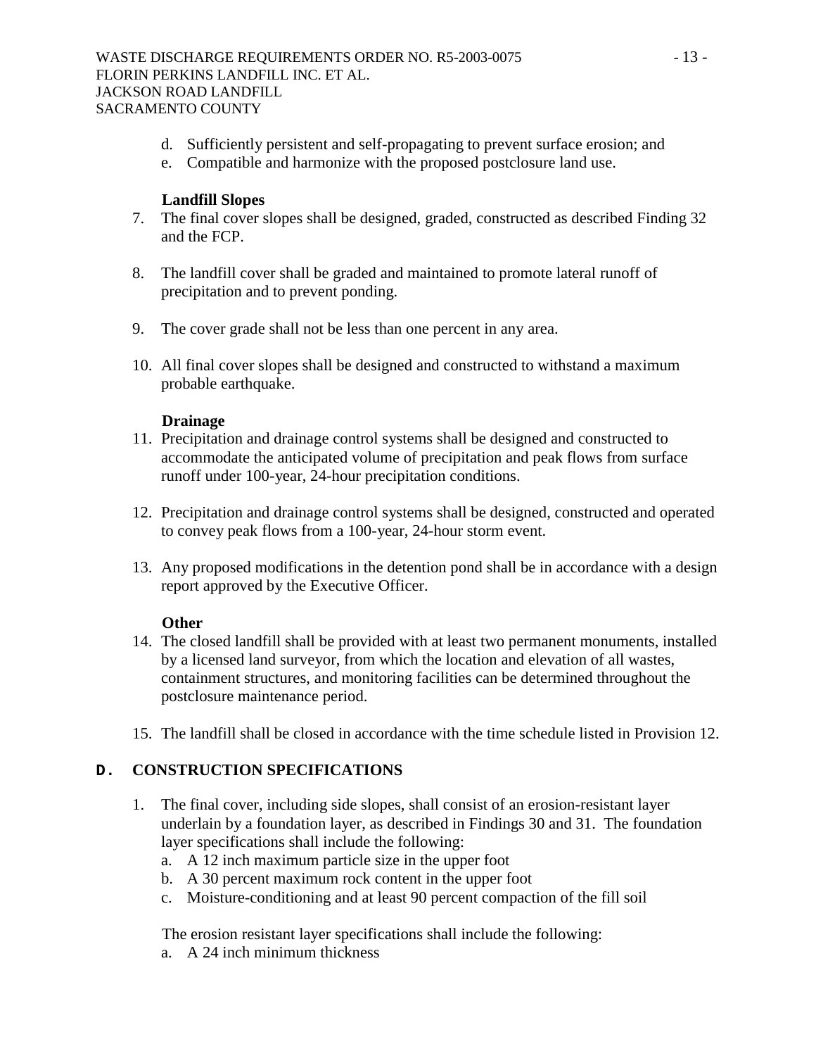d. Sufficiently persistent and self-propagating to prevent surface erosion; and
e. Compatible and harmonize with the proposed postclosure land use.

**Landfill Slopes**

7. The final cover slopes shall be designed, graded, constructed as described Finding 32 and the FCP.

8. The landfill cover shall be graded and maintained to promote lateral runoff of precipitation and to prevent ponding.

9. The cover grade shall not be less than one percent in any area.

10. All final cover slopes shall be designed and constructed to withstand a maximum probable earthquake.

**Drainage**

11. Precipitation and drainage control systems shall be designed and constructed to accommodate the anticipated volume of precipitation and peak flows from surface runoff under 100-year, 24-hour precipitation conditions.

12. Precipitation and drainage control systems shall be designed, constructed and operated to convey peak flows from a 100-year, 24-hour storm event.

13. Any proposed modifications in the detention pond shall be in accordance with a design report approved by the Executive Officer.

**Other**

14. The closed landfill shall be provided with at least two permanent monuments, installed by a licensed land surveyor, from which the location and elevation of all wastes, containment structures, and monitoring facilities can be determined throughout the postclosure maintenance period.

15. The landfill shall be closed in accordance with the time schedule listed in Provision 12.

## D. CONSTRUCTION SPECIFICATIONS

1. The final cover, including side slopes, shall consist of an erosion-resistant layer underlain by a foundation layer, as described in Findings 30 and 31. The foundation layer specifications shall include the following:
   a. A 12 inch maximum particle size in the upper foot
   b. A 30 percent maximum rock content in the upper foot
   c. Moisture-conditioning and at least 90 percent compaction of the fill soil

   The erosion resistant layer specifications shall include the following:
   a. A 24 inch minimum thickness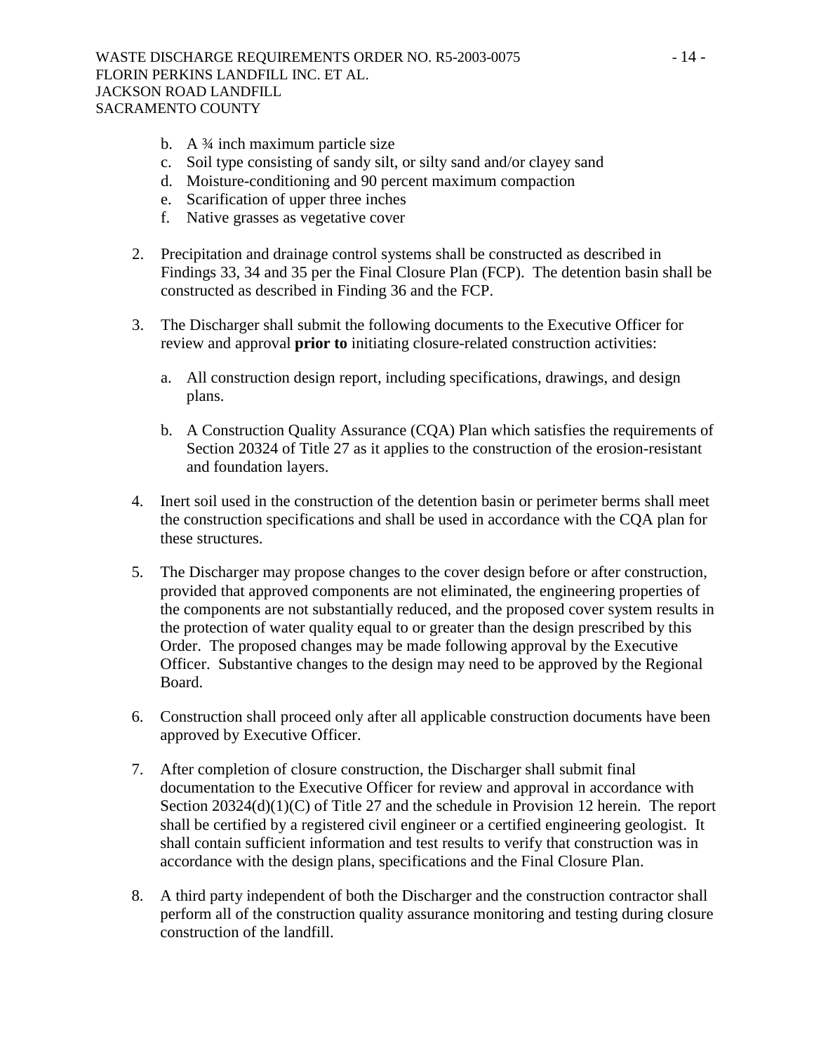b. A ¾ inch maximum particle size
c. Soil type consisting of sandy silt, or silty sand and/or clayey sand
d. Moisture-conditioning and 90 percent maximum compaction
e. Scarification of upper three inches
f. Native grasses as vegetative cover

2. Precipitation and drainage control systems shall be constructed as described in Findings 33, 34 and 35 per the Final Closure Plan (FCP). The detention basin shall be constructed as described in Finding 36 and the FCP.

3. The Discharger shall submit the following documents to the Executive Officer for review and approval **prior to** initiating closure-related construction activities:

   a. All construction design report, including specifications, drawings, and design plans.

   b. A Construction Quality Assurance (CQA) Plan which satisfies the requirements of Section 20324 of Title 27 as it applies to the construction of the erosion-resistant and foundation layers.

4. Inert soil used in the construction of the detention basin or perimeter berms shall meet the construction specifications and shall be used in accordance with the CQA plan for these structures.

5. The Discharger may propose changes to the cover design before or after construction, provided that approved components are not eliminated, the engineering properties of the components are not substantially reduced, and the proposed cover system results in the protection of water quality equal to or greater than the design prescribed by this Order. The proposed changes may be made following approval by the Executive Officer. Substantive changes to the design may need to be approved by the Regional Board.

6. Construction shall proceed only after all applicable construction documents have been approved by Executive Officer.

7. After completion of closure construction, the Discharger shall submit final documentation to the Executive Officer for review and approval in accordance with Section 20324(d)(1)(C) of Title 27 and the schedule in Provision 12 herein. The report shall be certified by a registered civil engineer or a certified engineering geologist. It shall contain sufficient information and test results to verify that construction was in accordance with the design plans, specifications and the Final Closure Plan.

8. A third party independent of both the Discharger and the construction contractor shall perform all of the construction quality assurance monitoring and testing during closure construction of the landfill.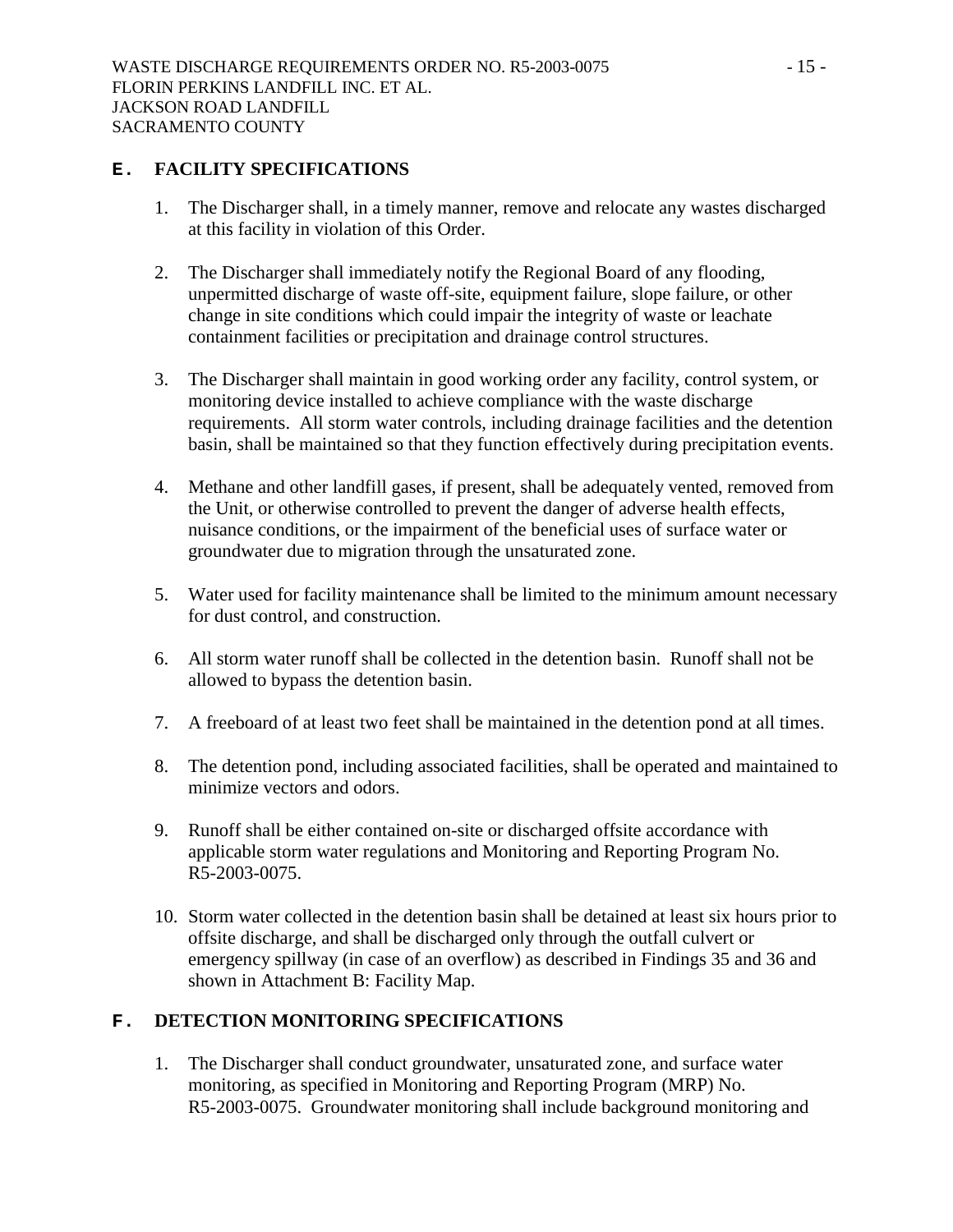## E. FACILITY SPECIFICATIONS

1. The Discharger shall, in a timely manner, remove and relocate any wastes discharged at this facility in violation of this Order.

2. The Discharger shall immediately notify the Regional Board of any flooding, unpermitted discharge of waste off-site, equipment failure, slope failure, or other change in site conditions which could impair the integrity of waste or leachate containment facilities or precipitation and drainage control structures.

3. The Discharger shall maintain in good working order any facility, control system, or monitoring device installed to achieve compliance with the waste discharge requirements. All storm water controls, including drainage facilities and the detention basin, shall be maintained so that they function effectively during precipitation events.

4. Methane and other landfill gases, if present, shall be adequately vented, removed from the Unit, or otherwise controlled to prevent the danger of adverse health effects, nuisance conditions, or the impairment of the beneficial uses of surface water or groundwater due to migration through the unsaturated zone.

5. Water used for facility maintenance shall be limited to the minimum amount necessary for dust control, and construction.

6. All storm water runoff shall be collected in the detention basin. Runoff shall not be allowed to bypass the detention basin.

7. A freeboard of at least two feet shall be maintained in the detention pond at all times.

8. The detention pond, including associated facilities, shall be operated and maintained to minimize vectors and odors.

9. Runoff shall be either contained on-site or discharged offsite accordance with applicable storm water regulations and Monitoring and Reporting Program No. R5-2003-0075.

10. Storm water collected in the detention basin shall be detained at least six hours prior to offsite discharge, and shall be discharged only through the outfall culvert or emergency spillway (in case of an overflow) as described in Findings 35 and 36 and shown in Attachment B: Facility Map.

## F. DETECTION MONITORING SPECIFICATIONS

1. The Discharger shall conduct groundwater, unsaturated zone, and surface water monitoring, as specified in Monitoring and Reporting Program (MRP) No. R5-2003-0075. Groundwater monitoring shall include background monitoring and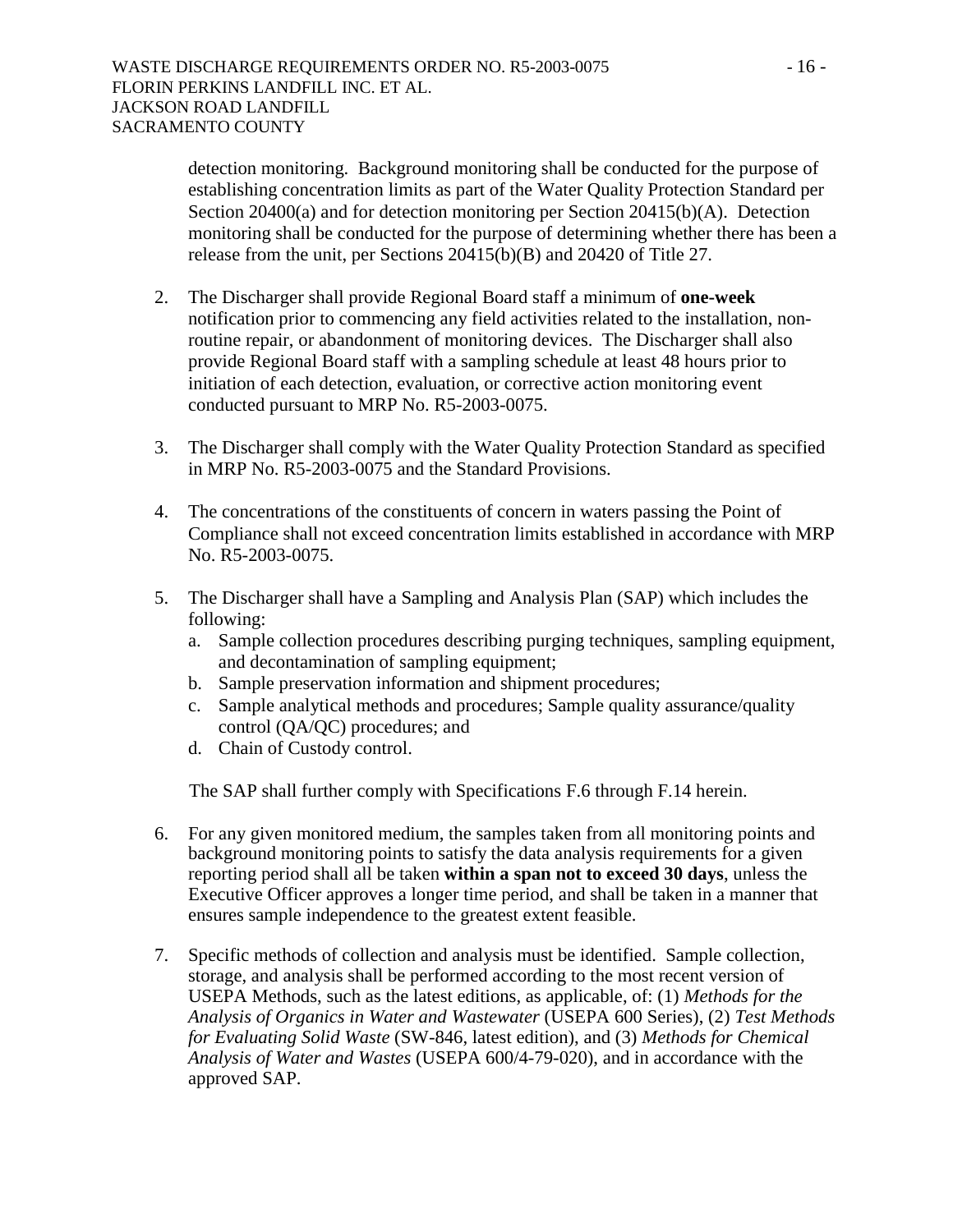detection monitoring. Background monitoring shall be conducted for the purpose of establishing concentration limits as part of the Water Quality Protection Standard per Section 20400(a) and for detection monitoring per Section 20415(b)(A). Detection monitoring shall be conducted for the purpose of determining whether there has been a release from the unit, per Sections 20415(b)(B) and 20420 of Title 27.

2. The Discharger shall provide Regional Board staff a minimum of **one-week** notification prior to commencing any field activities related to the installation, non-routine repair, or abandonment of monitoring devices. The Discharger shall also provide Regional Board staff with a sampling schedule at least 48 hours prior to initiation of each detection, evaluation, or corrective action monitoring event conducted pursuant to MRP No. R5-2003-0075.

3. The Discharger shall comply with the Water Quality Protection Standard as specified in MRP No. R5-2003-0075 and the Standard Provisions.

4. The concentrations of the constituents of concern in waters passing the Point of Compliance shall not exceed concentration limits established in accordance with MRP No. R5-2003-0075.

5. The Discharger shall have a Sampling and Analysis Plan (SAP) which includes the following:
   a. Sample collection procedures describing purging techniques, sampling equipment, and decontamination of sampling equipment;
   b. Sample preservation information and shipment procedures;
   c. Sample analytical methods and procedures; Sample quality assurance/quality control (QA/QC) procedures; and
   d. Chain of Custody control.

   The SAP shall further comply with Specifications F.6 through F.14 herein.

6. For any given monitored medium, the samples taken from all monitoring points and background monitoring points to satisfy the data analysis requirements for a given reporting period shall all be taken **within a span not to exceed 30 days**, unless the Executive Officer approves a longer time period, and shall be taken in a manner that ensures sample independence to the greatest extent feasible.

7. Specific methods of collection and analysis must be identified. Sample collection, storage, and analysis shall be performed according to the most recent version of USEPA Methods, such as the latest editions, as applicable, of: (1) *Methods for the Analysis of Organics in Water and Wastewater* (USEPA 600 Series), (2) *Test Methods for Evaluating Solid Waste* (SW-846, latest edition), and (3) *Methods for Chemical Analysis of Water and Wastes* (USEPA 600/4-79-020), and in accordance with the approved SAP.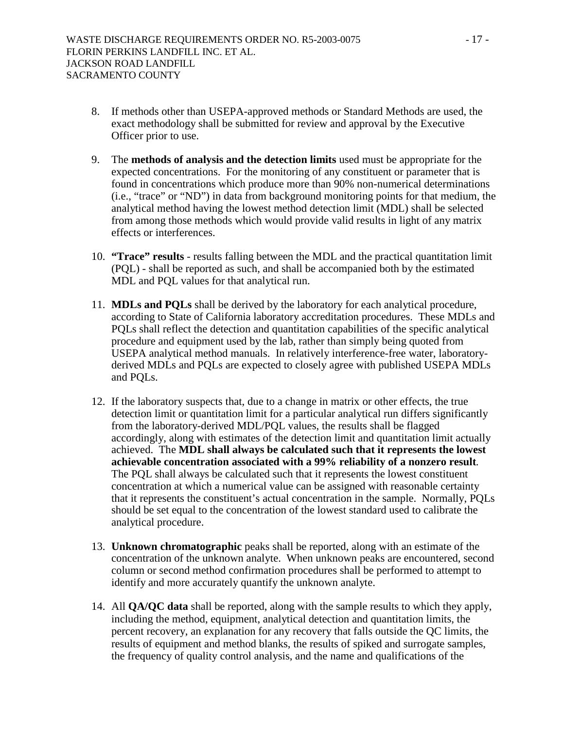8. If methods other than USEPA-approved methods or Standard Methods are used, the exact methodology shall be submitted for review and approval by the Executive Officer prior to use.

9. The **methods of analysis and the detection limits** used must be appropriate for the expected concentrations. For the monitoring of any constituent or parameter that is found in concentrations which produce more than 90% non-numerical determinations (i.e., "trace" or "ND") in data from background monitoring points for that medium, the analytical method having the lowest method detection limit (MDL) shall be selected from among those methods which would provide valid results in light of any matrix effects or interferences.

10. **"Trace" results** - results falling between the MDL and the practical quantitation limit (PQL) - shall be reported as such, and shall be accompanied both by the estimated MDL and PQL values for that analytical run.

11. **MDLs and PQLs** shall be derived by the laboratory for each analytical procedure, according to State of California laboratory accreditation procedures. These MDLs and PQLs shall reflect the detection and quantitation capabilities of the specific analytical procedure and equipment used by the lab, rather than simply being quoted from USEPA analytical method manuals. In relatively interference-free water, laboratory-derived MDLs and PQLs are expected to closely agree with published USEPA MDLs and PQLs.

12. If the laboratory suspects that, due to a change in matrix or other effects, the true detection limit or quantitation limit for a particular analytical run differs significantly from the laboratory-derived MDL/PQL values, the results shall be flagged accordingly, along with estimates of the detection limit and quantitation limit actually achieved. The **MDL shall always be calculated such that it represents the lowest achievable concentration associated with a 99% reliability of a nonzero result**. The PQL shall always be calculated such that it represents the lowest constituent concentration at which a numerical value can be assigned with reasonable certainty that it represents the constituent's actual concentration in the sample. Normally, PQLs should be set equal to the concentration of the lowest standard used to calibrate the analytical procedure.

13. **Unknown chromatographic** peaks shall be reported, along with an estimate of the concentration of the unknown analyte. When unknown peaks are encountered, second column or second method confirmation procedures shall be performed to attempt to identify and more accurately quantify the unknown analyte.

14. All **QA/QC data** shall be reported, along with the sample results to which they apply, including the method, equipment, analytical detection and quantitation limits, the percent recovery, an explanation for any recovery that falls outside the QC limits, the results of equipment and method blanks, the results of spiked and surrogate samples, the frequency of quality control analysis, and the name and qualifications of the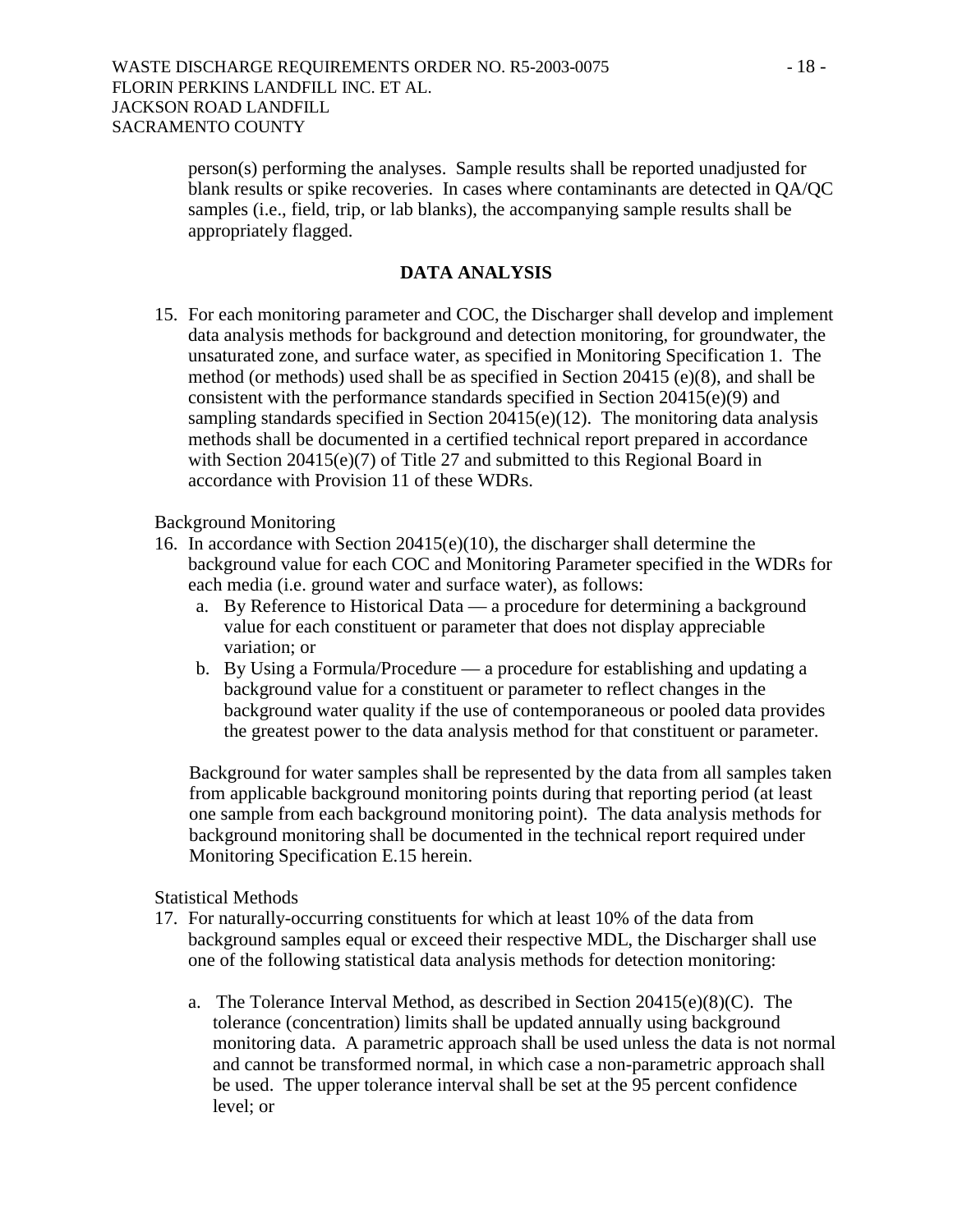person(s) performing the analyses. Sample results shall be reported unadjusted for blank results or spike recoveries. In cases where contaminants are detected in QA/QC samples (i.e., field, trip, or lab blanks), the accompanying sample results shall be appropriately flagged.

## DATA ANALYSIS

15. For each monitoring parameter and COC, the Discharger shall develop and implement data analysis methods for background and detection monitoring, for groundwater, the unsaturated zone, and surface water, as specified in Monitoring Specification 1. The method (or methods) used shall be as specified in Section 20415 (e)(8), and shall be consistent with the performance standards specified in Section 20415(e)(9) and sampling standards specified in Section 20415(e)(12). The monitoring data analysis methods shall be documented in a certified technical report prepared in accordance with Section 20415(e)(7) of Title 27 and submitted to this Regional Board in accordance with Provision 11 of these WDRs.

Background Monitoring

16. In accordance with Section 20415(e)(10), the discharger shall determine the background value for each COC and Monitoring Parameter specified in the WDRs for each media (i.e. ground water and surface water), as follows:
   a. By Reference to Historical Data — a procedure for determining a background value for each constituent or parameter that does not display appreciable variation; or
   b. By Using a Formula/Procedure — a procedure for establishing and updating a background value for a constituent or parameter to reflect changes in the background water quality if the use of contemporaneous or pooled data provides the greatest power to the data analysis method for that constituent or parameter.

   Background for water samples shall be represented by the data from all samples taken from applicable background monitoring points during that reporting period (at least one sample from each background monitoring point). The data analysis methods for background monitoring shall be documented in the technical report required under Monitoring Specification E.15 herein.

Statistical Methods

17. For naturally-occurring constituents for which at least 10% of the data from background samples equal or exceed their respective MDL, the Discharger shall use one of the following statistical data analysis methods for detection monitoring:

   a. The Tolerance Interval Method, as described in Section 20415(e)(8)(C). The tolerance (concentration) limits shall be updated annually using background monitoring data. A parametric approach shall be used unless the data is not normal and cannot be transformed normal, in which case a non-parametric approach shall be used. The upper tolerance interval shall be set at the 95 percent confidence level; or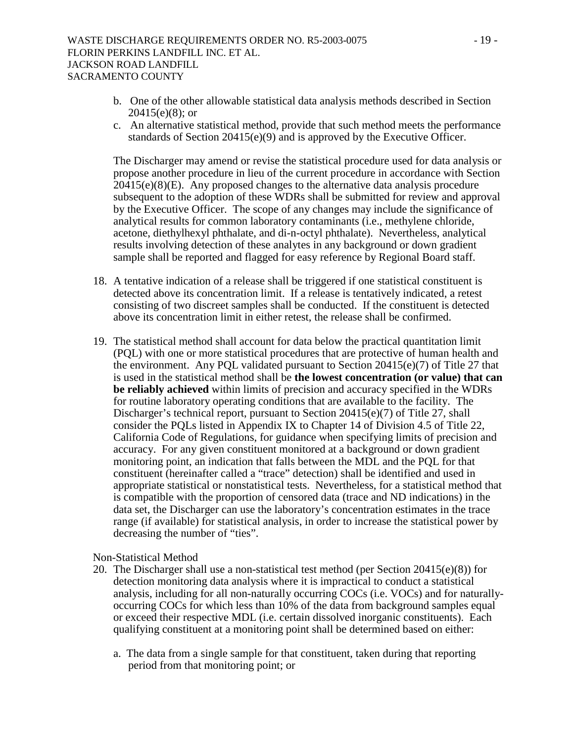b. One of the other allowable statistical data analysis methods described in Section 20415(e)(8); or
c. An alternative statistical method, provide that such method meets the performance standards of Section 20415(e)(9) and is approved by the Executive Officer.

The Discharger may amend or revise the statistical procedure used for data analysis or propose another procedure in lieu of the current procedure in accordance with Section 20415(e)(8)(E). Any proposed changes to the alternative data analysis procedure subsequent to the adoption of these WDRs shall be submitted for review and approval by the Executive Officer. The scope of any changes may include the significance of analytical results for common laboratory contaminants (i.e., methylene chloride, acetone, diethylhexyl phthalate, and di-n-octyl phthalate). Nevertheless, analytical results involving detection of these analytes in any background or down gradient sample shall be reported and flagged for easy reference by Regional Board staff.

18. A tentative indication of a release shall be triggered if one statistical constituent is detected above its concentration limit. If a release is tentatively indicated, a retest consisting of two discreet samples shall be conducted. If the constituent is detected above its concentration limit in either retest, the release shall be confirmed.

19. The statistical method shall account for data below the practical quantitation limit (PQL) with one or more statistical procedures that are protective of human health and the environment. Any PQL validated pursuant to Section 20415(e)(7) of Title 27 that is used in the statistical method shall be **the lowest concentration (or value) that can be reliably achieved** within limits of precision and accuracy specified in the WDRs for routine laboratory operating conditions that are available to the facility. The Discharger's technical report, pursuant to Section 20415(e)(7) of Title 27, shall consider the PQLs listed in Appendix IX to Chapter 14 of Division 4.5 of Title 22, California Code of Regulations, for guidance when specifying limits of precision and accuracy. For any given constituent monitored at a background or down gradient monitoring point, an indication that falls between the MDL and the PQL for that constituent (hereinafter called a "trace" detection) shall be identified and used in appropriate statistical or nonstatistical tests. Nevertheless, for a statistical method that is compatible with the proportion of censored data (trace and ND indications) in the data set, the Discharger can use the laboratory's concentration estimates in the trace range (if available) for statistical analysis, in order to increase the statistical power by decreasing the number of "ties".

Non-Statistical Method

20. The Discharger shall use a non-statistical test method (per Section 20415(e)(8)) for detection monitoring data analysis where it is impractical to conduct a statistical analysis, including for all non-naturally occurring COCs (i.e. VOCs) and for naturally-occurring COCs for which less than 10% of the data from background samples equal or exceed their respective MDL (i.e. certain dissolved inorganic constituents). Each qualifying constituent at a monitoring point shall be determined based on either:

    a. The data from a single sample for that constituent, taken during that reporting period from that monitoring point; or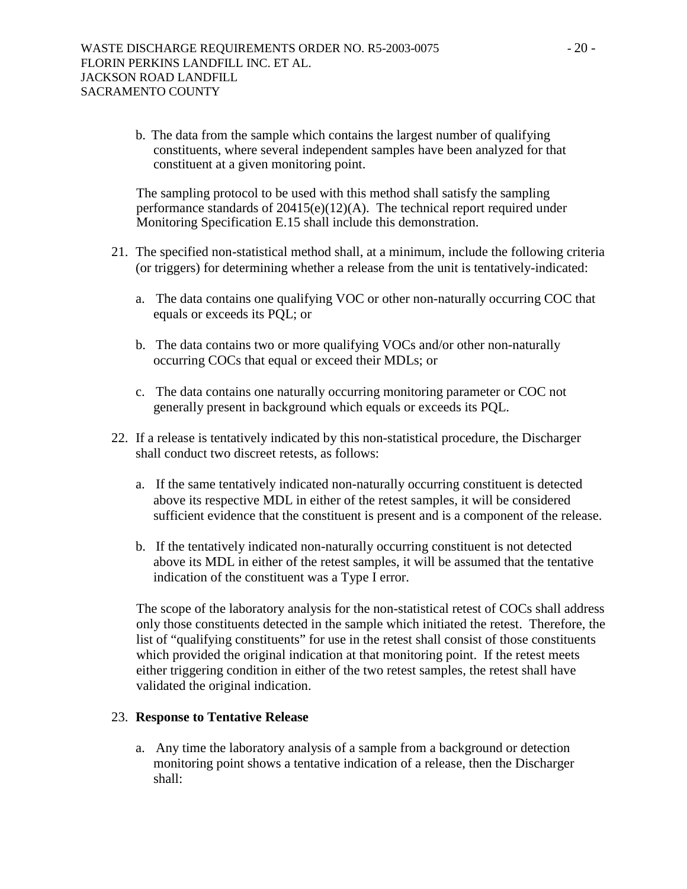b. The data from the sample which contains the largest number of qualifying constituents, where several independent samples have been analyzed for that constituent at a given monitoring point.

The sampling protocol to be used with this method shall satisfy the sampling performance standards of 20415(e)(12)(A). The technical report required under Monitoring Specification E.15 shall include this demonstration.

21. The specified non-statistical method shall, at a minimum, include the following criteria (or triggers) for determining whether a release from the unit is tentatively-indicated:

    a. The data contains one qualifying VOC or other non-naturally occurring COC that equals or exceeds its PQL; or

    b. The data contains two or more qualifying VOCs and/or other non-naturally occurring COCs that equal or exceed their MDLs; or

    c. The data contains one naturally occurring monitoring parameter or COC not generally present in background which equals or exceeds its PQL.

22. If a release is tentatively indicated by this non-statistical procedure, the Discharger shall conduct two discreet retests, as follows:

    a. If the same tentatively indicated non-naturally occurring constituent is detected above its respective MDL in either of the retest samples, it will be considered sufficient evidence that the constituent is present and is a component of the release.

    b. If the tentatively indicated non-naturally occurring constituent is not detected above its MDL in either of the retest samples, it will be assumed that the tentative indication of the constituent was a Type I error.

    The scope of the laboratory analysis for the non-statistical retest of COCs shall address only those constituents detected in the sample which initiated the retest. Therefore, the list of "qualifying constituents" for use in the retest shall consist of those constituents which provided the original indication at that monitoring point. If the retest meets either triggering condition in either of the two retest samples, the retest shall have validated the original indication.

23. **Response to Tentative Release**

    a. Any time the laboratory analysis of a sample from a background or detection monitoring point shows a tentative indication of a release, then the Discharger shall: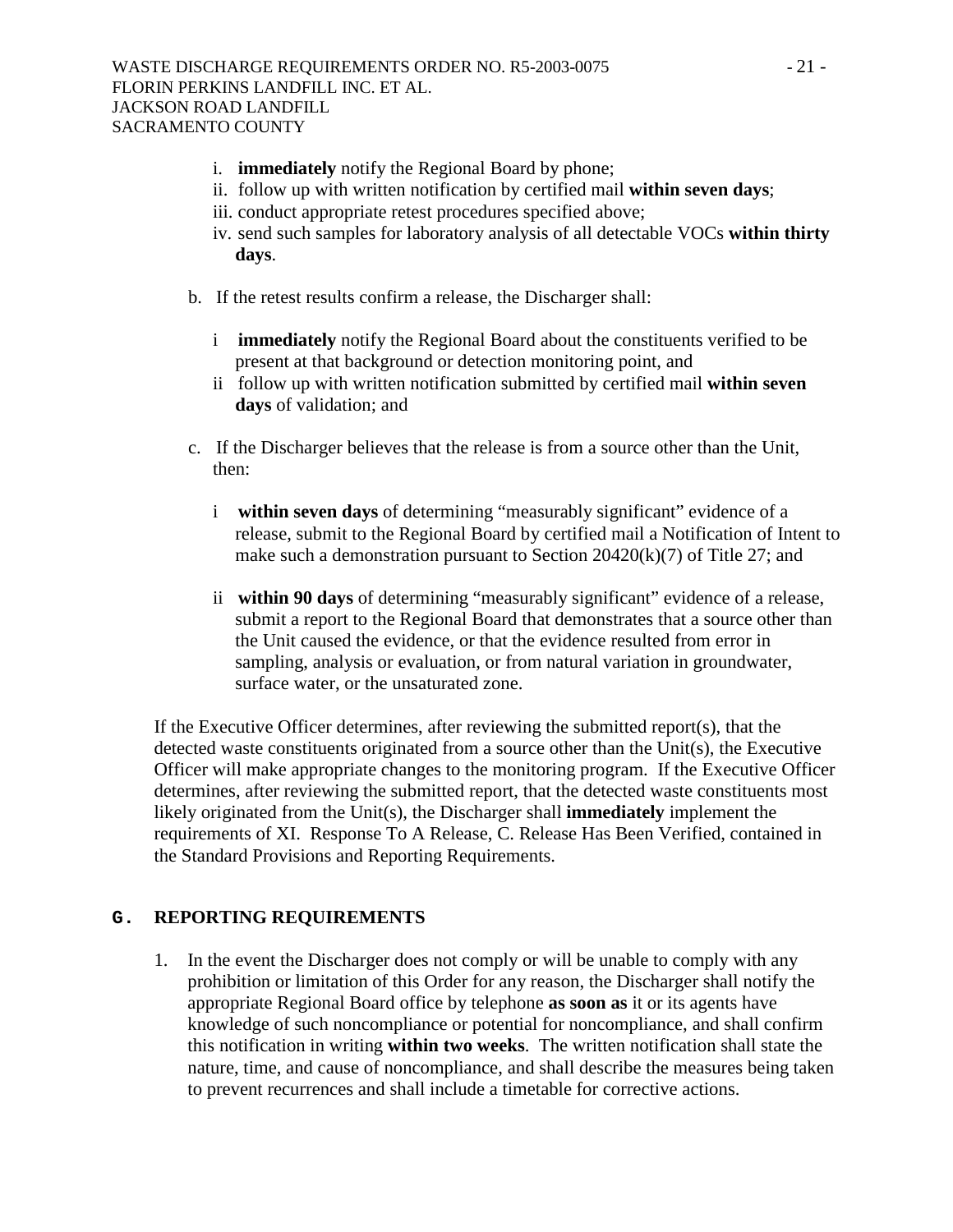i. **immediately** notify the Regional Board by phone;
ii. follow up with written notification by certified mail **within seven days**;
iii. conduct appropriate retest procedures specified above;
iv. send such samples for laboratory analysis of all detectable VOCs **within thirty days**.

b. If the retest results confirm a release, the Discharger shall:

i **immediately** notify the Regional Board about the constituents verified to be present at that background or detection monitoring point, and
ii follow up with written notification submitted by certified mail **within seven days** of validation; and

c. If the Discharger believes that the release is from a source other than the Unit, then:

i **within seven days** of determining "measurably significant" evidence of a release, submit to the Regional Board by certified mail a Notification of Intent to make such a demonstration pursuant to Section 20420(k)(7) of Title 27; and

ii **within 90 days** of determining "measurably significant" evidence of a release, submit a report to the Regional Board that demonstrates that a source other than the Unit caused the evidence, or that the evidence resulted from error in sampling, analysis or evaluation, or from natural variation in groundwater, surface water, or the unsaturated zone.

If the Executive Officer determines, after reviewing the submitted report(s), that the detected waste constituents originated from a source other than the Unit(s), the Executive Officer will make appropriate changes to the monitoring program. If the Executive Officer determines, after reviewing the submitted report, that the detected waste constituents most likely originated from the Unit(s), the Discharger shall **immediately** implement the requirements of XI. Response To A Release, C. Release Has Been Verified, contained in the Standard Provisions and Reporting Requirements.

## G. REPORTING REQUIREMENTS

1. In the event the Discharger does not comply or will be unable to comply with any prohibition or limitation of this Order for any reason, the Discharger shall notify the appropriate Regional Board office by telephone **as soon as** it or its agents have knowledge of such noncompliance or potential for noncompliance, and shall confirm this notification in writing **within two weeks**. The written notification shall state the nature, time, and cause of noncompliance, and shall describe the measures being taken to prevent recurrences and shall include a timetable for corrective actions.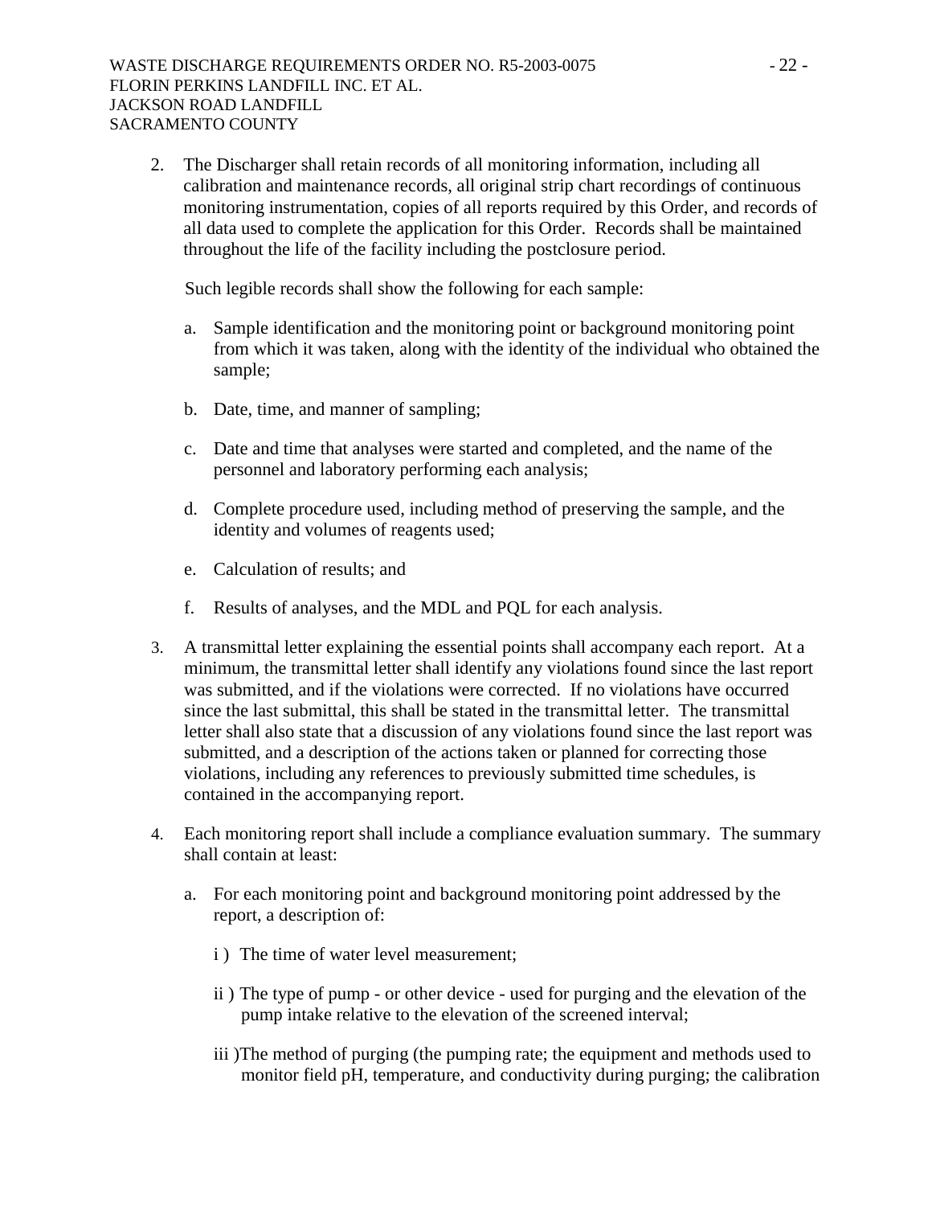2. The Discharger shall retain records of all monitoring information, including all calibration and maintenance records, all original strip chart recordings of continuous monitoring instrumentation, copies of all reports required by this Order, and records of all data used to complete the application for this Order. Records shall be maintained throughout the life of the facility including the postclosure period.

   Such legible records shall show the following for each sample:

   a. Sample identification and the monitoring point or background monitoring point from which it was taken, along with the identity of the individual who obtained the sample;

   b. Date, time, and manner of sampling;

   c. Date and time that analyses were started and completed, and the name of the personnel and laboratory performing each analysis;

   d. Complete procedure used, including method of preserving the sample, and the identity and volumes of reagents used;

   e. Calculation of results; and

   f. Results of analyses, and the MDL and PQL for each analysis.

3. A transmittal letter explaining the essential points shall accompany each report. At a minimum, the transmittal letter shall identify any violations found since the last report was submitted, and if the violations were corrected. If no violations have occurred since the last submittal, this shall be stated in the transmittal letter. The transmittal letter shall also state that a discussion of any violations found since the last report was submitted, and a description of the actions taken or planned for correcting those violations, including any references to previously submitted time schedules, is contained in the accompanying report.

4. Each monitoring report shall include a compliance evaluation summary. The summary shall contain at least:

   a. For each monitoring point and background monitoring point addressed by the report, a description of:

      i ) The time of water level measurement;

      ii ) The type of pump - or other device - used for purging and the elevation of the pump intake relative to the elevation of the screened interval;

      iii )The method of purging (the pumping rate; the equipment and methods used to monitor field pH, temperature, and conductivity during purging; the calibration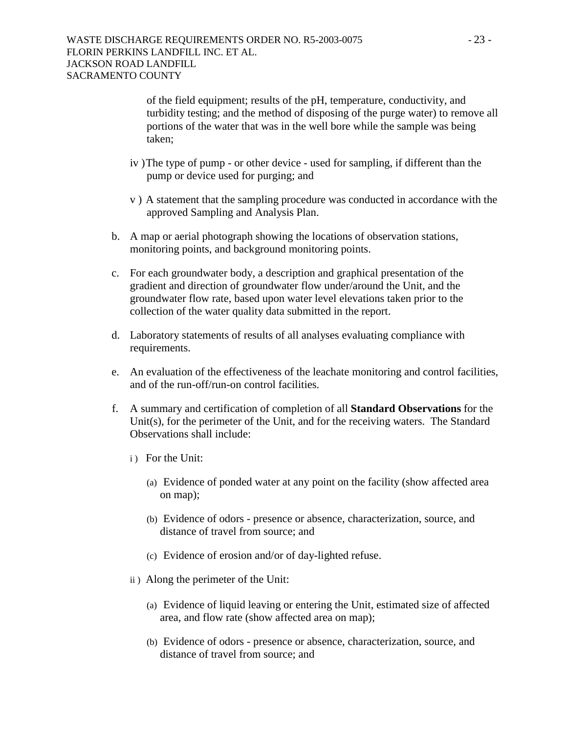of the field equipment; results of the pH, temperature, conductivity, and turbidity testing; and the method of disposing of the purge water) to remove all portions of the water that was in the well bore while the sample was being taken;

iv ) The type of pump - or other device - used for sampling, if different than the pump or device used for purging; and

v ) A statement that the sampling procedure was conducted in accordance with the approved Sampling and Analysis Plan.

b. A map or aerial photograph showing the locations of observation stations, monitoring points, and background monitoring points.

c. For each groundwater body, a description and graphical presentation of the gradient and direction of groundwater flow under/around the Unit, and the groundwater flow rate, based upon water level elevations taken prior to the collection of the water quality data submitted in the report.

d. Laboratory statements of results of all analyses evaluating compliance with requirements.

e. An evaluation of the effectiveness of the leachate monitoring and control facilities, and of the run-off/run-on control facilities.

f. A summary and certification of completion of all **Standard Observations** for the Unit(s), for the perimeter of the Unit, and for the receiving waters. The Standard Observations shall include:

i ) For the Unit:

(a) Evidence of ponded water at any point on the facility (show affected area on map);

(b) Evidence of odors - presence or absence, characterization, source, and distance of travel from source; and

(c) Evidence of erosion and/or of day-lighted refuse.

ii ) Along the perimeter of the Unit:

(a) Evidence of liquid leaving or entering the Unit, estimated size of affected area, and flow rate (show affected area on map);

(b) Evidence of odors - presence or absence, characterization, source, and distance of travel from source; and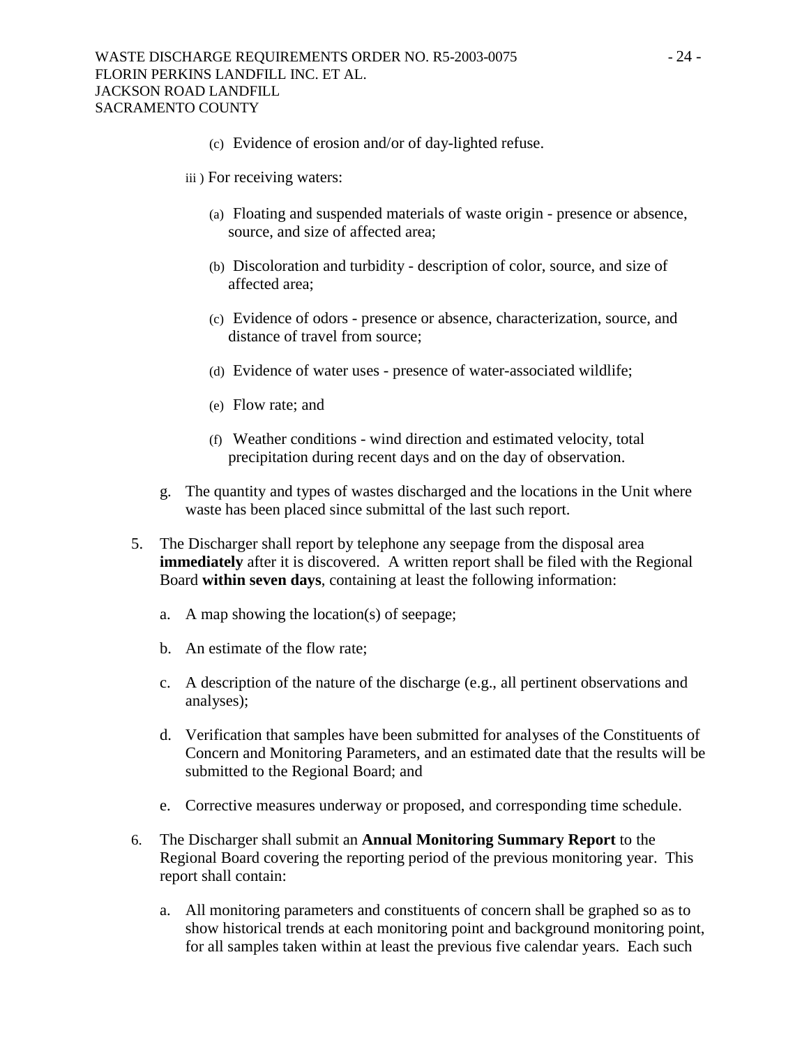(c) Evidence of erosion and/or of day-lighted refuse.

iii ) For receiving waters:

(a) Floating and suspended materials of waste origin - presence or absence, source, and size of affected area;

(b) Discoloration and turbidity - description of color, source, and size of affected area;

(c) Evidence of odors - presence or absence, characterization, source, and distance of travel from source;

(d) Evidence of water uses - presence of water-associated wildlife;

(e) Flow rate; and

(f) Weather conditions - wind direction and estimated velocity, total precipitation during recent days and on the day of observation.

g. The quantity and types of wastes discharged and the locations in the Unit where waste has been placed since submittal of the last such report.

5. The Discharger shall report by telephone any seepage from the disposal area **immediately** after it is discovered. A written report shall be filed with the Regional Board **within seven days**, containing at least the following information:

   a. A map showing the location(s) of seepage;

   b. An estimate of the flow rate;

   c. A description of the nature of the discharge (e.g., all pertinent observations and analyses);

   d. Verification that samples have been submitted for analyses of the Constituents of Concern and Monitoring Parameters, and an estimated date that the results will be submitted to the Regional Board; and

   e. Corrective measures underway or proposed, and corresponding time schedule.

6. The Discharger shall submit an **Annual Monitoring Summary Report** to the Regional Board covering the reporting period of the previous monitoring year. This report shall contain:

   a. All monitoring parameters and constituents of concern shall be graphed so as to show historical trends at each monitoring point and background monitoring point, for all samples taken within at least the previous five calendar years. Each such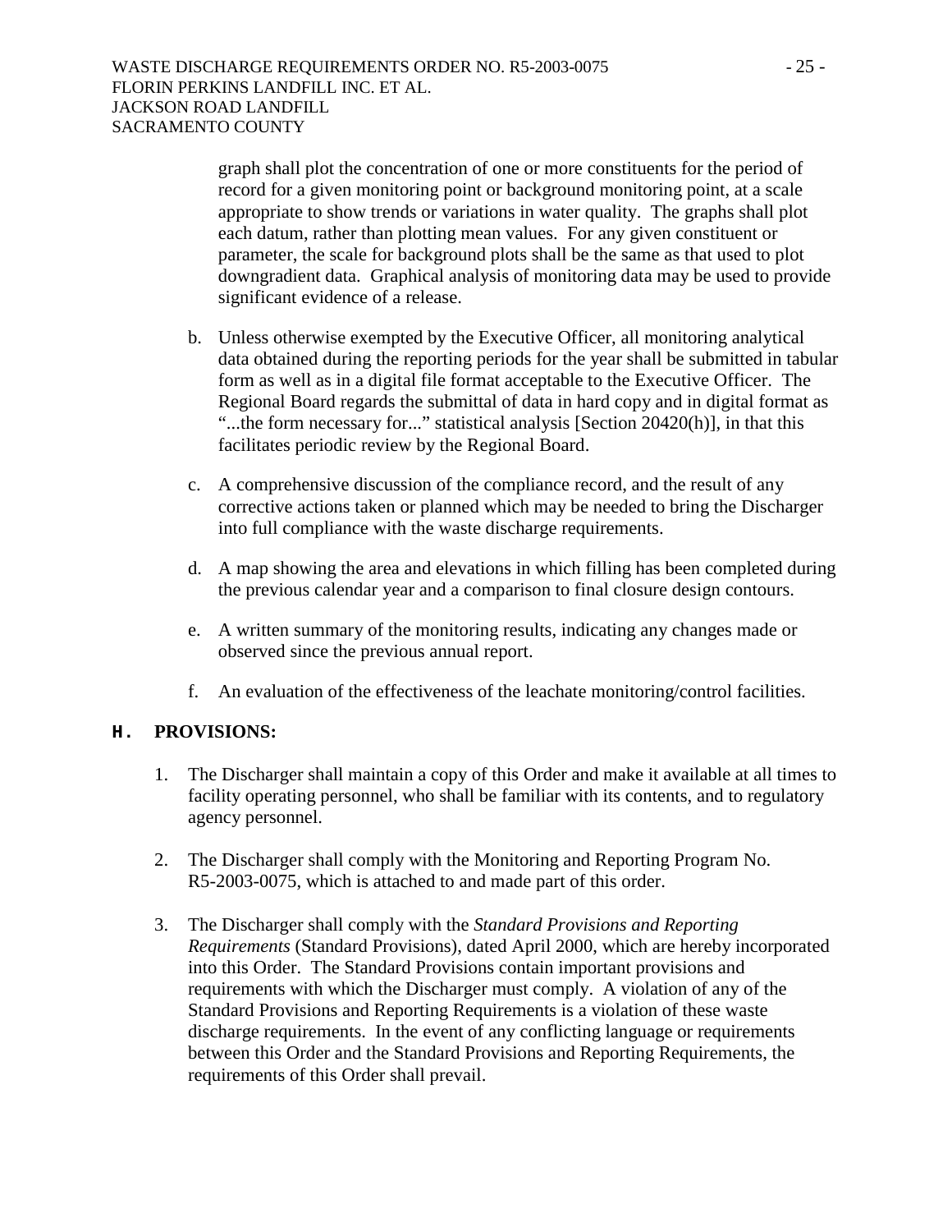graph shall plot the concentration of one or more constituents for the period of record for a given monitoring point or background monitoring point, at a scale appropriate to show trends or variations in water quality. The graphs shall plot each datum, rather than plotting mean values. For any given constituent or parameter, the scale for background plots shall be the same as that used to plot downgradient data. Graphical analysis of monitoring data may be used to provide significant evidence of a release.

b. Unless otherwise exempted by the Executive Officer, all monitoring analytical data obtained during the reporting periods for the year shall be submitted in tabular form as well as in a digital file format acceptable to the Executive Officer. The Regional Board regards the submittal of data in hard copy and in digital format as "...the form necessary for..." statistical analysis [Section 20420(h)], in that this facilitates periodic review by the Regional Board.

c. A comprehensive discussion of the compliance record, and the result of any corrective actions taken or planned which may be needed to bring the Discharger into full compliance with the waste discharge requirements.

d. A map showing the area and elevations in which filling has been completed during the previous calendar year and a comparison to final closure design contours.

e. A written summary of the monitoring results, indicating any changes made or observed since the previous annual report.

f. An evaluation of the effectiveness of the leachate monitoring/control facilities.

## H. PROVISIONS:

1. The Discharger shall maintain a copy of this Order and make it available at all times to facility operating personnel, who shall be familiar with its contents, and to regulatory agency personnel.

2. The Discharger shall comply with the Monitoring and Reporting Program No. R5-2003-0075, which is attached to and made part of this order.

3. The Discharger shall comply with the *Standard Provisions and Reporting Requirements* (Standard Provisions), dated April 2000, which are hereby incorporated into this Order. The Standard Provisions contain important provisions and requirements with which the Discharger must comply. A violation of any of the Standard Provisions and Reporting Requirements is a violation of these waste discharge requirements. In the event of any conflicting language or requirements between this Order and the Standard Provisions and Reporting Requirements, the requirements of this Order shall prevail.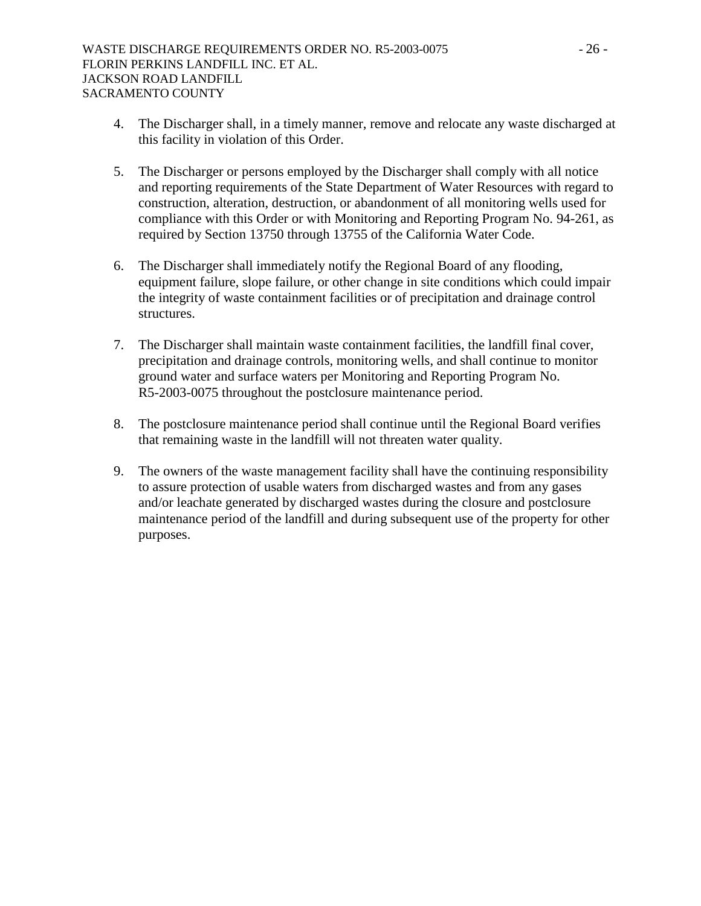4. The Discharger shall, in a timely manner, remove and relocate any waste discharged at this facility in violation of this Order.

5. The Discharger or persons employed by the Discharger shall comply with all notice and reporting requirements of the State Department of Water Resources with regard to construction, alteration, destruction, or abandonment of all monitoring wells used for compliance with this Order or with Monitoring and Reporting Program No. 94-261, as required by Section 13750 through 13755 of the California Water Code.

6. The Discharger shall immediately notify the Regional Board of any flooding, equipment failure, slope failure, or other change in site conditions which could impair the integrity of waste containment facilities or of precipitation and drainage control structures.

7. The Discharger shall maintain waste containment facilities, the landfill final cover, precipitation and drainage controls, monitoring wells, and shall continue to monitor ground water and surface waters per Monitoring and Reporting Program No. R5-2003-0075 throughout the postclosure maintenance period.

8. The postclosure maintenance period shall continue until the Regional Board verifies that remaining waste in the landfill will not threaten water quality.

9. The owners of the waste management facility shall have the continuing responsibility to assure protection of usable waters from discharged wastes and from any gases and/or leachate generated by discharged wastes during the closure and postclosure maintenance period of the landfill and during subsequent use of the property for other purposes.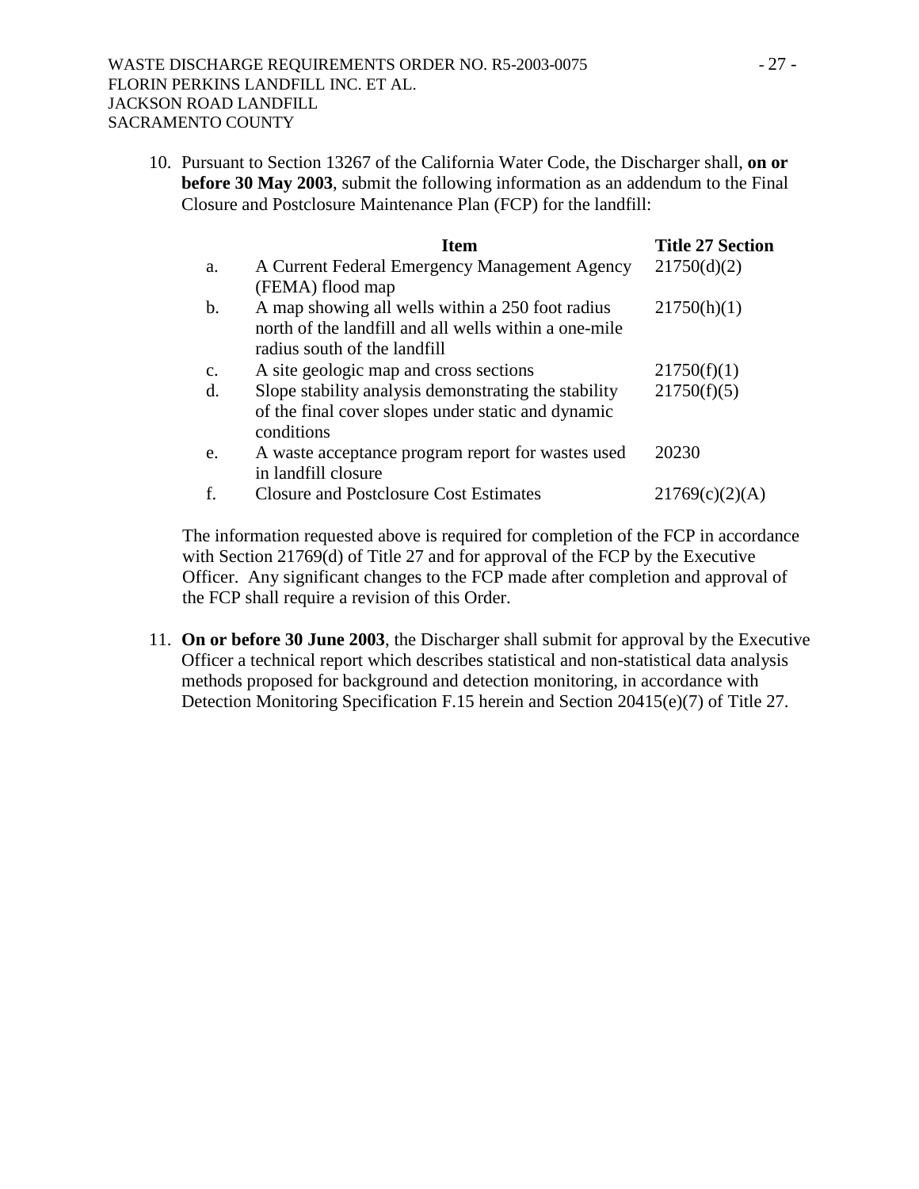10. Pursuant to Section 13267 of the California Water Code, the Discharger shall, **on or before 30 May 2003**, submit the following information as an addendum to the Final Closure and Postclosure Maintenance Plan (FCP) for the landfill:

| | **Item** | **Title 27 Section** |
|---|---|---|
| a. | A Current Federal Emergency Management Agency (FEMA) flood map | 21750(d)(2) |
| b. | A map showing all wells within a 250 foot radius north of the landfill and all wells within a one-mile radius south of the landfill | 21750(h)(1) |
| c. | A site geologic map and cross sections | 21750(f)(1) |
| d. | Slope stability analysis demonstrating the stability of the final cover slopes under static and dynamic conditions | 21750(f)(5) |
| e. | A waste acceptance program report for wastes used in landfill closure | 20230 |
| f. | Closure and Postclosure Cost Estimates | 21769(c)(2)(A) |

The information requested above is required for completion of the FCP in accordance with Section 21769(d) of Title 27 and for approval of the FCP by the Executive Officer. Any significant changes to the FCP made after completion and approval of the FCP shall require a revision of this Order.

11. **On or before 30 June 2003**, the Discharger shall submit for approval by the Executive Officer a technical report which describes statistical and non-statistical data analysis methods proposed for background and detection monitoring, in accordance with Detection Monitoring Specification F.15 herein and Section 20415(e)(7) of Title 27.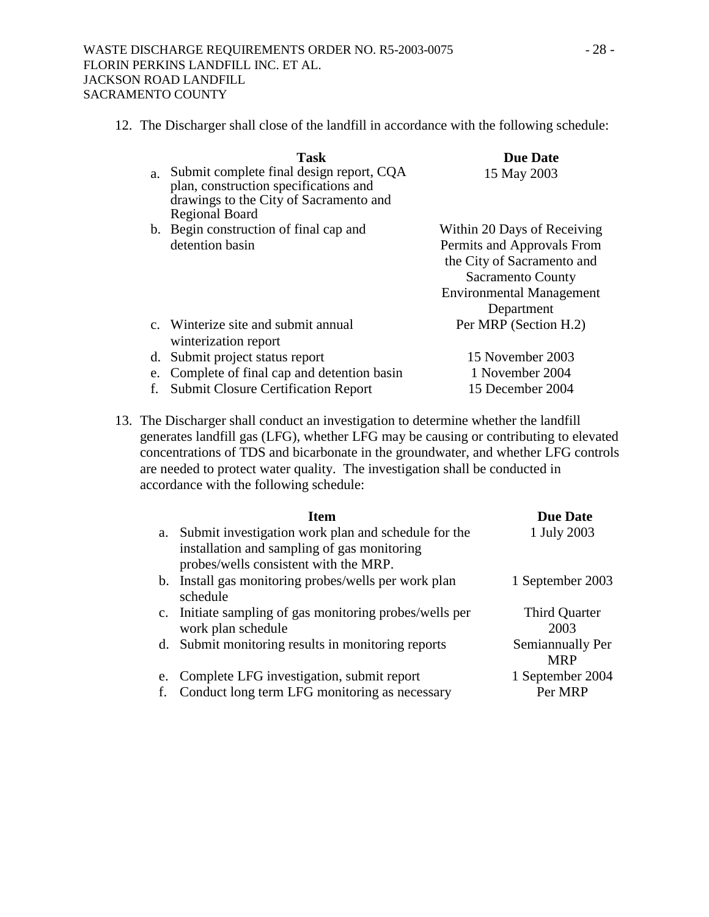12. The Discharger shall close of the landfill in accordance with the following schedule:

| | Task | Due Date |
|---|---|---|
| a. | Submit complete final design report, CQA plan, construction specifications and drawings to the City of Sacramento and Regional Board | 15 May 2003 |
| b. | Begin construction of final cap and detention basin | Within 20 Days of Receiving Permits and Approvals From the City of Sacramento and Sacramento County Environmental Management Department |
| c. | Winterize site and submit annual winterization report | Per MRP (Section H.2) |
| d. | Submit project status report | 15 November 2003 |
| e. | Complete of final cap and detention basin | 1 November 2004 |
| f. | Submit Closure Certification Report | 15 December 2004 |

13. The Discharger shall conduct an investigation to determine whether the landfill generates landfill gas (LFG), whether LFG may be causing or contributing to elevated concentrations of TDS and bicarbonate in the groundwater, and whether LFG controls are needed to protect water quality. The investigation shall be conducted in accordance with the following schedule:

| | Item | Due Date |
|---|---|---|
| a. | Submit investigation work plan and schedule for the installation and sampling of gas monitoring probes/wells consistent with the MRP. | 1 July 2003 |
| b. | Install gas monitoring probes/wells per work plan schedule | 1 September 2003 |
| c. | Initiate sampling of gas monitoring probes/wells per work plan schedule | Third Quarter 2003 |
| d. | Submit monitoring results in monitoring reports | Semiannually Per MRP |
| e. | Complete LFG investigation, submit report | 1 September 2004 |
| f. | Conduct long term LFG monitoring as necessary | Per MRP |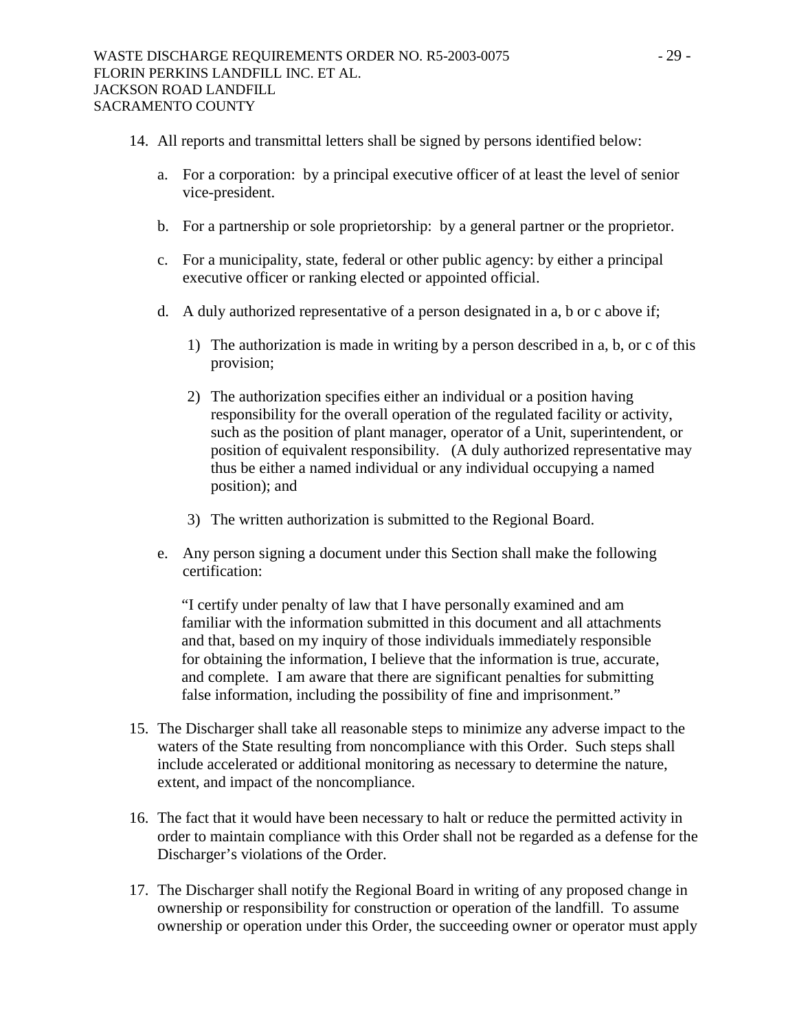14. All reports and transmittal letters shall be signed by persons identified below:

    a. For a corporation: by a principal executive officer of at least the level of senior vice-president.

    b. For a partnership or sole proprietorship: by a general partner or the proprietor.

    c. For a municipality, state, federal or other public agency: by either a principal executive officer or ranking elected or appointed official.

    d. A duly authorized representative of a person designated in a, b or c above if;

        1) The authorization is made in writing by a person described in a, b, or c of this provision;

        2) The authorization specifies either an individual or a position having responsibility for the overall operation of the regulated facility or activity, such as the position of plant manager, operator of a Unit, superintendent, or position of equivalent responsibility. (A duly authorized representative may thus be either a named individual or any individual occupying a named position); and

        3) The written authorization is submitted to the Regional Board.

    e. Any person signing a document under this Section shall make the following certification:

        "I certify under penalty of law that I have personally examined and am familiar with the information submitted in this document and all attachments and that, based on my inquiry of those individuals immediately responsible for obtaining the information, I believe that the information is true, accurate, and complete. I am aware that there are significant penalties for submitting false information, including the possibility of fine and imprisonment."

15. The Discharger shall take all reasonable steps to minimize any adverse impact to the waters of the State resulting from noncompliance with this Order. Such steps shall include accelerated or additional monitoring as necessary to determine the nature, extent, and impact of the noncompliance.

16. The fact that it would have been necessary to halt or reduce the permitted activity in order to maintain compliance with this Order shall not be regarded as a defense for the Discharger's violations of the Order.

17. The Discharger shall notify the Regional Board in writing of any proposed change in ownership or responsibility for construction or operation of the landfill. To assume ownership or operation under this Order, the succeeding owner or operator must apply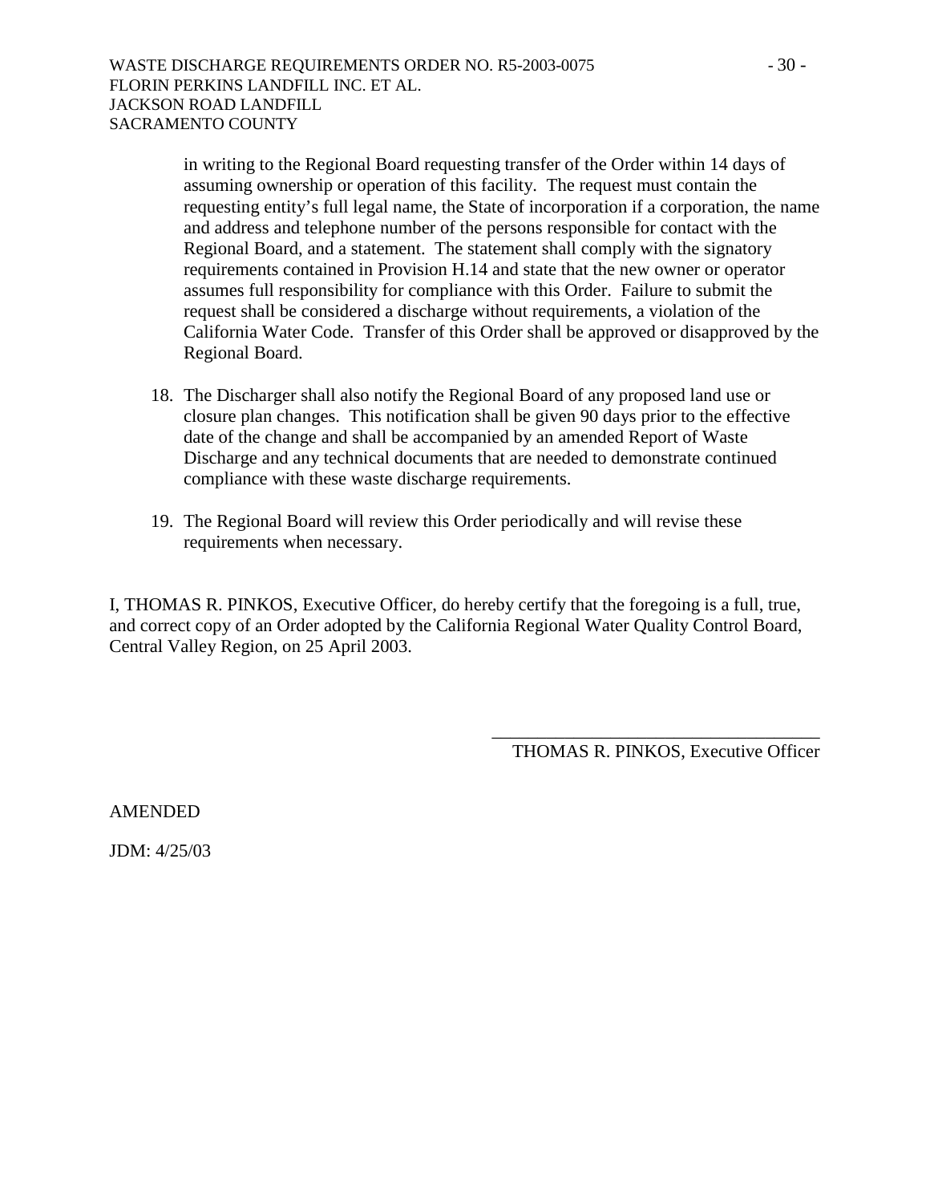in writing to the Regional Board requesting transfer of the Order within 14 days of assuming ownership or operation of this facility. The request must contain the requesting entity's full legal name, the State of incorporation if a corporation, the name and address and telephone number of the persons responsible for contact with the Regional Board, and a statement. The statement shall comply with the signatory requirements contained in Provision H.14 and state that the new owner or operator assumes full responsibility for compliance with this Order. Failure to submit the request shall be considered a discharge without requirements, a violation of the California Water Code. Transfer of this Order shall be approved or disapproved by the Regional Board.

18. The Discharger shall also notify the Regional Board of any proposed land use or closure plan changes. This notification shall be given 90 days prior to the effective date of the change and shall be accompanied by an amended Report of Waste Discharge and any technical documents that are needed to demonstrate continued compliance with these waste discharge requirements.

19. The Regional Board will review this Order periodically and will revise these requirements when necessary.

I, THOMAS R. PINKOS, Executive Officer, do hereby certify that the foregoing is a full, true, and correct copy of an Order adopted by the California Regional Water Quality Control Board, Central Valley Region, on 25 April 2003.

\_\_\_\_\_\_\_\_\_\_\_\_\_\_\_\_\_\_\_\_\_\_\_\_\_\_\_\_\_\_\_\_\_\_\_\_

THOMAS R. PINKOS, Executive Officer

AMENDED

JDM: 4/25/03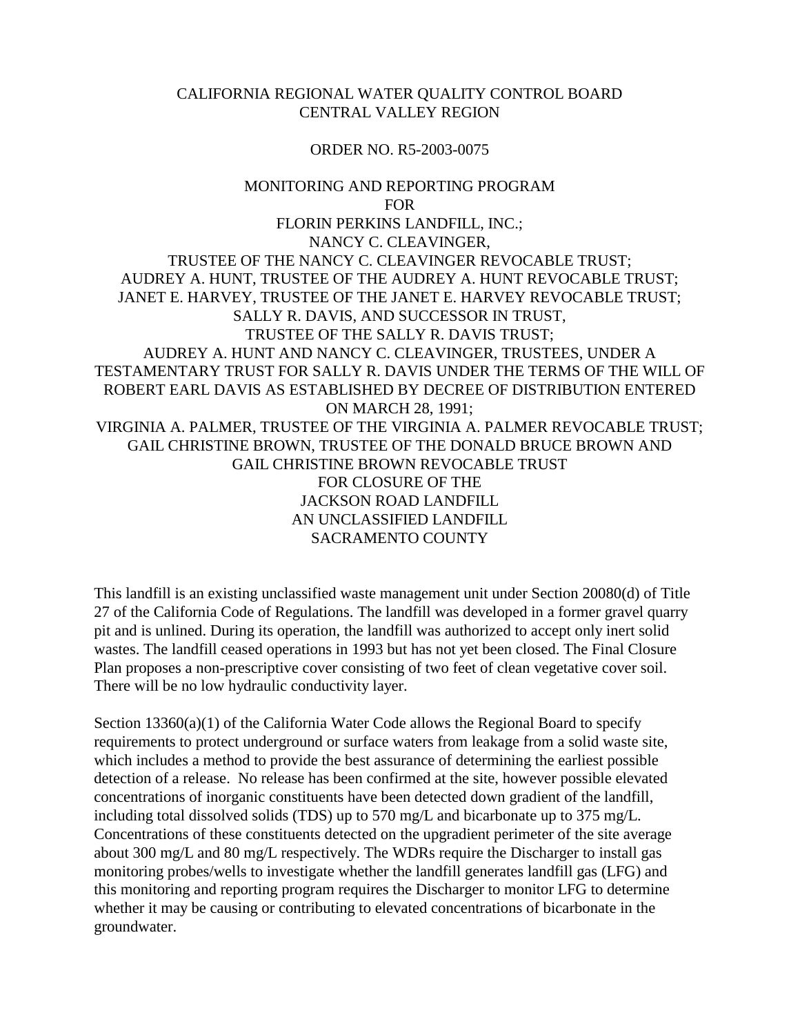CALIFORNIA REGIONAL WATER QUALITY CONTROL BOARD
CENTRAL VALLEY REGION

ORDER NO. R5-2003-0075

MONITORING AND REPORTING PROGRAM
FOR
FLORIN PERKINS LANDFILL, INC.;
NANCY C. CLEAVINGER,
TRUSTEE OF THE NANCY C. CLEAVINGER REVOCABLE TRUST;
AUDREY A. HUNT, TRUSTEE OF THE AUDREY A. HUNT REVOCABLE TRUST;
JANET E. HARVEY, TRUSTEE OF THE JANET E. HARVEY REVOCABLE TRUST;
SALLY R. DAVIS, AND SUCCESSOR IN TRUST,
TRUSTEE OF THE SALLY R. DAVIS TRUST;
AUDREY A. HUNT AND NANCY C. CLEAVINGER, TRUSTEES, UNDER A TESTAMENTARY TRUST FOR SALLY R. DAVIS UNDER THE TERMS OF THE WILL OF ROBERT EARL DAVIS AS ESTABLISHED BY DECREE OF DISTRIBUTION ENTERED ON MARCH 28, 1991;
VIRGINIA A. PALMER, TRUSTEE OF THE VIRGINIA A. PALMER REVOCABLE TRUST;
GAIL CHRISTINE BROWN, TRUSTEE OF THE DONALD BRUCE BROWN AND GAIL CHRISTINE BROWN REVOCABLE TRUST
FOR CLOSURE OF THE
JACKSON ROAD LANDFILL
AN UNCLASSIFIED LANDFILL
SACRAMENTO COUNTY

This landfill is an existing unclassified waste management unit under Section 20080(d) of Title 27 of the California Code of Regulations. The landfill was developed in a former gravel quarry pit and is unlined. During its operation, the landfill was authorized to accept only inert solid wastes. The landfill ceased operations in 1993 but has not yet been closed. The Final Closure Plan proposes a non-prescriptive cover consisting of two feet of clean vegetative cover soil. There will be no low hydraulic conductivity layer.

Section 13360(a)(1) of the California Water Code allows the Regional Board to specify requirements to protect underground or surface waters from leakage from a solid waste site, which includes a method to provide the best assurance of determining the earliest possible detection of a release. No release has been confirmed at the site, however possible elevated concentrations of inorganic constituents have been detected down gradient of the landfill, including total dissolved solids (TDS) up to 570 mg/L and bicarbonate up to 375 mg/L. Concentrations of these constituents detected on the upgradient perimeter of the site average about 300 mg/L and 80 mg/L respectively. The WDRs require the Discharger to install gas monitoring probes/wells to investigate whether the landfill generates landfill gas (LFG) and this monitoring and reporting program requires the Discharger to monitor LFG to determine whether it may be causing or contributing to elevated concentrations of bicarbonate in the groundwater.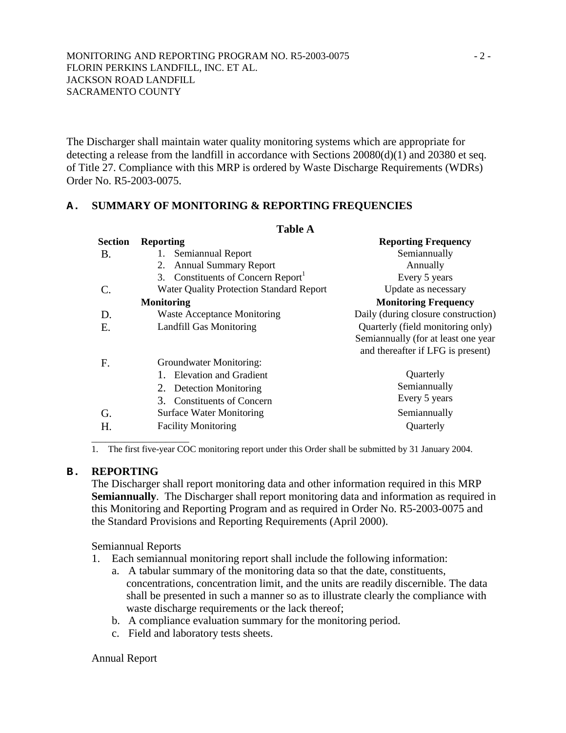The Discharger shall maintain water quality monitoring systems which are appropriate for detecting a release from the landfill in accordance with Sections 20080(d)(1) and 20380 et seq. of Title 27. Compliance with this MRP is ordered by Waste Discharge Requirements (WDRs) Order No. R5-2003-0075.

## A. SUMMARY OF MONITORING & REPORTING FREQUENCIES

**Table A**

| Section | Reporting | Reporting Frequency |
|---|---|---|
| B. | 1. Semiannual Report | Semiannually |
| | 2. Annual Summary Report | Annually |
| | 3. Constituents of Concern Report[1] | Every 5 years |
| C. | Water Quality Protection Standard Report | Update as necessary |
| | **Monitoring** | **Monitoring Frequency** |
| D. | Waste Acceptance Monitoring | Daily (during closure construction) |
| E. | Landfill Gas Monitoring | Quarterly (field monitoring only) Semiannually (for at least one year and thereafter if LFG is present) |
| F. | Groundwater Monitoring: | |
| | 1. Elevation and Gradient | Quarterly |
| | 2. Detection Monitoring | Semiannually |
| | 3. Constituents of Concern | Every 5 years |
| G. | Surface Water Monitoring | Semiannually |
| H. | Facility Monitoring | Quarterly |

1. The first five-year COC monitoring report under this Order shall be submitted by 31 January 2004.

## B. REPORTING

The Discharger shall report monitoring data and other information required in this MRP **Semiannually**. The Discharger shall report monitoring data and information as required in this Monitoring and Reporting Program and as required in Order No. R5-2003-0075 and the Standard Provisions and Reporting Requirements (April 2000).

Semiannual Reports

1. Each semiannual monitoring report shall include the following information:
   a. A tabular summary of the monitoring data so that the date, constituents, concentrations, concentration limit, and the units are readily discernible. The data shall be presented in such a manner so as to illustrate clearly the compliance with waste discharge requirements or the lack thereof;
   b. A compliance evaluation summary for the monitoring period.
   c. Field and laboratory tests sheets.

Annual Report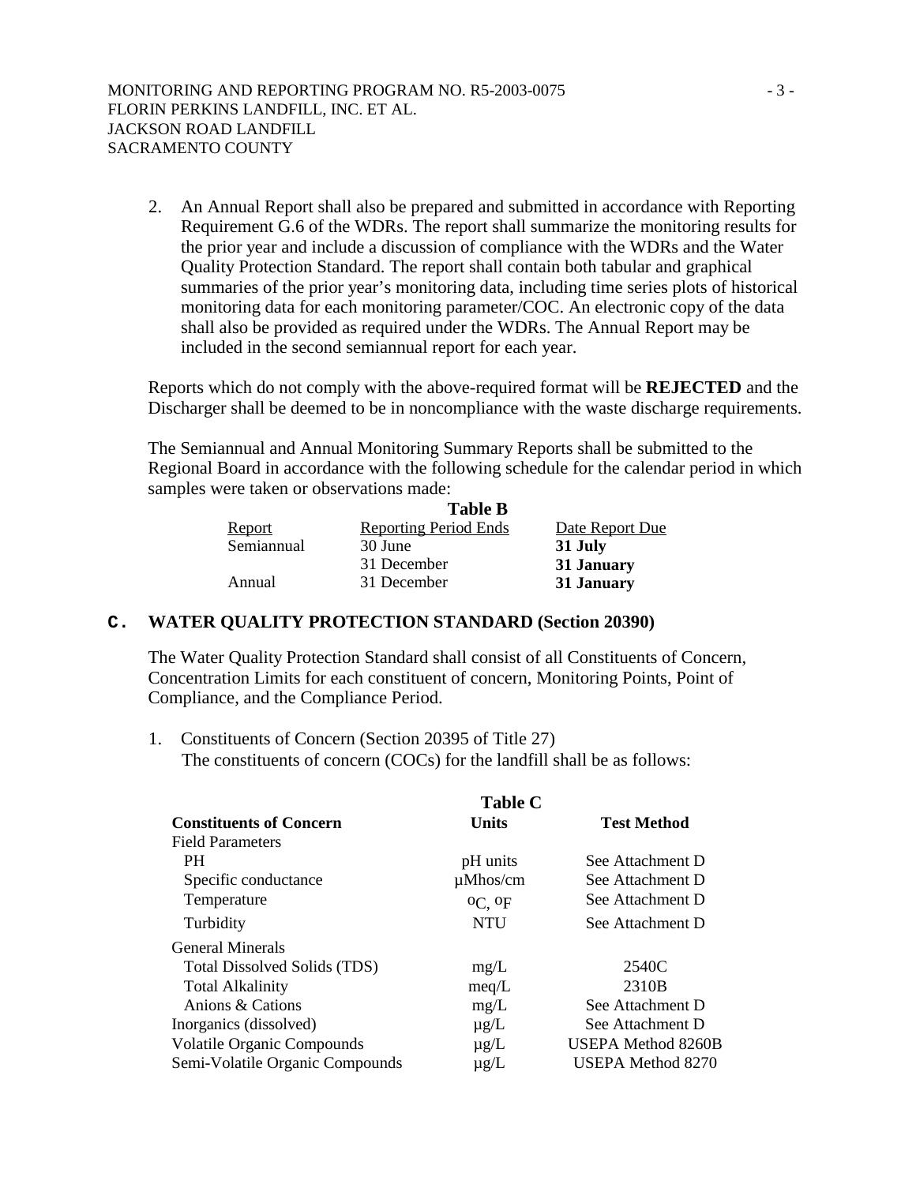2. An Annual Report shall also be prepared and submitted in accordance with Reporting Requirement G.6 of the WDRs. The report shall summarize the monitoring results for the prior year and include a discussion of compliance with the WDRs and the Water Quality Protection Standard. The report shall contain both tabular and graphical summaries of the prior year's monitoring data, including time series plots of historical monitoring data for each monitoring parameter/COC. An electronic copy of the data shall also be provided as required under the WDRs. The Annual Report may be included in the second semiannual report for each year.

Reports which do not comply with the above-required format will be **REJECTED** and the Discharger shall be deemed to be in noncompliance with the waste discharge requirements.

The Semiannual and Annual Monitoring Summary Reports shall be submitted to the Regional Board in accordance with the following schedule for the calendar period in which samples were taken or observations made:

**Table B**

| Report | Reporting Period Ends | Date Report Due |
|---|---|---|
| Semiannual | 30 June | **31 July** |
| | 31 December | **31 January** |
| Annual | 31 December | **31 January** |

## C. WATER QUALITY PROTECTION STANDARD (Section 20390)

The Water Quality Protection Standard shall consist of all Constituents of Concern, Concentration Limits for each constituent of concern, Monitoring Points, Point of Compliance, and the Compliance Period.

1. Constituents of Concern (Section 20395 of Title 27)
   The constituents of concern (COCs) for the landfill shall be as follows:

**Table C**

| Constituents of Concern | Units | Test Method |
|---|---|---|
| Field Parameters | | |
| PH | pH units | See Attachment D |
| Specific conductance | µMhos/cm | See Attachment D |
| Temperature | $^oC$, $^oF$ | See Attachment D |
| Turbidity | NTU | See Attachment D |
| General Minerals | | |
| Total Dissolved Solids (TDS) | mg/L | 2540C |
| Total Alkalinity | meq/L | 2310B |
| Anions & Cations | mg/L | See Attachment D |
| Inorganics (dissolved) | µg/L | See Attachment D |
| Volatile Organic Compounds | µg/L | USEPA Method 8260B |
| Semi-Volatile Organic Compounds | µg/L | USEPA Method 8270 |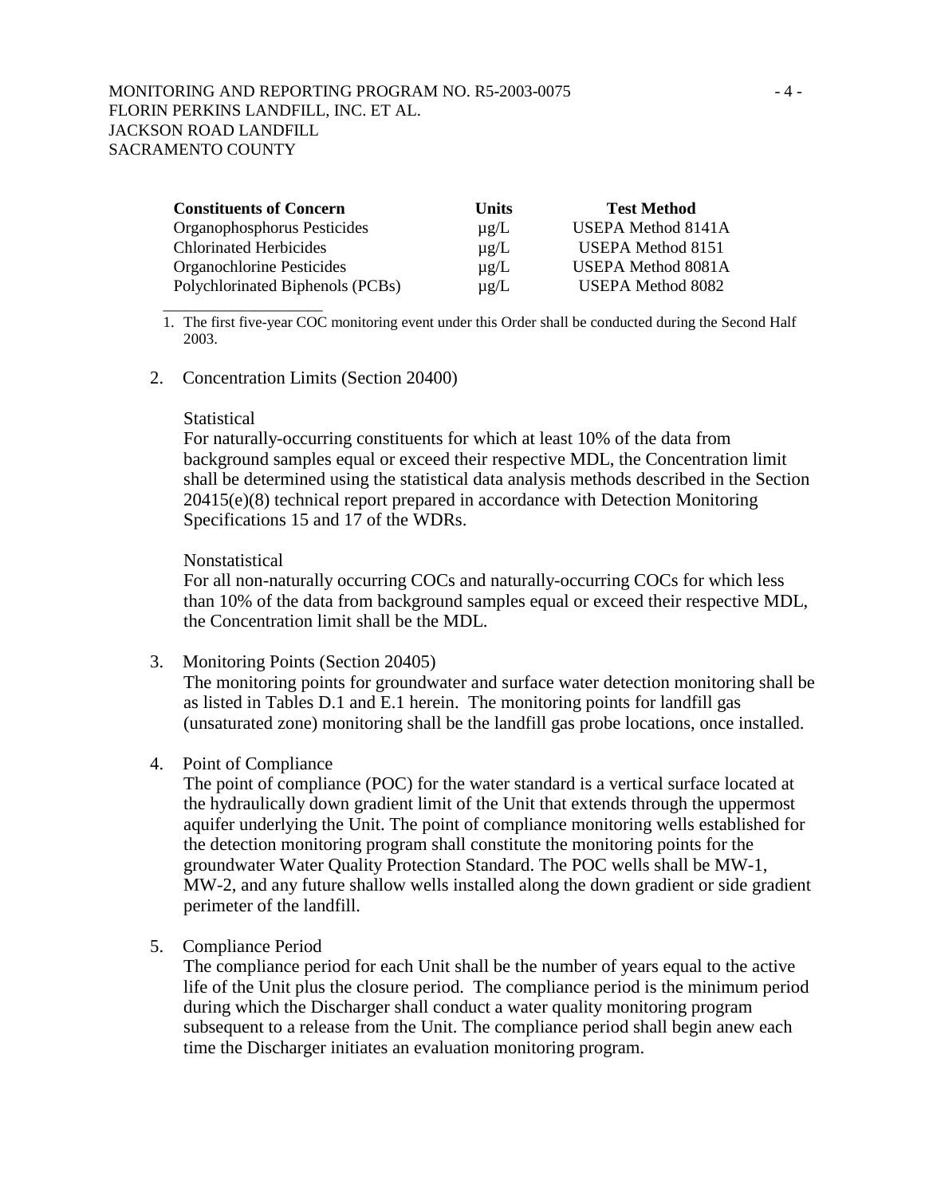| Constituents of Concern | Units | Test Method |
|---|---|---|
| Organophosphorus Pesticides | µg/L | USEPA Method 8141A |
| Chlorinated Herbicides | µg/L | USEPA Method 8151 |
| Organochlorine Pesticides | µg/L | USEPA Method 8081A |
| Polychlorinated Biphenols (PCBs) | µg/L | USEPA Method 8082 |

1. The first five-year COC monitoring event under this Order shall be conducted during the Second Half 2003.

2. Concentration Limits (Section 20400)

   Statistical
   For naturally-occurring constituents for which at least 10% of the data from background samples equal or exceed their respective MDL, the Concentration limit shall be determined using the statistical data analysis methods described in the Section 20415(e)(8) technical report prepared in accordance with Detection Monitoring Specifications 15 and 17 of the WDRs.

   Nonstatistical
   For all non-naturally occurring COCs and naturally-occurring COCs for which less than 10% of the data from background samples equal or exceed their respective MDL, the Concentration limit shall be the MDL.

3. Monitoring Points (Section 20405)
   The monitoring points for groundwater and surface water detection monitoring shall be as listed in Tables D.1 and E.1 herein. The monitoring points for landfill gas (unsaturated zone) monitoring shall be the landfill gas probe locations, once installed.

4. Point of Compliance
   The point of compliance (POC) for the water standard is a vertical surface located at the hydraulically down gradient limit of the Unit that extends through the uppermost aquifer underlying the Unit. The point of compliance monitoring wells established for the detection monitoring program shall constitute the monitoring points for the groundwater Water Quality Protection Standard. The POC wells shall be MW-1, MW-2, and any future shallow wells installed along the down gradient or side gradient perimeter of the landfill.

5. Compliance Period
   The compliance period for each Unit shall be the number of years equal to the active life of the Unit plus the closure period. The compliance period is the minimum period during which the Discharger shall conduct a water quality monitoring program subsequent to a release from the Unit. The compliance period shall begin anew each time the Discharger initiates an evaluation monitoring program.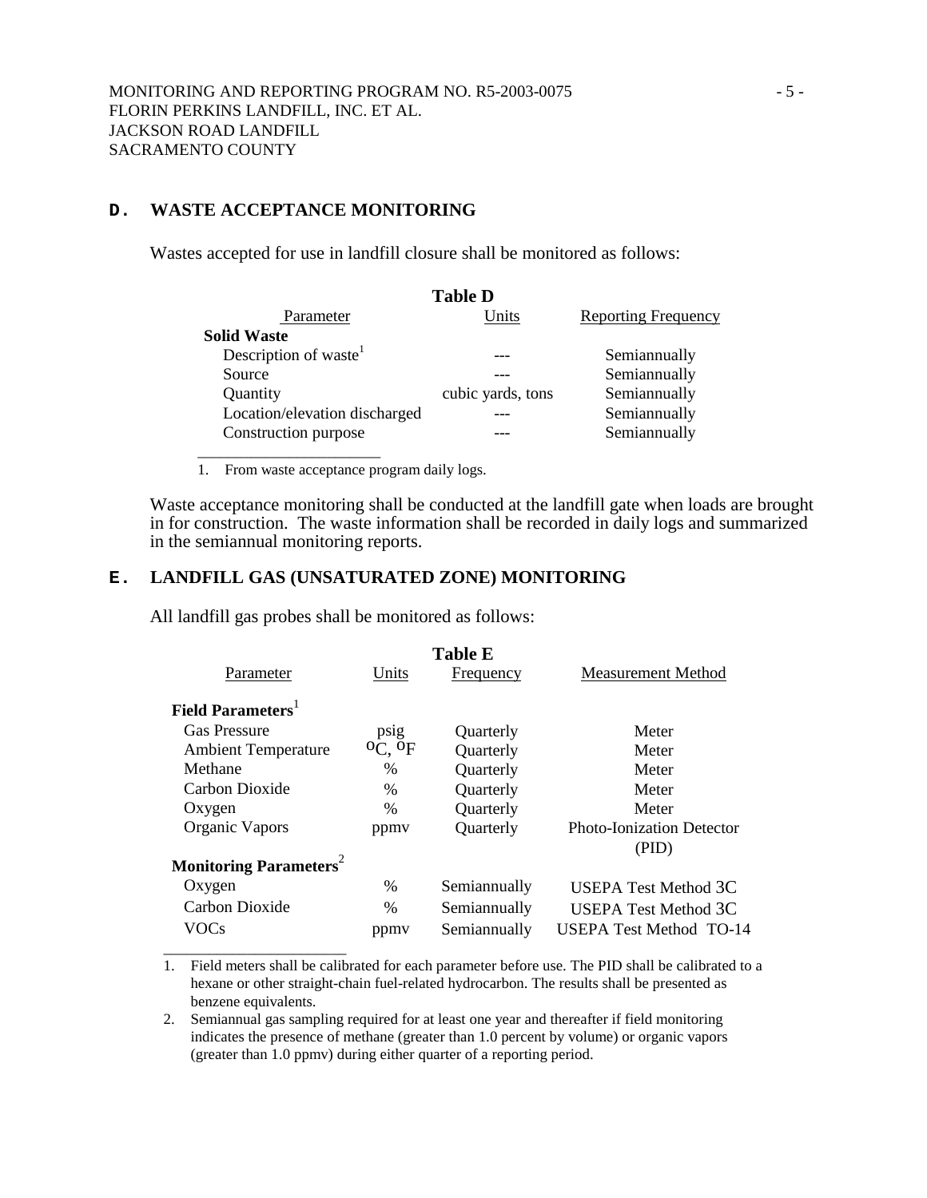## D. WASTE ACCEPTANCE MONITORING

Wastes accepted for use in landfill closure shall be monitored as follows:

**Table D**

| Parameter | Units | Reporting Frequency |
|---|---|---|
| **Solid Waste** | | |
| Description of waste[1] | --- | Semiannually |
| Source | --- | Semiannually |
| Quantity | cubic yards, tons | Semiannually |
| Location/elevation discharged | --- | Semiannually |
| Construction purpose | --- | Semiannually |

1. From waste acceptance program daily logs.

Waste acceptance monitoring shall be conducted at the landfill gate when loads are brought in for construction. The waste information shall be recorded in daily logs and summarized in the semiannual monitoring reports.

## E. LANDFILL GAS (UNSATURATED ZONE) MONITORING

All landfill gas probes shall be monitored as follows:

**Table E**

| Parameter | Units | Frequency | Measurement Method |
|---|---|---|---|
| **Field Parameters**[1] | | | |
| Gas Pressure | psig | Quarterly | Meter |
| Ambient Temperature | $^{o}C$, $^{o}F$ | Quarterly | Meter |
| Methane | % | Quarterly | Meter |
| Carbon Dioxide | % | Quarterly | Meter |
| Oxygen | % | Quarterly | Meter |
| Organic Vapors | ppmv | Quarterly | Photo-Ionization Detector (PID) |
| **Monitoring Parameters**[2] | | | |
| Oxygen | % | Semiannually | USEPA Test Method 3C |
| Carbon Dioxide | % | Semiannually | USEPA Test Method 3C |
| VOCs | ppmv | Semiannually | USEPA Test Method TO-14 |

1. Field meters shall be calibrated for each parameter before use. The PID shall be calibrated to a hexane or other straight-chain fuel-related hydrocarbon. The results shall be presented as benzene equivalents.
2. Semiannual gas sampling required for at least one year and thereafter if field monitoring indicates the presence of methane (greater than 1.0 percent by volume) or organic vapors (greater than 1.0 ppmv) during either quarter of a reporting period.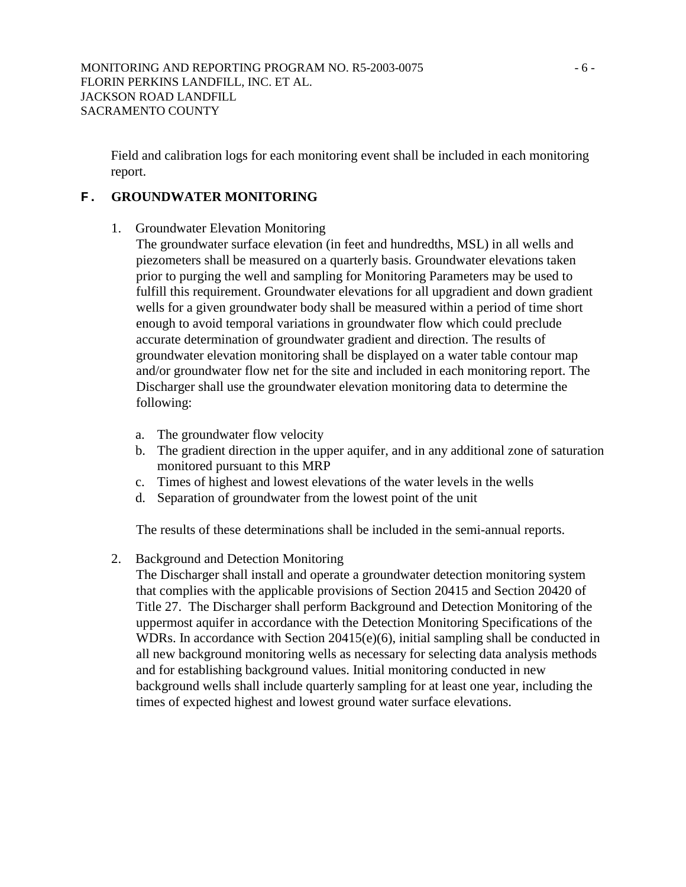Field and calibration logs for each monitoring event shall be included in each monitoring report.

## F. GROUNDWATER MONITORING

1. Groundwater Elevation Monitoring

   The groundwater surface elevation (in feet and hundredths, MSL) in all wells and piezometers shall be measured on a quarterly basis. Groundwater elevations taken prior to purging the well and sampling for Monitoring Parameters may be used to fulfill this requirement. Groundwater elevations for all upgradient and down gradient wells for a given groundwater body shall be measured within a period of time short enough to avoid temporal variations in groundwater flow which could preclude accurate determination of groundwater gradient and direction. The results of groundwater elevation monitoring shall be displayed on a water table contour map and/or groundwater flow net for the site and included in each monitoring report. The Discharger shall use the groundwater elevation monitoring data to determine the following:

   a. The groundwater flow velocity
   b. The gradient direction in the upper aquifer, and in any additional zone of saturation monitored pursuant to this MRP
   c. Times of highest and lowest elevations of the water levels in the wells
   d. Separation of groundwater from the lowest point of the unit

   The results of these determinations shall be included in the semi-annual reports.

2. Background and Detection Monitoring

   The Discharger shall install and operate a groundwater detection monitoring system that complies with the applicable provisions of Section 20415 and Section 20420 of Title 27. The Discharger shall perform Background and Detection Monitoring of the uppermost aquifer in accordance with the Detection Monitoring Specifications of the WDRs. In accordance with Section 20415(e)(6), initial sampling shall be conducted in all new background monitoring wells as necessary for selecting data analysis methods and for establishing background values. Initial monitoring conducted in new background wells shall include quarterly sampling for at least one year, including the times of expected highest and lowest ground water surface elevations.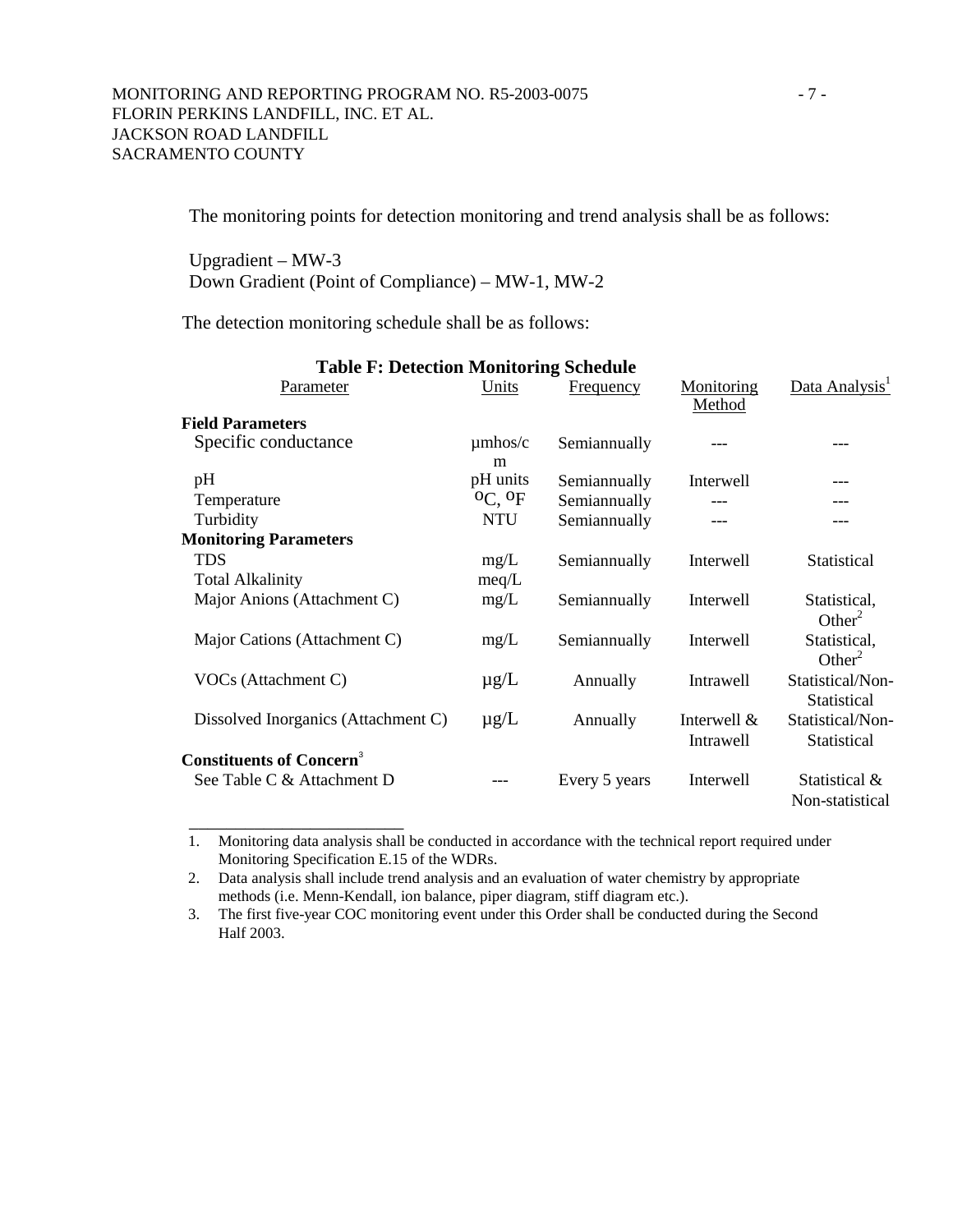The monitoring points for detection monitoring and trend analysis shall be as follows:

Upgradient – MW-3
Down Gradient (Point of Compliance) – MW-1, MW-2

The detection monitoring schedule shall be as follows:

**Table F: Detection Monitoring Schedule**

| Parameter | Units | Frequency | Monitoring Method | Data Analysis[1] |
|---|---|---|---|---|
| **Field Parameters** | | | | |
| Specific conductance | µmhos/cm | Semiannually | --- | --- |
| pH | pH units | Semiannually | Interwell | --- |
| Temperature | °C, °F | Semiannually | --- | --- |
| Turbidity | NTU | Semiannually | --- | --- |
| **Monitoring Parameters** | | | | |
| TDS | mg/L | Semiannually | Interwell | Statistical |
| Total Alkalinity | meq/L | | | |
| Major Anions (Attachment C) | mg/L | Semiannually | Interwell | Statistical, Other[2] |
| Major Cations (Attachment C) | mg/L | Semiannually | Interwell | Statistical, Other[2] |
| VOCs (Attachment C) | µg/L | Annually | Intrawell | Statistical/Non-Statistical |
| Dissolved Inorganics (Attachment C) | µg/L | Annually | Interwell & Intrawell | Statistical/Non-Statistical |
| **Constituents of Concern**[3] | | | | |
| See Table C & Attachment D | --- | Every 5 years | Interwell | Statistical & Non-statistical |

1. Monitoring data analysis shall be conducted in accordance with the technical report required under Monitoring Specification E.15 of the WDRs.
2. Data analysis shall include trend analysis and an evaluation of water chemistry by appropriate methods (i.e. Menn-Kendall, ion balance, piper diagram, stiff diagram etc.).
3. The first five-year COC monitoring event under this Order shall be conducted during the Second Half 2003.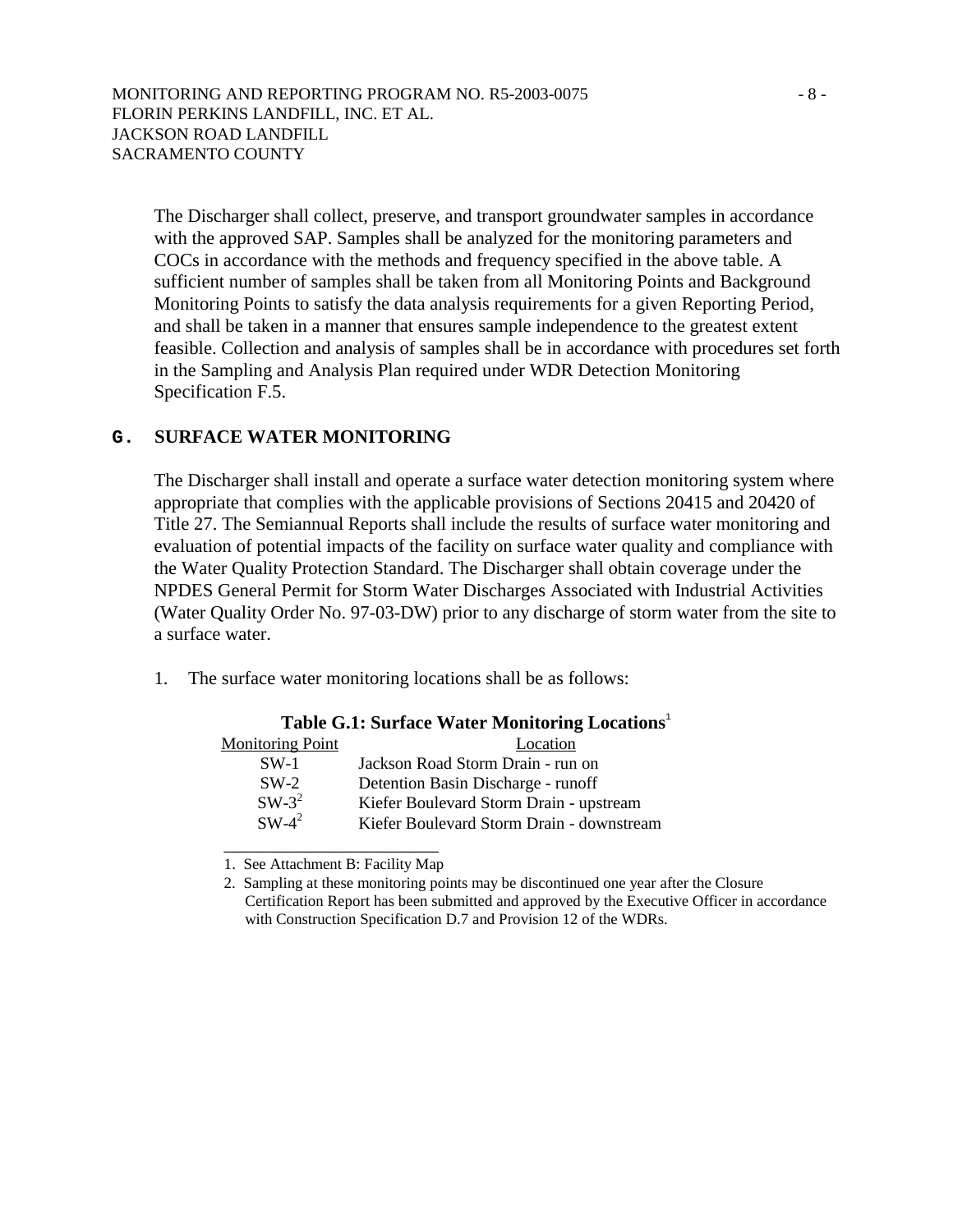The Discharger shall collect, preserve, and transport groundwater samples in accordance with the approved SAP. Samples shall be analyzed for the monitoring parameters and COCs in accordance with the methods and frequency specified in the above table. A sufficient number of samples shall be taken from all Monitoring Points and Background Monitoring Points to satisfy the data analysis requirements for a given Reporting Period, and shall be taken in a manner that ensures sample independence to the greatest extent feasible. Collection and analysis of samples shall be in accordance with procedures set forth in the Sampling and Analysis Plan required under WDR Detection Monitoring Specification F.5.

## G. SURFACE WATER MONITORING

The Discharger shall install and operate a surface water detection monitoring system where appropriate that complies with the applicable provisions of Sections 20415 and 20420 of Title 27. The Semiannual Reports shall include the results of surface water monitoring and evaluation of potential impacts of the facility on surface water quality and compliance with the Water Quality Protection Standard. The Discharger shall obtain coverage under the NPDES General Permit for Storm Water Discharges Associated with Industrial Activities (Water Quality Order No. 97-03-DW) prior to any discharge of storm water from the site to a surface water.

1. The surface water monitoring locations shall be as follows:

**Table G.1: Surface Water Monitoring Locations**[1]

| Monitoring Point | Location |
|---|---|
| SW-1 | Jackson Road Storm Drain - run on |
| SW-2 | Detention Basin Discharge - runoff |
| SW-3[2] | Kiefer Boulevard Storm Drain - upstream |
| SW-4[2] | Kiefer Boulevard Storm Drain - downstream |

1. See Attachment B: Facility Map
2. Sampling at these monitoring points may be discontinued one year after the Closure Certification Report has been submitted and approved by the Executive Officer in accordance with Construction Specification D.7 and Provision 12 of the WDRs.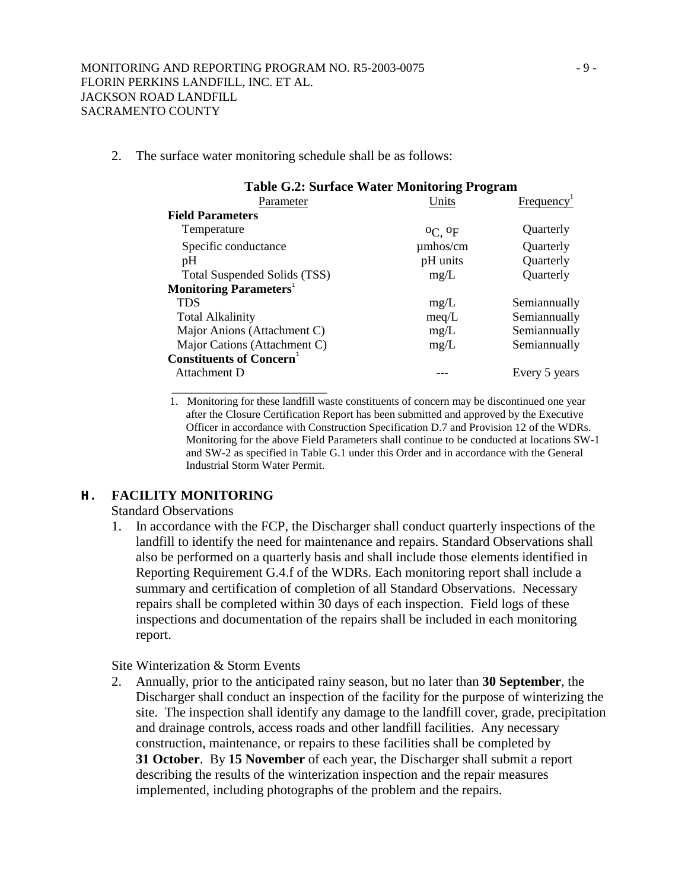2. The surface water monitoring schedule shall be as follows:

**Table G.2: Surface Water Monitoring Program**

| Parameter | Units | Frequency[1] |
|---|---|---|
| **Field Parameters** | | |
| Temperature | °C, °F | Quarterly |
| Specific conductance | µmhos/cm | Quarterly |
| pH | pH units | Quarterly |
| Total Suspended Solids (TSS) | mg/L | Quarterly |
| **Monitoring Parameters**[1] | | |
| TDS | mg/L | Semiannually |
| Total Alkalinity | meq/L | Semiannually |
| Major Anions (Attachment C) | mg/L | Semiannually |
| Major Cations (Attachment C) | mg/L | Semiannually |
| **Constituents of Concern**[1] | | |
| Attachment D | --- | Every 5 years |

1. Monitoring for these landfill waste constituents of concern may be discontinued one year after the Closure Certification Report has been submitted and approved by the Executive Officer in accordance with Construction Specification D.7 and Provision 12 of the WDRs. Monitoring for the above Field Parameters shall continue to be conducted at locations SW-1 and SW-2 as specified in Table G.1 under this Order and in accordance with the General Industrial Storm Water Permit.

## H. FACILITY MONITORING

Standard Observations

1. In accordance with the FCP, the Discharger shall conduct quarterly inspections of the landfill to identify the need for maintenance and repairs. Standard Observations shall also be performed on a quarterly basis and shall include those elements identified in Reporting Requirement G.4.f of the WDRs. Each monitoring report shall include a summary and certification of completion of all Standard Observations. Necessary repairs shall be completed within 30 days of each inspection. Field logs of these inspections and documentation of the repairs shall be included in each monitoring report.

Site Winterization & Storm Events

2. Annually, prior to the anticipated rainy season, but no later than **30 September**, the Discharger shall conduct an inspection of the facility for the purpose of winterizing the site. The inspection shall identify any damage to the landfill cover, grade, precipitation and drainage controls, access roads and other landfill facilities. Any necessary construction, maintenance, or repairs to these facilities shall be completed by **31 October**. By **15 November** of each year, the Discharger shall submit a report describing the results of the winterization inspection and the repair measures implemented, including photographs of the problem and the repairs.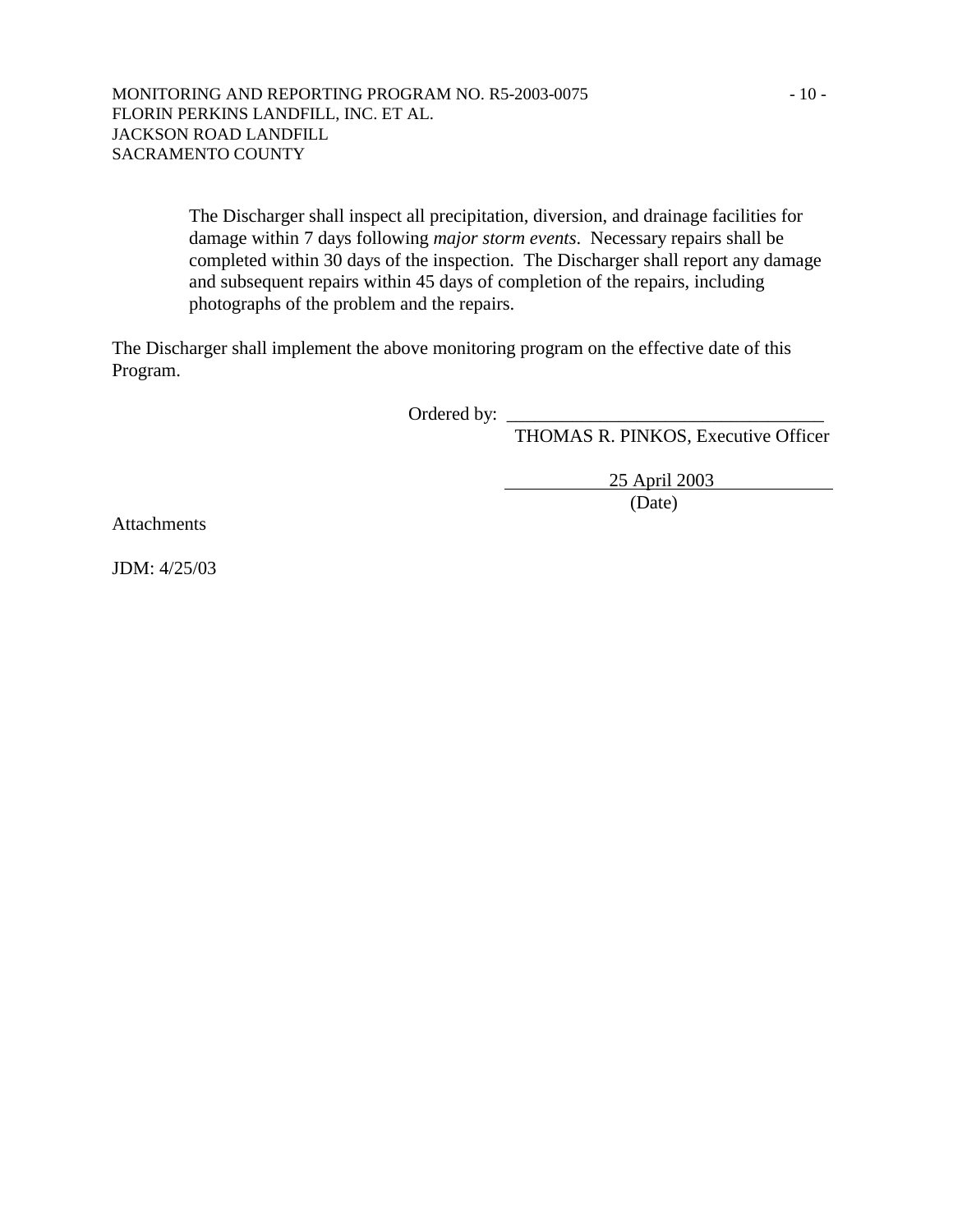The Discharger shall inspect all precipitation, diversion, and drainage facilities for damage within 7 days following *major storm events*. Necessary repairs shall be completed within 30 days of the inspection. The Discharger shall report any damage and subsequent repairs within 45 days of completion of the repairs, including photographs of the problem and the repairs.

The Discharger shall implement the above monitoring program on the effective date of this Program.

Ordered by: ________________________________

THOMAS R. PINKOS, Executive Officer

25 April 2003

(Date)

Attachments

JDM: 4/25/03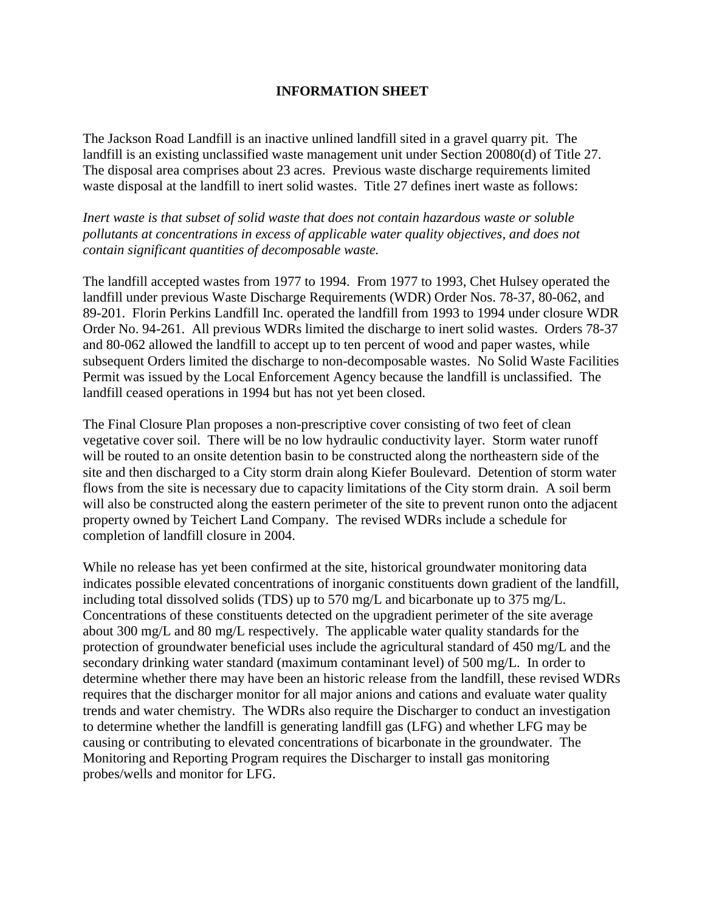# INFORMATION SHEET

The Jackson Road Landfill is an inactive unlined landfill sited in a gravel quarry pit. The landfill is an existing unclassified waste management unit under Section 20080(d) of Title 27. The disposal area comprises about 23 acres. Previous waste discharge requirements limited waste disposal at the landfill to inert solid wastes. Title 27 defines inert waste as follows:

*Inert waste is that subset of solid waste that does not contain hazardous waste or soluble pollutants at concentrations in excess of applicable water quality objectives, and does not contain significant quantities of decomposable waste.*

The landfill accepted wastes from 1977 to 1994. From 1977 to 1993, Chet Hulsey operated the landfill under previous Waste Discharge Requirements (WDR) Order Nos. 78-37, 80-062, and 89-201. Florin Perkins Landfill Inc. operated the landfill from 1993 to 1994 under closure WDR Order No. 94-261. All previous WDRs limited the discharge to inert solid wastes. Orders 78-37 and 80-062 allowed the landfill to accept up to ten percent of wood and paper wastes, while subsequent Orders limited the discharge to non-decomposable wastes. No Solid Waste Facilities Permit was issued by the Local Enforcement Agency because the landfill is unclassified. The landfill ceased operations in 1994 but has not yet been closed.

The Final Closure Plan proposes a non-prescriptive cover consisting of two feet of clean vegetative cover soil. There will be no low hydraulic conductivity layer. Storm water runoff will be routed to an onsite detention basin to be constructed along the northeastern side of the site and then discharged to a City storm drain along Kiefer Boulevard. Detention of storm water flows from the site is necessary due to capacity limitations of the City storm drain. A soil berm will also be constructed along the eastern perimeter of the site to prevent runon onto the adjacent property owned by Teichert Land Company. The revised WDRs include a schedule for completion of landfill closure in 2004.

While no release has yet been confirmed at the site, historical groundwater monitoring data indicates possible elevated concentrations of inorganic constituents down gradient of the landfill, including total dissolved solids (TDS) up to 570 mg/L and bicarbonate up to 375 mg/L. Concentrations of these constituents detected on the upgradient perimeter of the site average about 300 mg/L and 80 mg/L respectively. The applicable water quality standards for the protection of groundwater beneficial uses include the agricultural standard of 450 mg/L and the secondary drinking water standard (maximum contaminant level) of 500 mg/L. In order to determine whether there may have been an historic release from the landfill, these revised WDRs requires that the discharger monitor for all major anions and cations and evaluate water quality trends and water chemistry. The WDRs also require the Discharger to conduct an investigation to determine whether the landfill is generating landfill gas (LFG) and whether LFG may be causing or contributing to elevated concentrations of bicarbonate in the groundwater. The Monitoring and Reporting Program requires the Discharger to install gas monitoring probes/wells and monitor for LFG.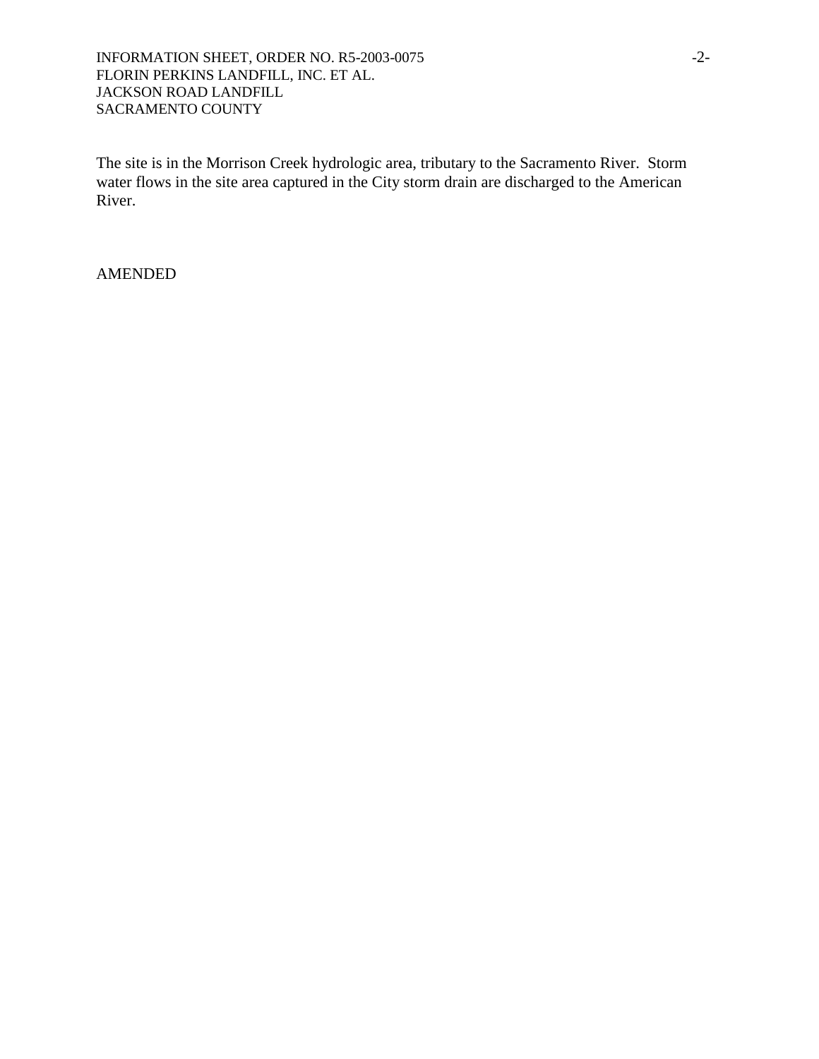The site is in the Morrison Creek hydrologic area, tributary to the Sacramento River. Storm water flows in the site area captured in the City storm drain are discharged to the American River.

AMENDED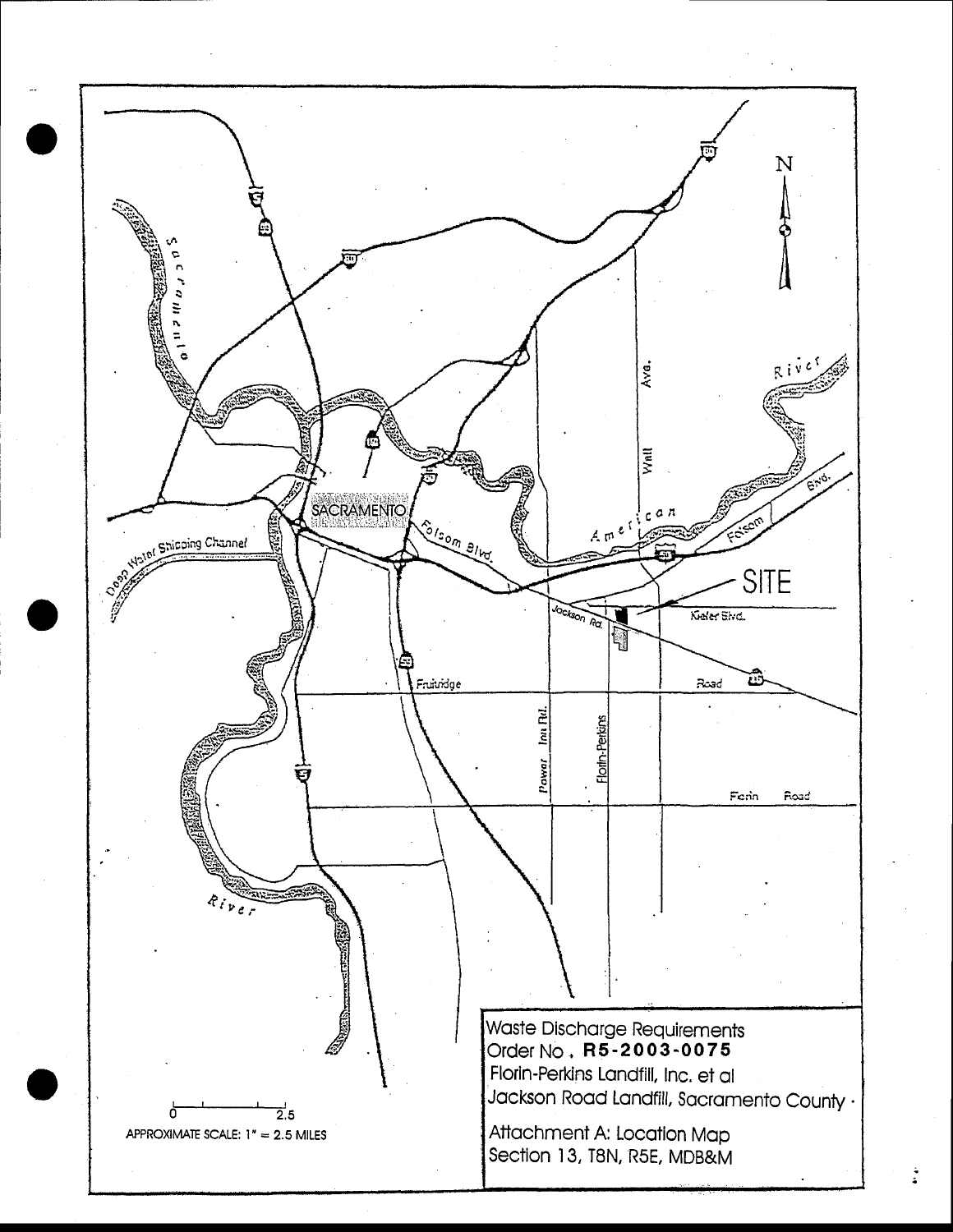Waste Discharge Requirements
Order No. **R5-2003-0075**
Florin-Perkins Landfill, Inc. et al
Jackson Road Landfill, Sacramento County

Attachment A: Location Map
Section 13, T8N, R5E, MDB&M

APPROXIMATE SCALE: 1" = 2.5 MILES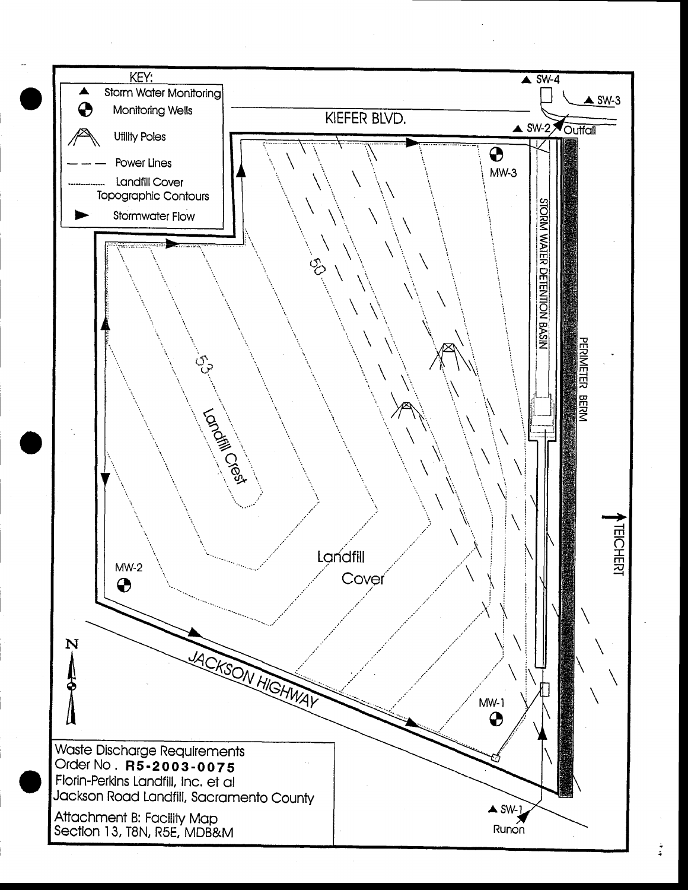KEY:

- ▲ Storm Water Monitoring
- Monitoring Wells
- Utility Poles
- — — — Power Lines
- ........ Landfill Cover Topographic Contours
- ► Stormwater Flow

KIEFER BLVD.

SW-4

SW-3

SW-2

Outfall

MW-3

STORM WATER DETENTION BASIN

PERIMETER BERM

50

53

Landfill Crest

Landfill Cover

TEICHERT

MW-2

N

JACKSON HIGHWAY

MW-1

SW-1

Runon

Waste Discharge Requirements
Order No. **R5-2003-0075**
Florin-Perkins Landfill, Inc. et al
Jackson Road Landfill, Sacramento County

Attachment B: Facility Map
Section 13, T8N, R5E, MDB&M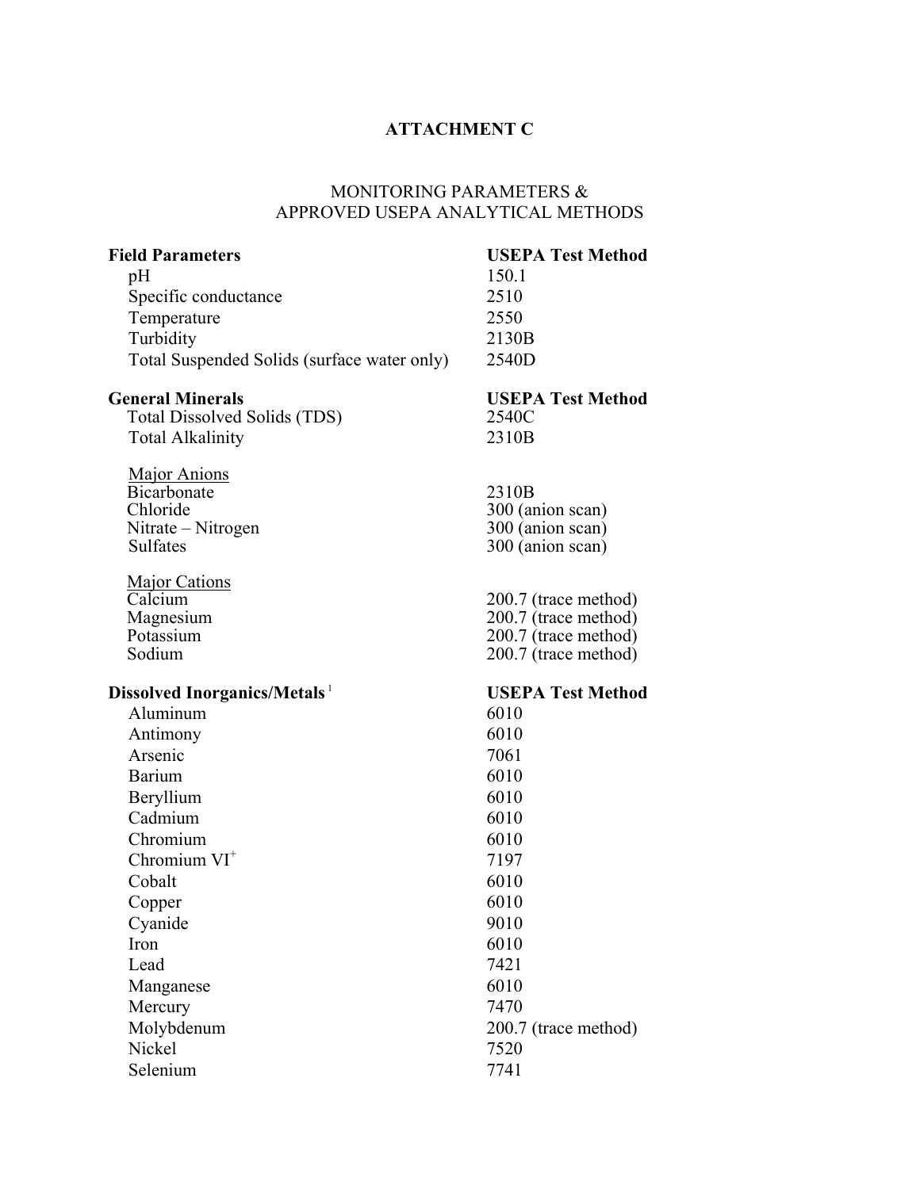# ATTACHMENT C

## MONITORING PARAMETERS & APPROVED USEPA ANALYTICAL METHODS

| **Field Parameters** | **USEPA Test Method** |
|---|---|
| pH | 150.1 |
| Specific conductance | 2510 |
| Temperature | 2550 |
| Turbidity | 2130B |
| Total Suspended Solids (surface water only) | 2540D |

| **General Minerals** | **USEPA Test Method** |
|---|---|
| Total Dissolved Solids (TDS) | 2540C |
| Total Alkalinity | 2310B |
| <u>Major Anions</u> | |
| Bicarbonate | 2310B |
| Chloride | 300 (anion scan) |
| Nitrate – Nitrogen | 300 (anion scan) |
| Sulfates | 300 (anion scan) |
| <u>Major Cations</u> | |
| Calcium | 200.7 (trace method) |
| Magnesium | 200.7 (trace method) |
| Potassium | 200.7 (trace method) |
| Sodium | 200.7 (trace method) |

| **Dissolved Inorganics/Metals** [1] | **USEPA Test Method** |
|---|---|
| Aluminum | 6010 |
| Antimony | 6010 |
| Arsenic | 7061 |
| Barium | 6010 |
| Beryllium | 6010 |
| Cadmium | 6010 |
| Chromium | 6010 |
| Chromium $VI^{+}$ | 7197 |
| Cobalt | 6010 |
| Copper | 6010 |
| Cyanide | 9010 |
| Iron | 6010 |
| Lead | 7421 |
| Manganese | 6010 |
| Mercury | 7470 |
| Molybdenum | 200.7 (trace method) |
| Nickel | 7520 |
| Selenium | 7741 |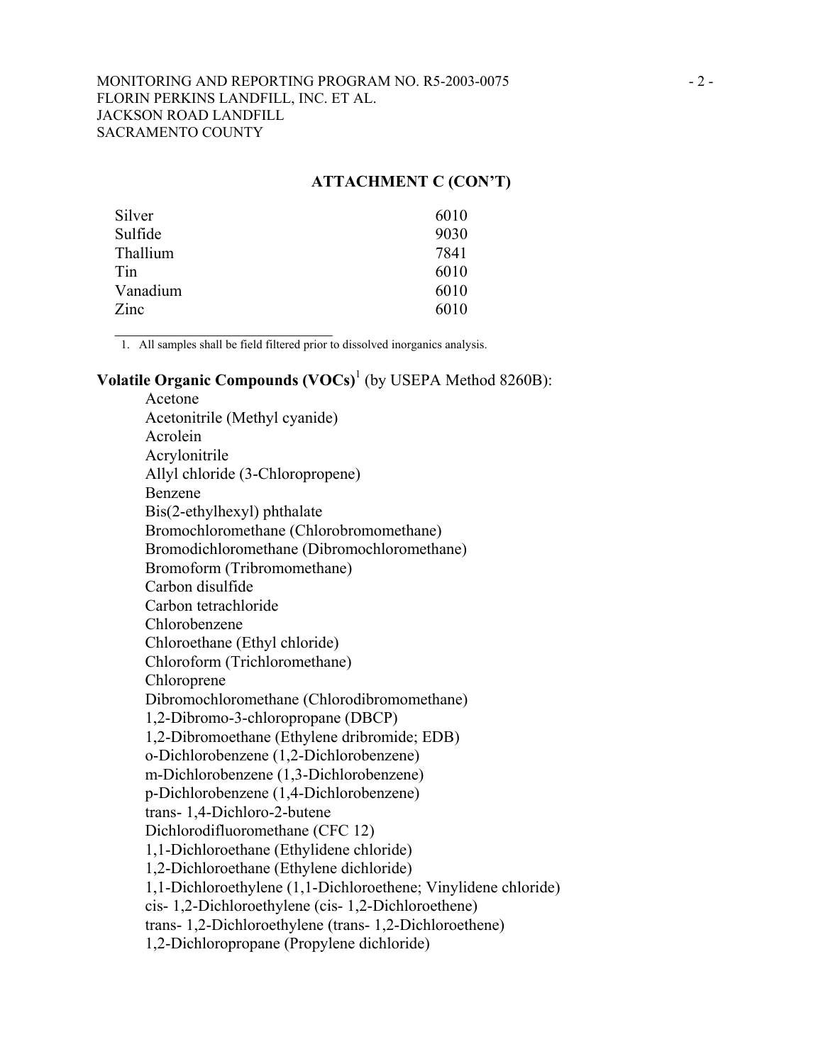## ATTACHMENT C (CON'T)

| | |
|---|---|
| Silver | 6010 |
| Sulfide | 9030 |
| Thallium | 7841 |
| Tin | 6010 |
| Vanadium | 6010 |
| Zinc | 6010 |

1. All samples shall be field filtered prior to dissolved inorganics analysis.

**Volatile Organic Compounds (VOCs)**[1] (by USEPA Method 8260B):

Acetone
Acetonitrile (Methyl cyanide)
Acrolein
Acrylonitrile
Allyl chloride (3-Chloropropene)
Benzene
Bis(2-ethylhexyl) phthalate
Bromochloromethane (Chlorobromomethane)
Bromodichloromethane (Dibromochloromethane)
Bromoform (Tribromomethane)
Carbon disulfide
Carbon tetrachloride
Chlorobenzene
Chloroethane (Ethyl chloride)
Chloroform (Trichloromethane)
Chloroprene
Dibromochloromethane (Chlorodibromomethane)
1,2-Dibromo-3-chloropropane (DBCP)
1,2-Dibromoethane (Ethylene dribromide; EDB)
o-Dichlorobenzene (1,2-Dichlorobenzene)
m-Dichlorobenzene (1,3-Dichlorobenzene)
p-Dichlorobenzene (1,4-Dichlorobenzene)
trans- 1,4-Dichloro-2-butene
Dichlorodifluoromethane (CFC 12)
1,1-Dichloroethane (Ethylidene chloride)
1,2-Dichloroethane (Ethylene dichloride)
1,1-Dichloroethylene (1,1-Dichloroethene; Vinylidene chloride)
cis- 1,2-Dichloroethylene (cis- 1,2-Dichloroethene)
trans- 1,2-Dichloroethylene (trans- 1,2-Dichloroethene)
1,2-Dichloropropane (Propylene dichloride)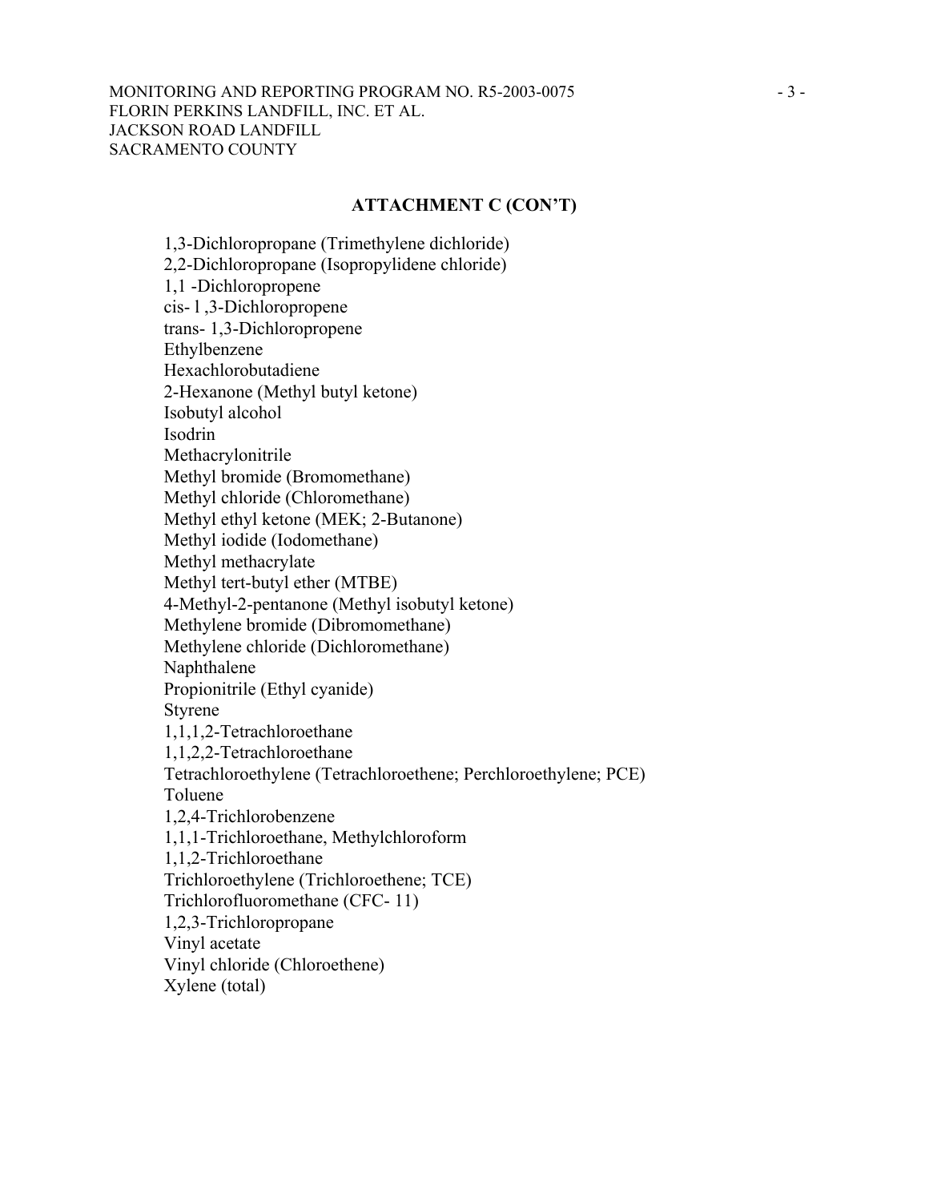## ATTACHMENT C (CON'T)

1,3-Dichloropropane (Trimethylene dichloride)
2,2-Dichloropropane (Isopropylidene chloride)
1,1 -Dichloropropene
cis- l ,3-Dichloropropene
trans- 1,3-Dichloropropene
Ethylbenzene
Hexachlorobutadiene
2-Hexanone (Methyl butyl ketone)
Isobutyl alcohol
Isodrin
Methacrylonitrile
Methyl bromide (Bromomethane)
Methyl chloride (Chloromethane)
Methyl ethyl ketone (MEK; 2-Butanone)
Methyl iodide (Iodomethane)
Methyl methacrylate
Methyl tert-butyl ether (MTBE)
4-Methyl-2-pentanone (Methyl isobutyl ketone)
Methylene bromide (Dibromomethane)
Methylene chloride (Dichloromethane)
Naphthalene
Propionitrile (Ethyl cyanide)
Styrene
1,1,1,2-Tetrachloroethane
1,1,2,2-Tetrachloroethane
Tetrachloroethylene (Tetrachloroethene; Perchloroethylene; PCE)
Toluene
1,2,4-Trichlorobenzene
1,1,1-Trichloroethane, Methylchloroform
1,1,2-Trichloroethane
Trichloroethylene (Trichloroethene; TCE)
Trichlorofluoromethane (CFC- 11)
1,2,3-Trichloropropane
Vinyl acetate
Vinyl chloride (Chloroethene)
Xylene (total)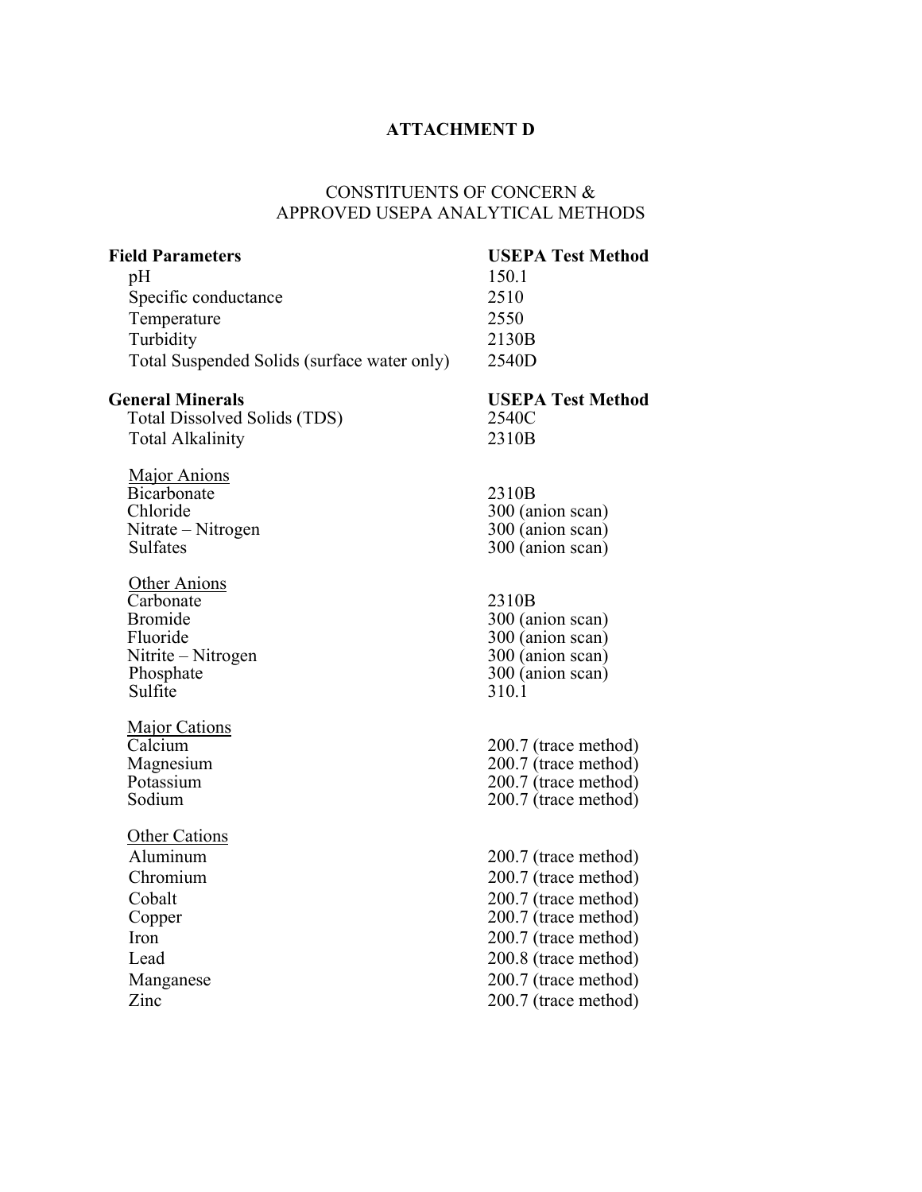# ATTACHMENT D

## CONSTITUENTS OF CONCERN & APPROVED USEPA ANALYTICAL METHODS

| **Field Parameters** | **USEPA Test Method** |
| --- | --- |
| pH | 150.1 |
| Specific conductance | 2510 |
| Temperature | 2550 |
| Turbidity | 2130B |
| Total Suspended Solids (surface water only) | 2540D |

| **General Minerals** | **USEPA Test Method** |
| --- | --- |
| Total Dissolved Solids (TDS) | 2540C |
| Total Alkalinity | 2310B |
| Major Anions | |
| Bicarbonate | 2310B |
| Chloride | 300 (anion scan) |
| Nitrate – Nitrogen | 300 (anion scan) |
| Sulfates | 300 (anion scan) |
| Other Anions | |
| Carbonate | 2310B |
| Bromide | 300 (anion scan) |
| Fluoride | 300 (anion scan) |
| Nitrite – Nitrogen | 300 (anion scan) |
| Phosphate | 300 (anion scan) |
| Sulfite | 310.1 |
| Major Cations | |
| Calcium | 200.7 (trace method) |
| Magnesium | 200.7 (trace method) |
| Potassium | 200.7 (trace method) |
| Sodium | 200.7 (trace method) |
| Other Cations | |
| Aluminum | 200.7 (trace method) |
| Chromium | 200.7 (trace method) |
| Cobalt | 200.7 (trace method) |
| Copper | 200.7 (trace method) |
| Iron | 200.7 (trace method) |
| Lead | 200.8 (trace method) |
| Manganese | 200.7 (trace method) |
| Zinc | 200.7 (trace method) |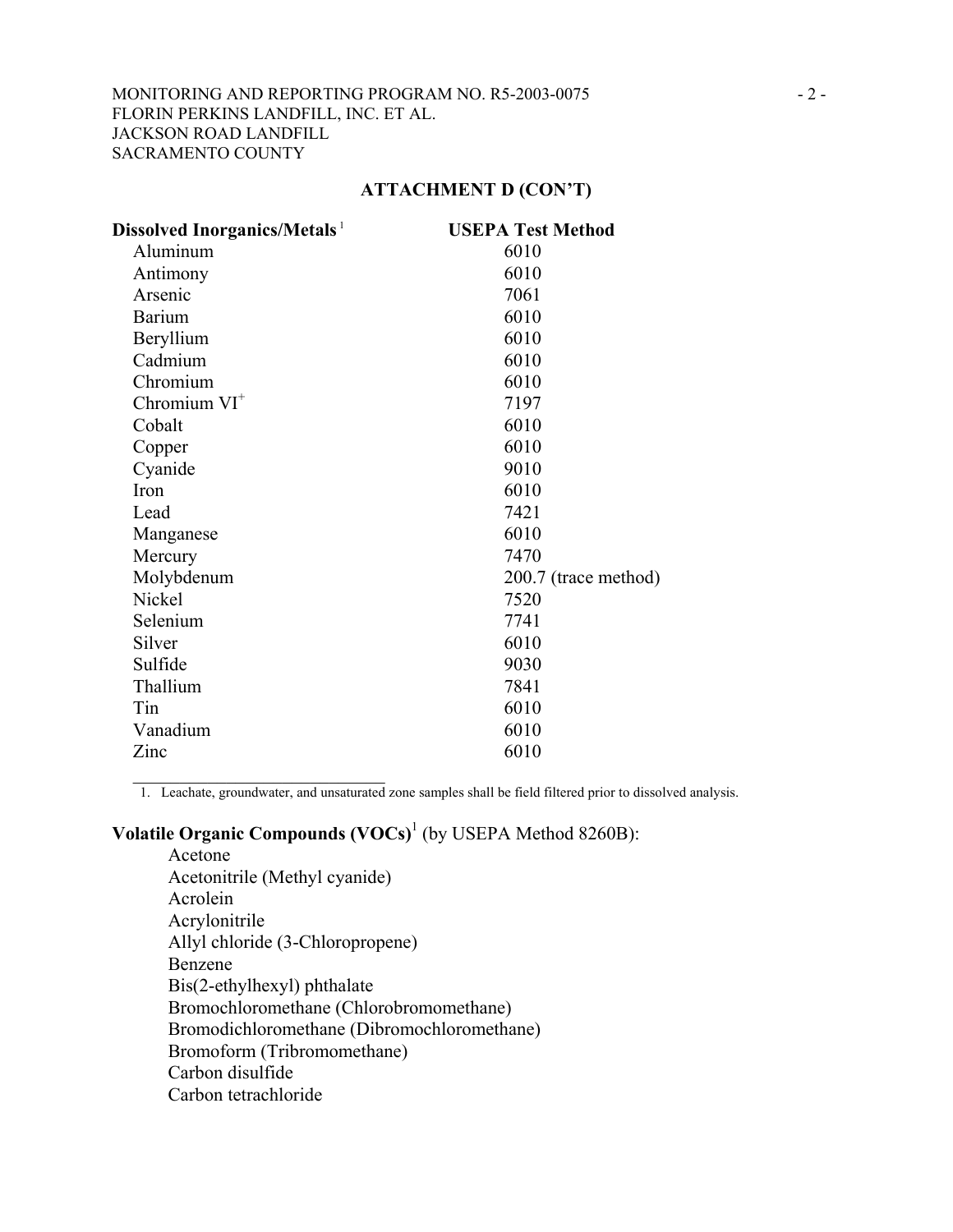MONITORING AND REPORTING PROGRAM NO. R5-2003-0075
FLORIN PERKINS LANDFILL, INC. ET AL.
JACKSON ROAD LANDFILL
SACRAMENTO COUNTY

## ATTACHMENT D (CON'T)

| **Dissolved Inorganics/Metals** [1] | **USEPA Test Method** |
|---|---|
| Aluminum | 6010 |
| Antimony | 6010 |
| Arsenic | 7061 |
| Barium | 6010 |
| Beryllium | 6010 |
| Cadmium | 6010 |
| Chromium | 6010 |
| Chromium $VI^{+}$ | 7197 |
| Cobalt | 6010 |
| Copper | 6010 |
| Cyanide | 9010 |
| Iron | 6010 |
| Lead | 7421 |
| Manganese | 6010 |
| Mercury | 7470 |
| Molybdenum | 200.7 (trace method) |
| Nickel | 7520 |
| Selenium | 7741 |
| Silver | 6010 |
| Sulfide | 9030 |
| Thallium | 7841 |
| Tin | 6010 |
| Vanadium | 6010 |
| Zinc | 6010 |

1. Leachate, groundwater, and unsaturated zone samples shall be field filtered prior to dissolved analysis.

**Volatile Organic Compounds (VOCs)**[1] (by USEPA Method 8260B):

Acetone
Acetonitrile (Methyl cyanide)
Acrolein
Acrylonitrile
Allyl chloride (3-Chloropropene)
Benzene
Bis(2-ethylhexyl) phthalate
Bromochloromethane (Chlorobromomethane)
Bromodichloromethane (Dibromochloromethane)
Bromoform (Tribromomethane)
Carbon disulfide
Carbon tetrachloride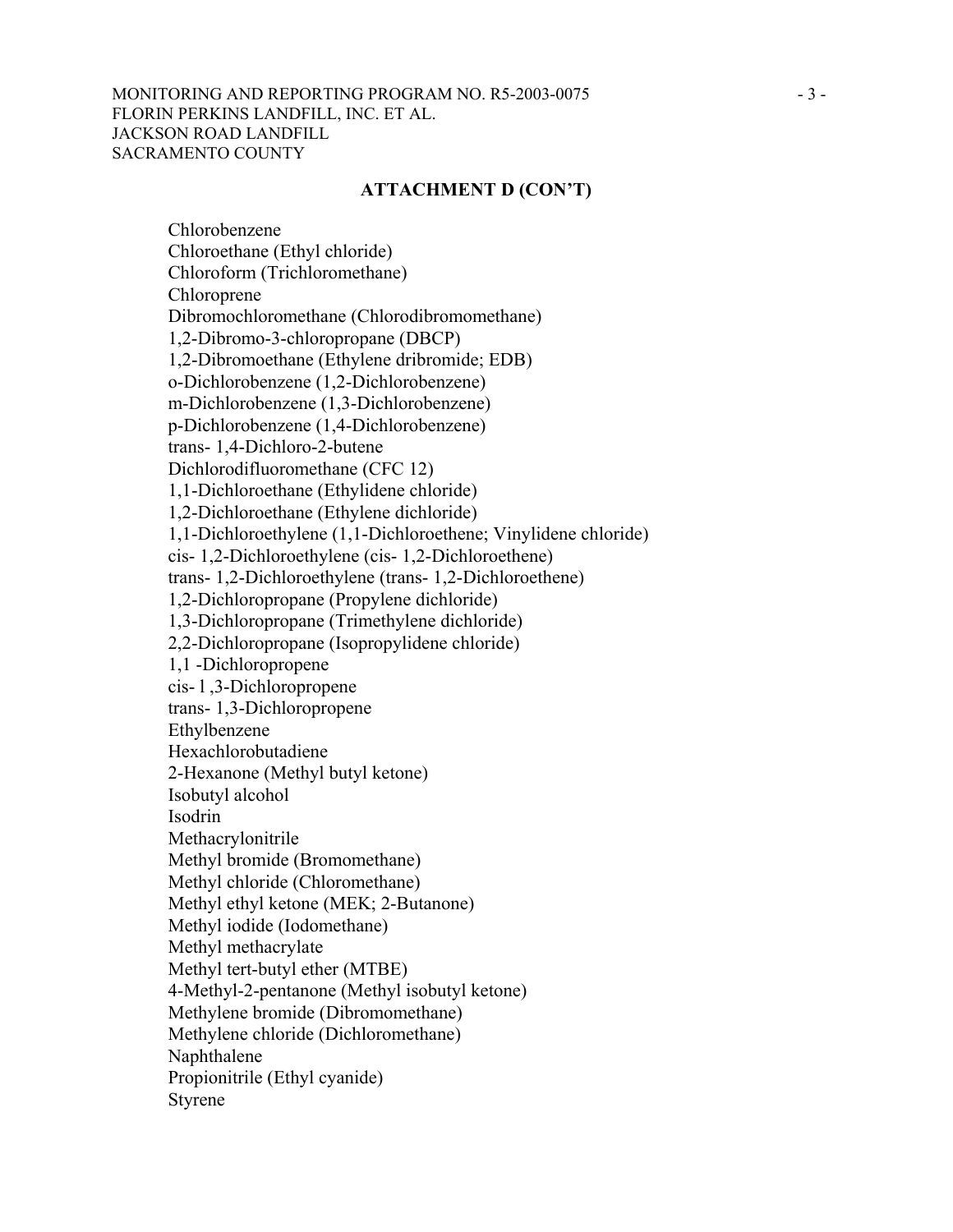**ATTACHMENT D (CON'T)**

Chlorobenzene
Chloroethane (Ethyl chloride)
Chloroform (Trichloromethane)
Chloroprene
Dibromochloromethane (Chlorodibromomethane)
1,2-Dibromo-3-chloropropane (DBCP)
1,2-Dibromoethane (Ethylene dribromide; EDB)
o-Dichlorobenzene (1,2-Dichlorobenzene)
m-Dichlorobenzene (1,3-Dichlorobenzene)
p-Dichlorobenzene (1,4-Dichlorobenzene)
trans- 1,4-Dichloro-2-butene
Dichlorodifluoromethane (CFC 12)
1,1-Dichloroethane (Ethylidene chloride)
1,2-Dichloroethane (Ethylene dichloride)
1,1-Dichloroethylene (1,1-Dichloroethene; Vinylidene chloride)
cis- 1,2-Dichloroethylene (cis- 1,2-Dichloroethene)
trans- 1,2-Dichloroethylene (trans- 1,2-Dichloroethene)
1,2-Dichloropropane (Propylene dichloride)
1,3-Dichloropropane (Trimethylene dichloride)
2,2-Dichloropropane (Isopropylidene chloride)
1,1 -Dichloropropene
cis- l ,3-Dichloropropene
trans- 1,3-Dichloropropene
Ethylbenzene
Hexachlorobutadiene
2-Hexanone (Methyl butyl ketone)
Isobutyl alcohol
Isodrin
Methacrylonitrile
Methyl bromide (Bromomethane)
Methyl chloride (Chloromethane)
Methyl ethyl ketone (MEK; 2-Butanone)
Methyl iodide (Iodomethane)
Methyl methacrylate
Methyl tert-butyl ether (MTBE)
4-Methyl-2-pentanone (Methyl isobutyl ketone)
Methylene bromide (Dibromomethane)
Methylene chloride (Dichloromethane)
Naphthalene
Propionitrile (Ethyl cyanide)
Styrene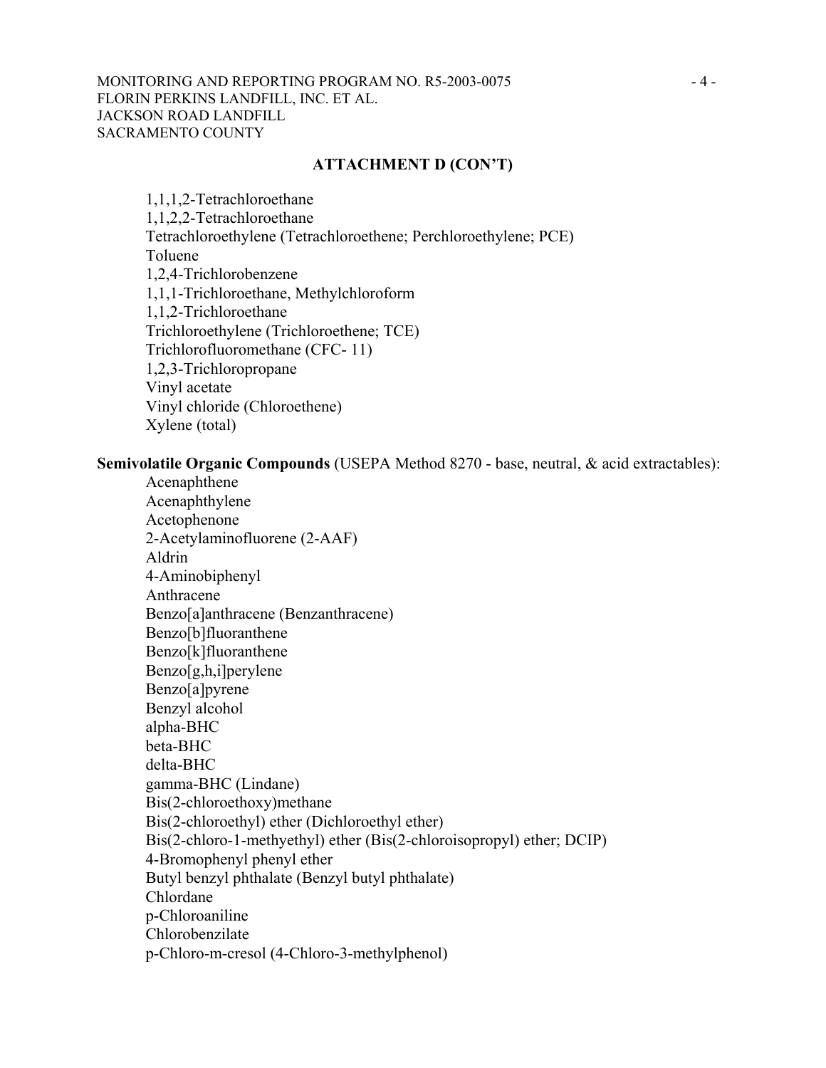## ATTACHMENT D (CON'T)

1,1,1,2-Tetrachloroethane
1,1,2,2-Tetrachloroethane
Tetrachloroethylene (Tetrachloroethene; Perchloroethylene; PCE)
Toluene
1,2,4-Trichlorobenzene
1,1,1-Trichloroethane, Methylchloroform
1,1,2-Trichloroethane
Trichloroethylene (Trichloroethene; TCE)
Trichlorofluoromethane (CFC- 11)
1,2,3-Trichloropropane
Vinyl acetate
Vinyl chloride (Chloroethene)
Xylene (total)

**Semivolatile Organic Compounds** (USEPA Method 8270 - base, neutral, & acid extractables):

Acenaphthene
Acenaphthylene
Acetophenone
2-Acetylaminofluorene (2-AAF)
Aldrin
4-Aminobiphenyl
Anthracene
Benzo[a]anthracene (Benzanthracene)
Benzo[b]fluoranthene
Benzo[k]fluoranthene
Benzo[g,h,i]perylene
Benzo[a]pyrene
Benzyl alcohol
alpha-BHC
beta-BHC
delta-BHC
gamma-BHC (Lindane)
Bis(2-chloroethoxy)methane
Bis(2-chloroethyl) ether (Dichloroethyl ether)
Bis(2-chloro-1-methyethyl) ether (Bis(2-chloroisopropyl) ether; DCIP)
4-Bromophenyl phenyl ether
Butyl benzyl phthalate (Benzyl butyl phthalate)
Chlordane
p-Chloroaniline
Chlorobenzilate
p-Chloro-m-cresol (4-Chloro-3-methylphenol)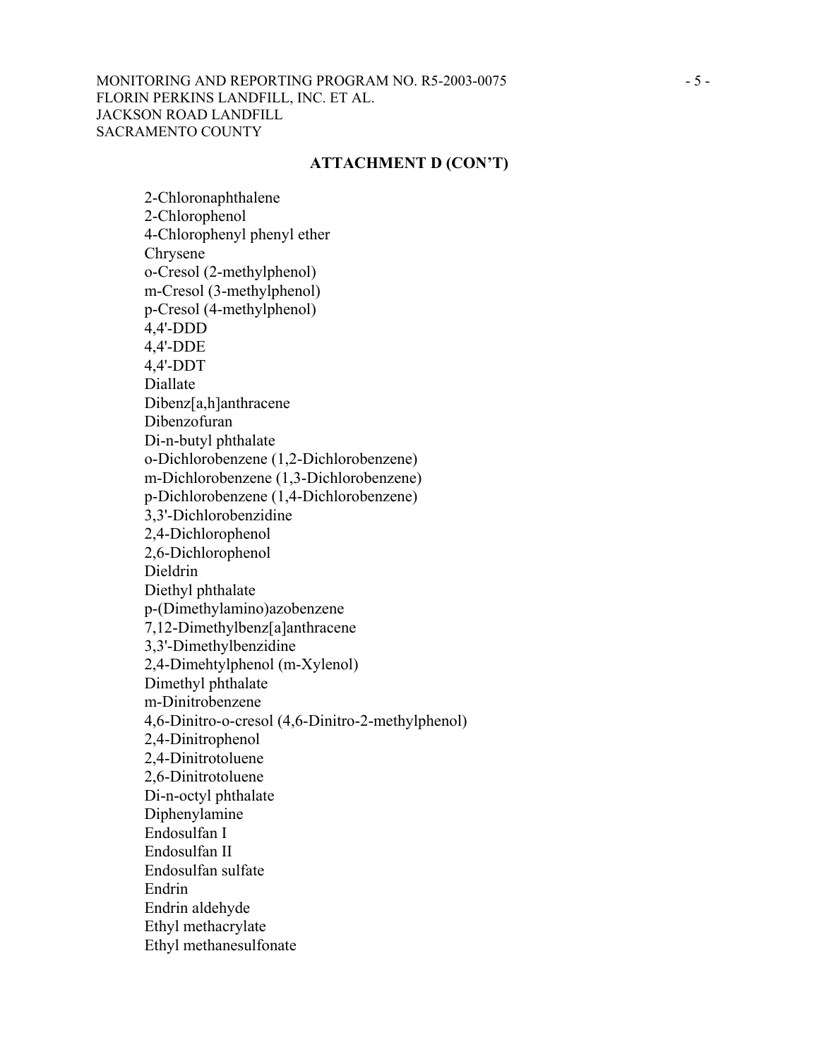**ATTACHMENT D (CON'T)**

2-Chloronaphthalene
2-Chlorophenol
4-Chlorophenyl phenyl ether
Chrysene
o-Cresol (2-methylphenol)
m-Cresol (3-methylphenol)
p-Cresol (4-methylphenol)
4,4'-DDD
4,4'-DDE
4,4'-DDT
Diallate
Dibenz[a,h]anthracene
Dibenzofuran
Di-n-butyl phthalate
o-Dichlorobenzene (1,2-Dichlorobenzene)
m-Dichlorobenzene (1,3-Dichlorobenzene)
p-Dichlorobenzene (1,4-Dichlorobenzene)
3,3'-Dichlorobenzidine
2,4-Dichlorophenol
2,6-Dichlorophenol
Dieldrin
Diethyl phthalate
p-(Dimethylamino)azobenzene
7,12-Dimethylbenz[a]anthracene
3,3'-Dimethylbenzidine
2,4-Dimehtylphenol (m-Xylenol)
Dimethyl phthalate
m-Dinitrobenzene
4,6-Dinitro-o-cresol (4,6-Dinitro-2-methylphenol)
2,4-Dinitrophenol
2,4-Dinitrotoluene
2,6-Dinitrotoluene
Di-n-octyl phthalate
Diphenylamine
Endosulfan I
Endosulfan II
Endosulfan sulfate
Endrin
Endrin aldehyde
Ethyl methacrylate
Ethyl methanesulfonate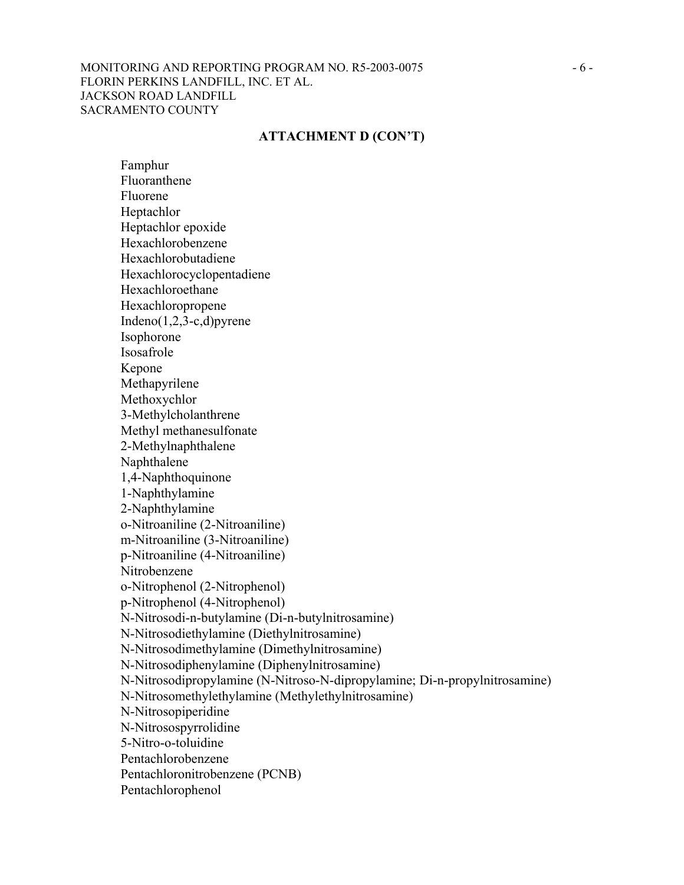**ATTACHMENT D (CON'T)**

Famphur
Fluoranthene
Fluorene
Heptachlor
Heptachlor epoxide
Hexachlorobenzene
Hexachlorobutadiene
Hexachlorocyclopentadiene
Hexachloroethane
Hexachloropropene
Indeno(1,2,3-c,d)pyrene
Isophorone
Isosafrole
Kepone
Methapyrilene
Methoxychlor
3-Methylcholanthrene
Methyl methanesulfonate
2-Methylnaphthalene
Naphthalene
1,4-Naphthoquinone
1-Naphthylamine
2-Naphthylamine
o-Nitroaniline (2-Nitroaniline)
m-Nitroaniline (3-Nitroaniline)
p-Nitroaniline (4-Nitroaniline)
Nitrobenzene
o-Nitrophenol (2-Nitrophenol)
p-Nitrophenol (4-Nitrophenol)
N-Nitrosodi-n-butylamine (Di-n-butylnitrosamine)
N-Nitrosodiethylamine (Diethylnitrosamine)
N-Nitrosodimethylamine (Dimethylnitrosamine)
N-Nitrosodiphenylamine (Diphenylnitrosamine)
N-Nitrosodipropylamine (N-Nitroso-N-dipropylamine; Di-n-propylnitrosamine)
N-Nitrosomethylethylamine (Methylethylnitrosamine)
N-Nitrosopiperidine
N-Nitrosospyrrolidine
5-Nitro-o-toluidine
Pentachlorobenzene
Pentachloronitrobenzene (PCNB)
Pentachlorophenol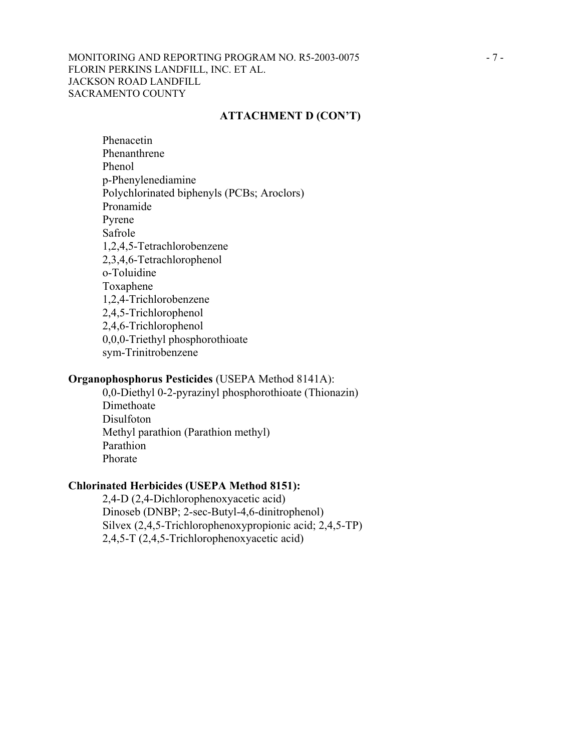## ATTACHMENT D (CON'T)

Phenacetin
Phenanthrene
Phenol
p-Phenylenediamine
Polychlorinated biphenyls (PCBs; Aroclors)
Pronamide
Pyrene
Safrole
1,2,4,5-Tetrachlorobenzene
2,3,4,6-Tetrachlorophenol
o-Toluidine
Toxaphene
1,2,4-Trichlorobenzene
2,4,5-Trichlorophenol
2,4,6-Trichlorophenol
0,0,0-Triethyl phosphorothioate
sym-Trinitrobenzene

**Organophosphorus Pesticides** (USEPA Method 8141A):

0,0-Diethyl 0-2-pyrazinyl phosphorothioate (Thionazin)
Dimethoate
Disulfoton
Methyl parathion (Parathion methyl)
Parathion
Phorate

**Chlorinated Herbicides (USEPA Method 8151):**

2,4-D (2,4-Dichlorophenoxyacetic acid)
Dinoseb (DNBP; 2-sec-Butyl-4,6-dinitrophenol)
Silvex (2,4,5-Trichlorophenoxypropionic acid; 2,4,5-TP)
2,4,5-T (2,4,5-Trichlorophenoxyacetic acid)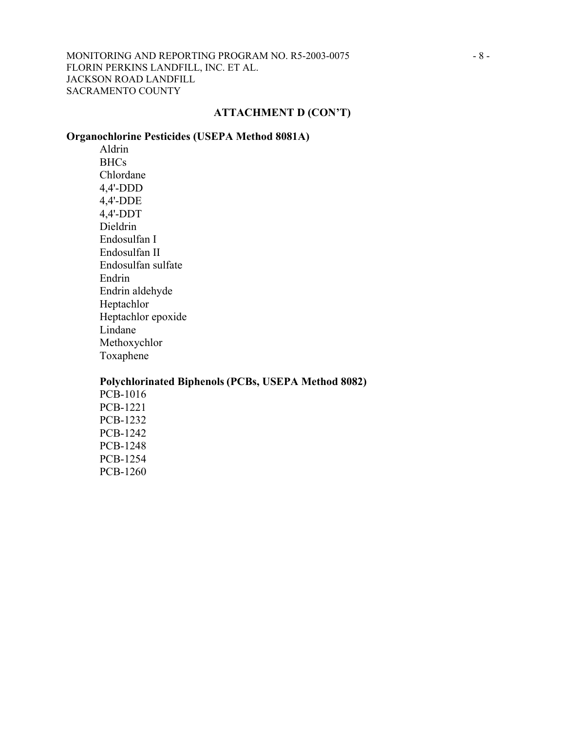## ATTACHMENT D (CON'T)

**Organochlorine Pesticides (USEPA Method 8081A)**

Aldrin
BHCs
Chlordane
4,4'-DDD
4,4'-DDE
4,4'-DDT
Dieldrin
Endosulfan I
Endosulfan II
Endosulfan sulfate
Endrin
Endrin aldehyde
Heptachlor
Heptachlor epoxide
Lindane
Methoxychlor
Toxaphene

**Polychlorinated Biphenols (PCBs, USEPA Method 8082)**

PCB-1016
PCB-1221
PCB-1232
PCB-1242
PCB-1248
PCB-1254
PCB-1260